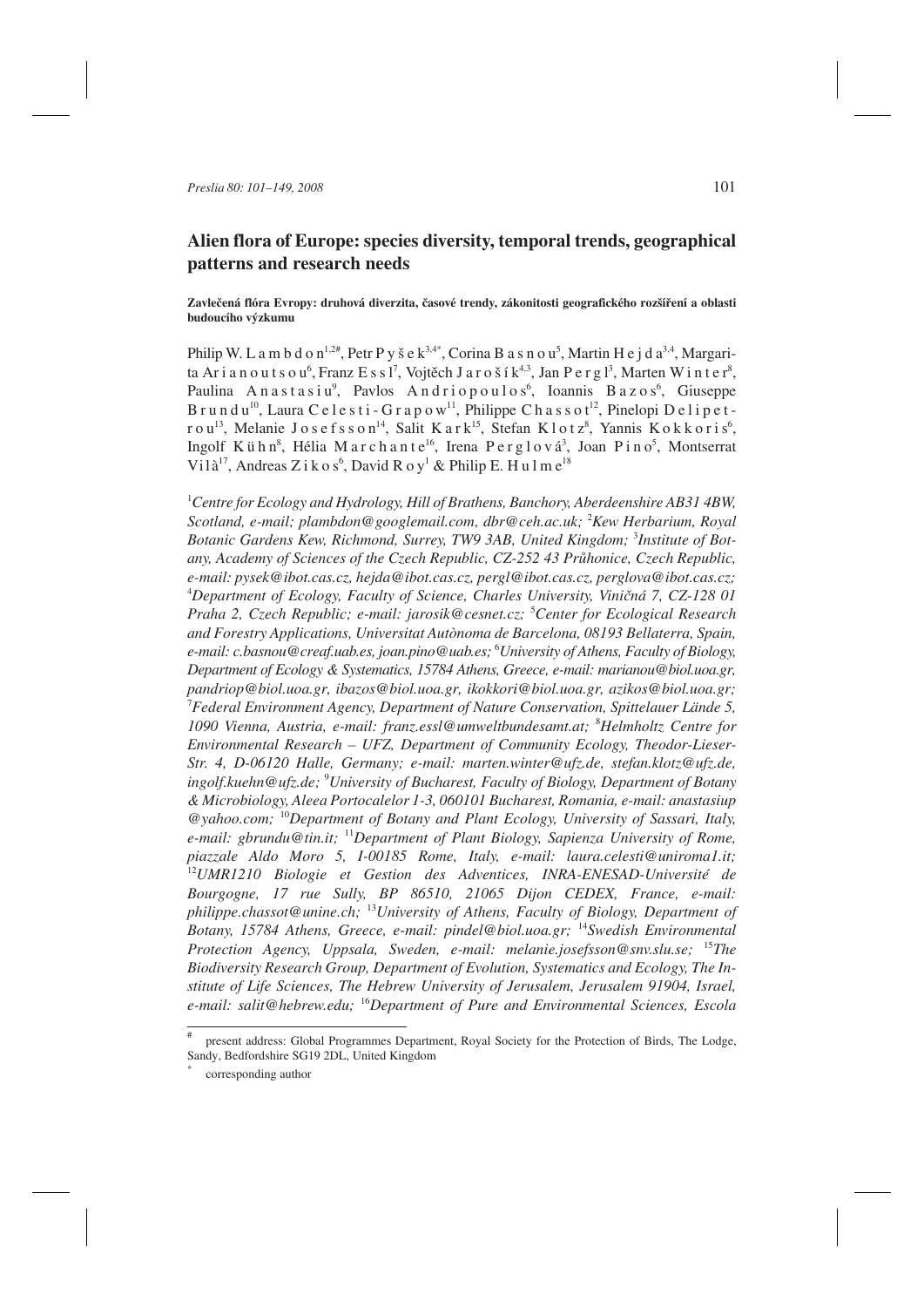# Alien flora of Europe: species diversity, temporal trends, geographical patterns and research needs

**Zavlečená flóra Evropy: druhová diverzita, časové trendy, zákonitosti geografického rozšíření a oblasti budoucího výzkumu**

Philip W. Lambdon[1,2#], Petr Pyšek[3,4*], Corina Basnou[5], Martin Hejda[3,4], Margarita Arianoutsou[6], Franz Essl[7], Vojtěch Jarošík[4,3], Jan Pergl[3], Marten Winter[8], Paulina Anastasiu[9], Pavlos Andriopoulos[6], Ioannis Bazos[6], Giuseppe Brundu[10], Laura Celesti-Grapow[11], Philippe Chassot[12], Pinelopi Delipetrou[13], Melanie Josefsson[14], Salit Kark[15], Stefan Klotz[8], Yannis Kokkoris[6], Ingolf Kühn[8], Hélia Marchante[16], Irena Perglová[3], Joan Pino[5], Montserrat Vilà[17], Andreas Zikos[6], David Roy[1] & Philip E. Hulme[18]

[1]*Centre for Ecology and Hydrology, Hill of Brathens, Banchory, Aberdeenshire AB31 4BW, Scotland, e-mail; plambdon@googlemail.com, dbr@ceh.ac.uk;* [2]*Kew Herbarium, Royal Botanic Gardens Kew, Richmond, Surrey, TW9 3AB, United Kingdom;* [3]*Institute of Botany, Academy of Sciences of the Czech Republic, CZ-252 43 Průhonice, Czech Republic, e-mail: pysek@ibot.cas.cz, hejda@ibot.cas.cz, pergl@ibot.cas.cz, perglova@ibot.cas.cz;* [4]*Department of Ecology, Faculty of Science, Charles University, Viničná 7, CZ-128 01 Praha 2, Czech Republic; e-mail: jarosik@cesnet.cz;* [5]*Center for Ecological Research and Forestry Applications, Universitat Autònoma de Barcelona, 08193 Bellaterra, Spain, e-mail: c.basnou@creaf.uab.es, joan.pino@uab.es;* [6]*University of Athens, Faculty of Biology, Department of Ecology & Systematics, 15784 Athens, Greece, e-mail: marianou@biol.uoa.gr, pandriop@biol.uoa.gr, ibazos@biol.uoa.gr, ikokkori@biol.uoa.gr, azikos@biol.uoa.gr;* [7]*Federal Environment Agency, Department of Nature Conservation, Spittelauer Lände 5, 1090 Vienna, Austria, e-mail: franz.essl@umweltbundesamt.at;* [8]*Helmholtz Centre for Environmental Research – UFZ, Department of Community Ecology, Theodor-Lieser-Str. 4, D-06120 Halle, Germany; e-mail: marten.winter@ufz.de, stefan.klotz@ufz.de, ingolf.kuehn@ufz.de;* [9]*University of Bucharest, Faculty of Biology, Department of Botany & Microbiology, Aleea Portocalelor 1-3, 060101 Bucharest, Romania, e-mail: anastasiup @yahoo.com;* [10]*Department of Botany and Plant Ecology, University of Sassari, Italy, e-mail: gbrundu@tin.it;* [11]*Department of Plant Biology, Sapienza University of Rome, piazzale Aldo Moro 5, I-00185 Rome, Italy, e-mail: laura.celesti@uniroma1.it;* [12]*UMR1210 Biologie et Gestion des Adventices, INRA-ENESAD-Université de Bourgogne, 17 rue Sully, BP 86510, 21065 Dijon CEDEX, France, e-mail: philippe.chassot@unine.ch;* [13]*University of Athens, Faculty of Biology, Department of Botany, 15784 Athens, Greece, e-mail: pindel@biol.uoa.gr;* [14]*Swedish Environmental Protection Agency, Uppsala, Sweden, e-mail: melanie.josefsson@snv.slu.se;* [15]*The Biodiversity Research Group, Department of Evolution, Systematics and Ecology, The Institute of Life Sciences, The Hebrew University of Jerusalem, Jerusalem 91904, Israel, e-mail: salit@hebrew.edu;* [16]*Department of Pure and Environmental Sciences, Escola*

---

[#] present address: Global Programmes Department, Royal Society for the Protection of Birds, The Lodge, Sandy, Bedfordshire SG19 2DL, United Kingdom

[*] corresponding author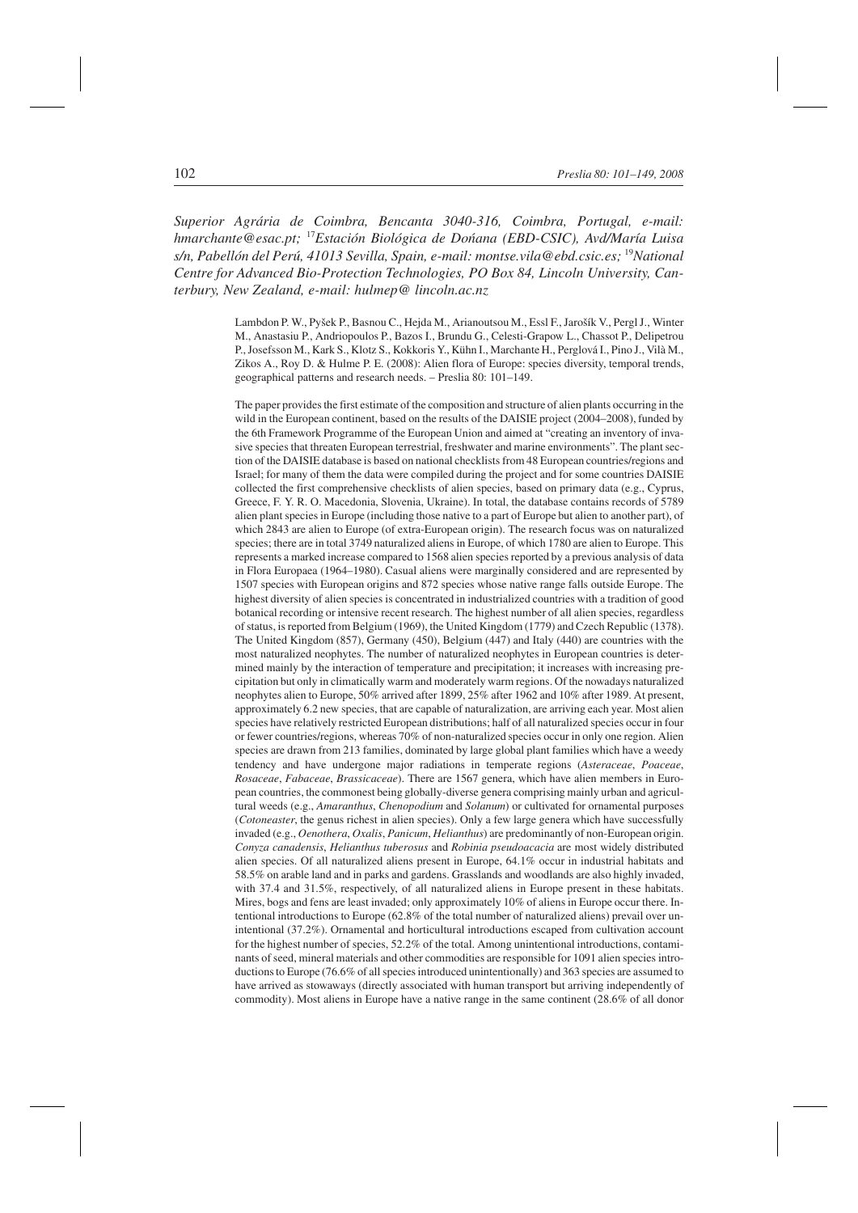*Superior Agrária de Coimbra, Bencanta 3040-316, Coimbra, Portugal, e-mail: hmarchante@esac.pt;* [17]*Estación Biológica de Doñana (EBD-CSIC), Avd/María Luisa s/n, Pabellón del Perú, 41013 Sevilla, Spain, e-mail: montse.vila@ebd.csic.es;* [19]*National Centre for Advanced Bio-Protection Technologies, PO Box 84, Lincoln University, Canterbury, New Zealand, e-mail: hulmep@ lincoln.ac.nz*

Lambdon P. W., Pyšek P., Basnou C., Hejda M., Arianoutsou M., Essl F., Jarošík V., Pergl J., Winter M., Anastasiu P., Andriopoulos P., Bazos I., Brundu G., Celesti-Grapow L., Chassot P., Delipetrou P., Josefsson M., Kark S., Klotz S., Kokkoris Y., Kühn I., Marchante H., Perglová I., Pino J., Vilà M., Zikos A., Roy D. & Hulme P. E. (2008): Alien flora of Europe: species diversity, temporal trends, geographical patterns and research needs. – Preslia 80: 101–149.

The paper provides the first estimate of the composition and structure of alien plants occurring in the wild in the European continent, based on the results of the DAISIE project (2004–2008), funded by the 6th Framework Programme of the European Union and aimed at "creating an inventory of invasive species that threaten European terrestrial, freshwater and marine environments". The plant section of the DAISIE database is based on national checklists from 48 European countries/regions and Israel; for many of them the data were compiled during the project and for some countries DAISIE collected the first comprehensive checklists of alien species, based on primary data (e.g., Cyprus, Greece, F. Y. R. O. Macedonia, Slovenia, Ukraine). In total, the database contains records of 5789 alien plant species in Europe (including those native to a part of Europe but alien to another part), of which 2843 are alien to Europe (of extra-European origin). The research focus was on naturalized species; there are in total 3749 naturalized aliens in Europe, of which 1780 are alien to Europe. This represents a marked increase compared to 1568 alien species reported by a previous analysis of data in Flora Europaea (1964–1980). Casual aliens were marginally considered and are represented by 1507 species with European origins and 872 species whose native range falls outside Europe. The highest diversity of alien species is concentrated in industrialized countries with a tradition of good botanical recording or intensive recent research. The highest number of all alien species, regardless of status, is reported from Belgium (1969), the United Kingdom (1779) and Czech Republic (1378). The United Kingdom (857), Germany (450), Belgium (447) and Italy (440) are countries with the most naturalized neophytes. The number of naturalized neophytes in European countries is determined mainly by the interaction of temperature and precipitation; it increases with increasing precipitation but only in climatically warm and moderately warm regions. Of the nowadays naturalized neophytes alien to Europe, 50% arrived after 1899, 25% after 1962 and 10% after 1989. At present, approximately 6.2 new species, that are capable of naturalization, are arriving each year. Most alien species have relatively restricted European distributions; half of all naturalized species occur in four or fewer countries/regions, whereas 70% of non-naturalized species occur in only one region. Alien species are drawn from 213 families, dominated by large global plant families which have a weedy tendency and have undergone major radiations in temperate regions (*Asteraceae*, *Poaceae*, *Rosaceae*, *Fabaceae*, *Brassicaceae*). There are 1567 genera, which have alien members in European countries, the commonest being globally-diverse genera comprising mainly urban and agricultural weeds (e.g., *Amaranthus*, *Chenopodium* and *Solanum*) or cultivated for ornamental purposes (*Cotoneaster*, the genus richest in alien species). Only a few large genera which have successfully invaded (e.g., *Oenothera*, *Oxalis*, *Panicum*, *Helianthus*) are predominantly of non-European origin. *Conyza canadensis*, *Helianthus tuberosus* and *Robinia pseudoacacia* are most widely distributed alien species. Of all naturalized aliens present in Europe, 64.1% occur in industrial habitats and 58.5% on arable land and in parks and gardens. Grasslands and woodlands are also highly invaded, with 37.4 and 31.5%, respectively, of all naturalized aliens in Europe present in these habitats. Mires, bogs and fens are least invaded; only approximately 10% of aliens in Europe occur there. Intentional introductions to Europe (62.8% of the total number of naturalized aliens) prevail over unintentional (37.2%). Ornamental and horticultural introductions escaped from cultivation account for the highest number of species, 52.2% of the total. Among unintentional introductions, contaminants of seed, mineral materials and other commodities are responsible for 1091 alien species introductions to Europe (76.6% of all species introduced unintentionally) and 363 species are assumed to have arrived as stowaways (directly associated with human transport but arriving independently of commodity). Most aliens in Europe have a native range in the same continent (28.6% of all donor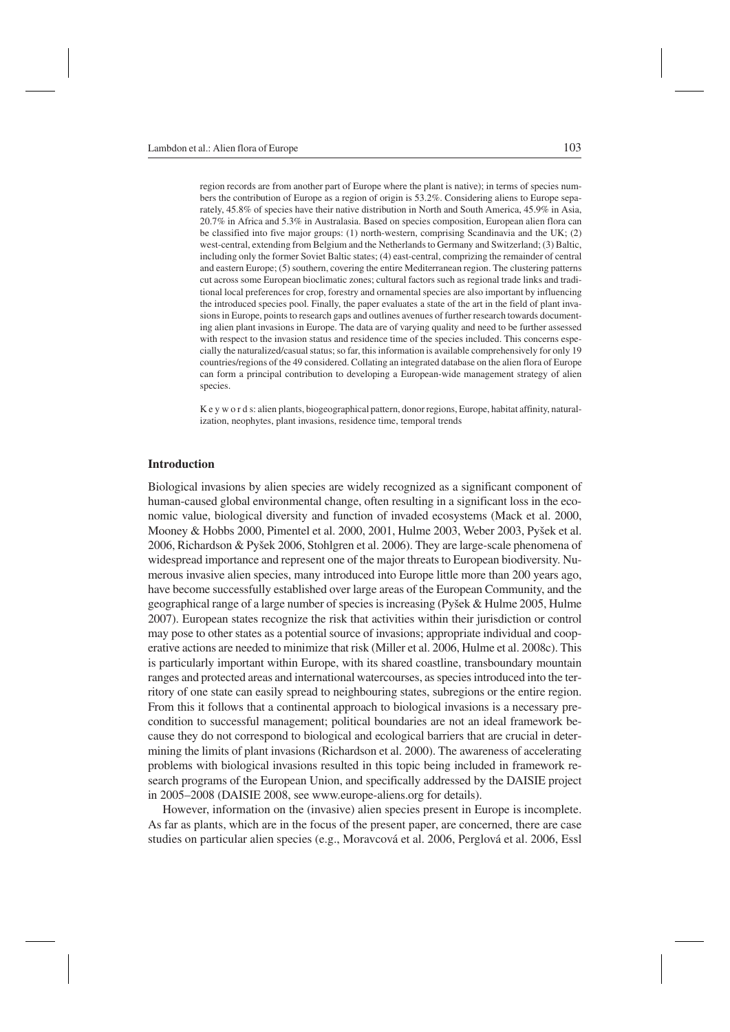region records are from another part of Europe where the plant is native); in terms of species numbers the contribution of Europe as a region of origin is 53.2%. Considering aliens to Europe separately, 45.8% of species have their native distribution in North and South America, 45.9% in Asia, 20.7% in Africa and 5.3% in Australasia. Based on species composition, European alien flora can be classified into five major groups: (1) north-western, comprising Scandinavia and the UK; (2) west-central, extending from Belgium and the Netherlands to Germany and Switzerland; (3) Baltic, including only the former Soviet Baltic states; (4) east-central, comprizing the remainder of central and eastern Europe; (5) southern, covering the entire Mediterranean region. The clustering patterns cut across some European bioclimatic zones; cultural factors such as regional trade links and traditional local preferences for crop, forestry and ornamental species are also important by influencing the introduced species pool. Finally, the paper evaluates a state of the art in the field of plant invasions in Europe, points to research gaps and outlines avenues of further research towards documenting alien plant invasions in Europe. The data are of varying quality and need to be further assessed with respect to the invasion status and residence time of the species included. This concerns especially the naturalized/casual status; so far, this information is available comprehensively for only 19 countries/regions of the 49 considered. Collating an integrated database on the alien flora of Europe can form a principal contribution to developing a European-wide management strategy of alien species.

K e y w o r d s: alien plants, biogeographical pattern, donor regions, Europe, habitat affinity, naturalization, neophytes, plant invasions, residence time, temporal trends

## Introduction

Biological invasions by alien species are widely recognized as a significant component of human-caused global environmental change, often resulting in a significant loss in the economic value, biological diversity and function of invaded ecosystems (Mack et al. 2000, Mooney & Hobbs 2000, Pimentel et al. 2000, 2001, Hulme 2003, Weber 2003, Pyšek et al. 2006, Richardson & Pyšek 2006, Stohlgren et al. 2006). They are large-scale phenomena of widespread importance and represent one of the major threats to European biodiversity. Numerous invasive alien species, many introduced into Europe little more than 200 years ago, have become successfully established over large areas of the European Community, and the geographical range of a large number of species is increasing (Pyšek & Hulme 2005, Hulme 2007). European states recognize the risk that activities within their jurisdiction or control may pose to other states as a potential source of invasions; appropriate individual and cooperative actions are needed to minimize that risk (Miller et al. 2006, Hulme et al. 2008c). This is particularly important within Europe, with its shared coastline, transboundary mountain ranges and protected areas and international watercourses, as species introduced into the territory of one state can easily spread to neighbouring states, subregions or the entire region. From this it follows that a continental approach to biological invasions is a necessary precondition to successful management; political boundaries are not an ideal framework because they do not correspond to biological and ecological barriers that are crucial in determining the limits of plant invasions (Richardson et al. 2000). The awareness of accelerating problems with biological invasions resulted in this topic being included in framework research programs of the European Union, and specifically addressed by the DAISIE project in 2005–2008 (DAISIE 2008, see www.europe-aliens.org for details).

However, information on the (invasive) alien species present in Europe is incomplete. As far as plants, which are in the focus of the present paper, are concerned, there are case studies on particular alien species (e.g., Moravcová et al. 2006, Perglová et al. 2006, Essl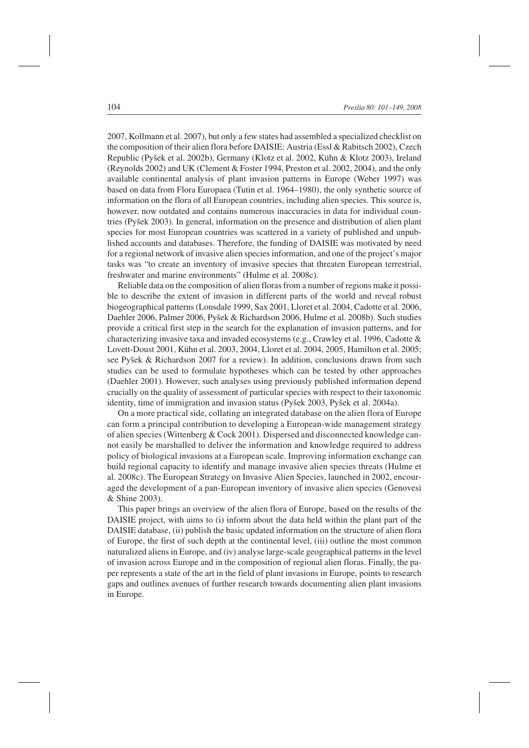2007, Kollmann et al. 2007), but only a few states had assembled a specialized checklist on the composition of their alien flora before DAISIE: Austria (Essl & Rabitsch 2002), Czech Republic (Pyšek et al. 2002b), Germany (Klotz et al. 2002, Kühn & Klotz 2003), Ireland (Reynolds 2002) and UK (Clement & Foster 1994, Preston et al. 2002, 2004), and the only available continental analysis of plant invasion patterns in Europe (Weber 1997) was based on data from Flora Europaea (Tutin et al. 1964–1980), the only synthetic source of information on the flora of all European countries, including alien species. This source is, however, now outdated and contains numerous inaccuracies in data for individual countries (Pyšek 2003). In general, information on the presence and distribution of alien plant species for most European countries was scattered in a variety of published and unpublished accounts and databases. Therefore, the funding of DAISIE was motivated by need for a regional network of invasive alien species information, and one of the project's major tasks was "to create an inventory of invasive species that threaten European terrestrial, freshwater and marine environments" (Hulme et al. 2008c).

Reliable data on the composition of alien floras from a number of regions make it possible to describe the extent of invasion in different parts of the world and reveal robust biogeographical patterns (Lonsdale 1999, Sax 2001, Lloret et al. 2004, Cadotte et al. 2006, Daehler 2006, Palmer 2006, Pyšek & Richardson 2006, Hulme et al. 2008b). Such studies provide a critical first step in the search for the explanation of invasion patterns, and for characterizing invasive taxa and invaded ecosystems (e.g., Crawley et al. 1996, Cadotte & Lovett-Doust 2001, Kühn et al. 2003, 2004, Lloret et al. 2004, 2005, Hamilton et al. 2005; see Pyšek & Richardson 2007 for a review). In addition, conclusions drawn from such studies can be used to formulate hypotheses which can be tested by other approaches (Daehler 2001). However, such analyses using previously published information depend crucially on the quality of assessment of particular species with respect to their taxonomic identity, time of immigration and invasion status (Pyšek 2003, Pyšek et al. 2004a).

On a more practical side, collating an integrated database on the alien flora of Europe can form a principal contribution to developing a European-wide management strategy of alien species (Wittenberg & Cock 2001). Dispersed and disconnected knowledge cannot easily be marshalled to deliver the information and knowledge required to address policy of biological invasions at a European scale. Improving information exchange can build regional capacity to identify and manage invasive alien species threats (Hulme et al. 2008c). The European Strategy on Invasive Alien Species, launched in 2002, encouraged the development of a pan-European inventory of invasive alien species (Genovesi & Shine 2003).

This paper brings an overview of the alien flora of Europe, based on the results of the DAISIE project, with aims to (i) inform about the data held within the plant part of the DAISIE database, (ii) publish the basic updated information on the structure of alien flora of Europe, the first of such depth at the continental level, (iii) outline the most common naturalized aliens in Europe, and (iv) analyse large-scale geographical patterns in the level of invasion across Europe and in the composition of regional alien floras. Finally, the paper represents a state of the art in the field of plant invasions in Europe, points to research gaps and outlines avenues of further research towards documenting alien plant invasions in Europe.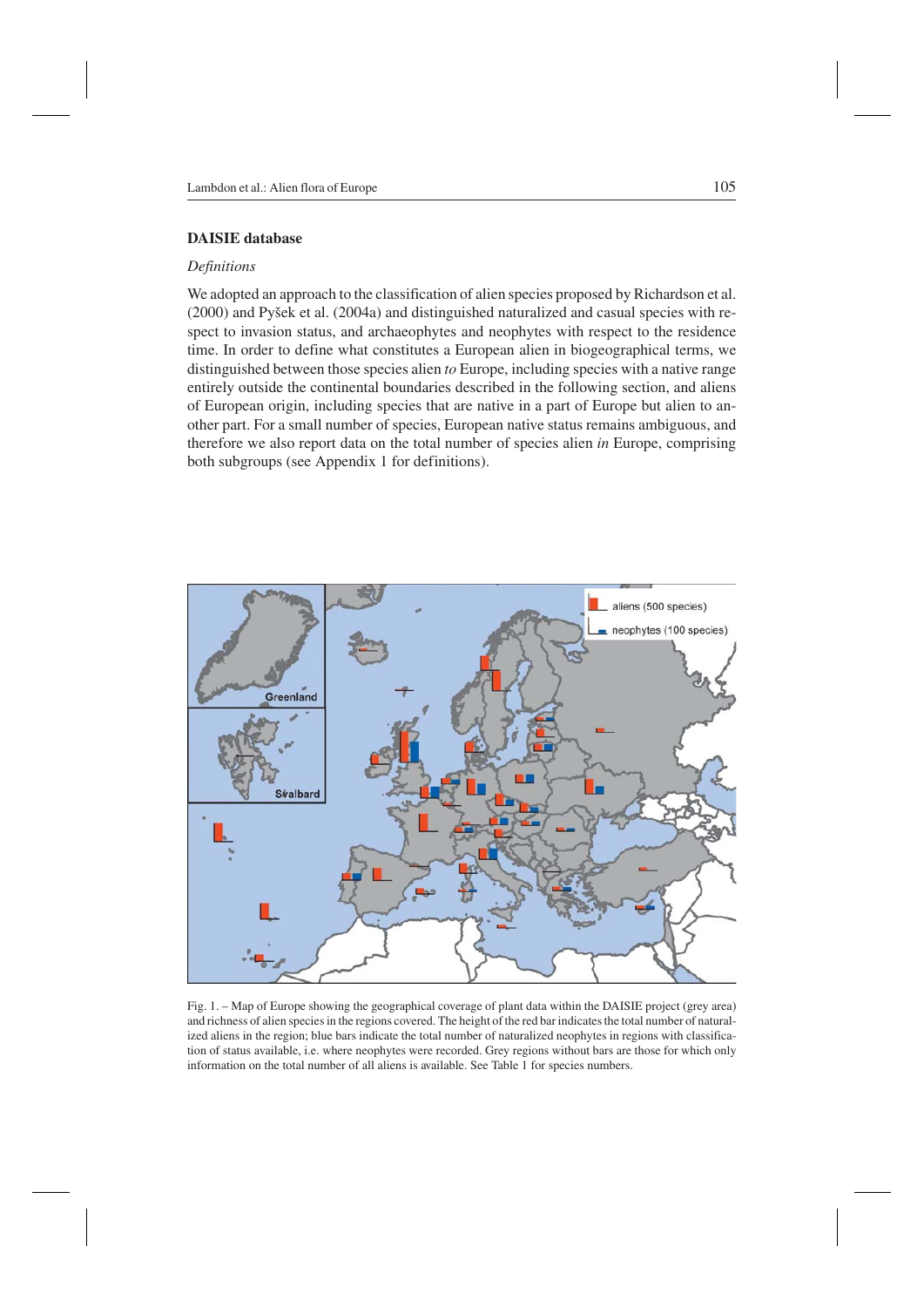## DAISIE database

### *Definitions*

We adopted an approach to the classification of alien species proposed by Richardson et al. (2000) and Pyšek et al. (2004a) and distinguished naturalized and casual species with respect to invasion status, and archaeophytes and neophytes with respect to the residence time. In order to define what constitutes a European alien in biogeographical terms, we distinguished between those species alien *to* Europe, including species with a native range entirely outside the continental boundaries described in the following section, and aliens of European origin, including species that are native in a part of Europe but alien to another part. For a small number of species, European native status remains ambiguous, and therefore we also report data on the total number of species alien *in* Europe, comprising both subgroups (see Appendix 1 for definitions).

Fig. 1. – Map of Europe showing the geographical coverage of plant data within the DAISIE project (grey area) and richness of alien species in the regions covered. The height of the red bar indicates the total number of naturalized aliens in the region; blue bars indicate the total number of naturalized neophytes in regions with classification of status available, i.e. where neophytes were recorded. Grey regions without bars are those for which only information on the total number of all aliens is available. See Table 1 for species numbers.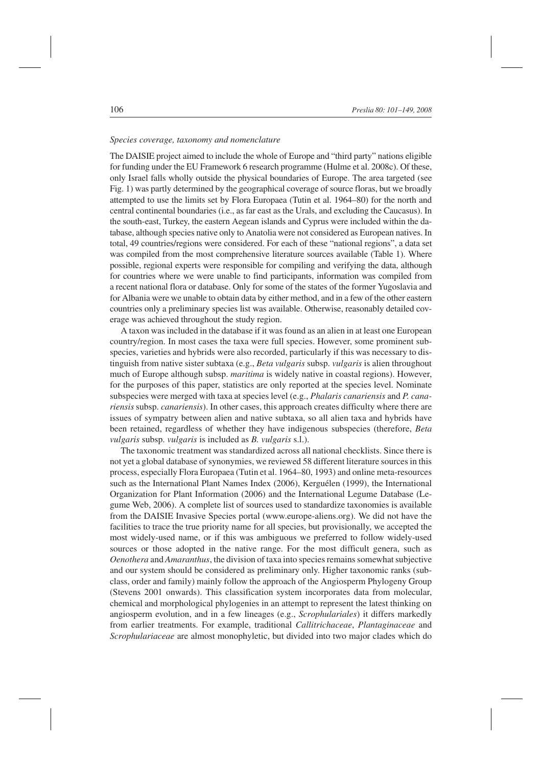### *Species coverage, taxonomy and nomenclature*

The DAISIE project aimed to include the whole of Europe and "third party" nations eligible for funding under the EU Framework 6 research programme (Hulme et al. 2008c). Of these, only Israel falls wholly outside the physical boundaries of Europe. The area targeted (see Fig. 1) was partly determined by the geographical coverage of source floras, but we broadly attempted to use the limits set by Flora Europaea (Tutin et al. 1964–80) for the north and central continental boundaries (i.e., as far east as the Urals, and excluding the Caucasus). In the south-east, Turkey, the eastern Aegean islands and Cyprus were included within the database, although species native only to Anatolia were not considered as European natives. In total, 49 countries/regions were considered. For each of these "national regions", a data set was compiled from the most comprehensive literature sources available (Table 1). Where possible, regional experts were responsible for compiling and verifying the data, although for countries where we were unable to find participants, information was compiled from a recent national flora or database. Only for some of the states of the former Yugoslavia and for Albania were we unable to obtain data by either method, and in a few of the other eastern countries only a preliminary species list was available. Otherwise, reasonably detailed coverage was achieved throughout the study region.

A taxon was included in the database if it was found as an alien in at least one European country/region. In most cases the taxa were full species. However, some prominent subspecies, varieties and hybrids were also recorded, particularly if this was necessary to distinguish from native sister subtaxa (e.g., *Beta vulgaris* subsp. *vulgaris* is alien throughout much of Europe although subsp. *maritima* is widely native in coastal regions). However, for the purposes of this paper, statistics are only reported at the species level. Nominate subspecies were merged with taxa at species level (e.g., *Phalaris canariensis* and *P. canariensis* subsp. *canariensis*). In other cases, this approach creates difficulty where there are issues of sympatry between alien and native subtaxa, so all alien taxa and hybrids have been retained, regardless of whether they have indigenous subspecies (therefore, *Beta vulgaris* subsp. *vulgaris* is included as *B. vulgaris* s.l.).

The taxonomic treatment was standardized across all national checklists. Since there is not yet a global database of synonymies, we reviewed 58 different literature sources in this process, especially Flora Europaea (Tutin et al. 1964–80, 1993) and online meta-resources such as the International Plant Names Index (2006), Kerguélen (1999), the International Organization for Plant Information (2006) and the International Legume Database (Legume Web, 2006). A complete list of sources used to standardize taxonomies is available from the DAISIE Invasive Species portal (www.europe-aliens.org). We did not have the facilities to trace the true priority name for all species, but provisionally, we accepted the most widely-used name, or if this was ambiguous we preferred to follow widely-used sources or those adopted in the native range. For the most difficult genera, such as *Oenothera* and *Amaranthus*, the division of taxa into species remains somewhat subjective and our system should be considered as preliminary only. Higher taxonomic ranks (subclass, order and family) mainly follow the approach of the Angiosperm Phylogeny Group (Stevens 2001 onwards). This classification system incorporates data from molecular, chemical and morphological phylogenies in an attempt to represent the latest thinking on angiosperm evolution, and in a few lineages (e.g., *Scrophulariales*) it differs markedly from earlier treatments. For example, traditional *Callitrichaceae*, *Plantaginaceae* and *Scrophulariaceae* are almost monophyletic, but divided into two major clades which do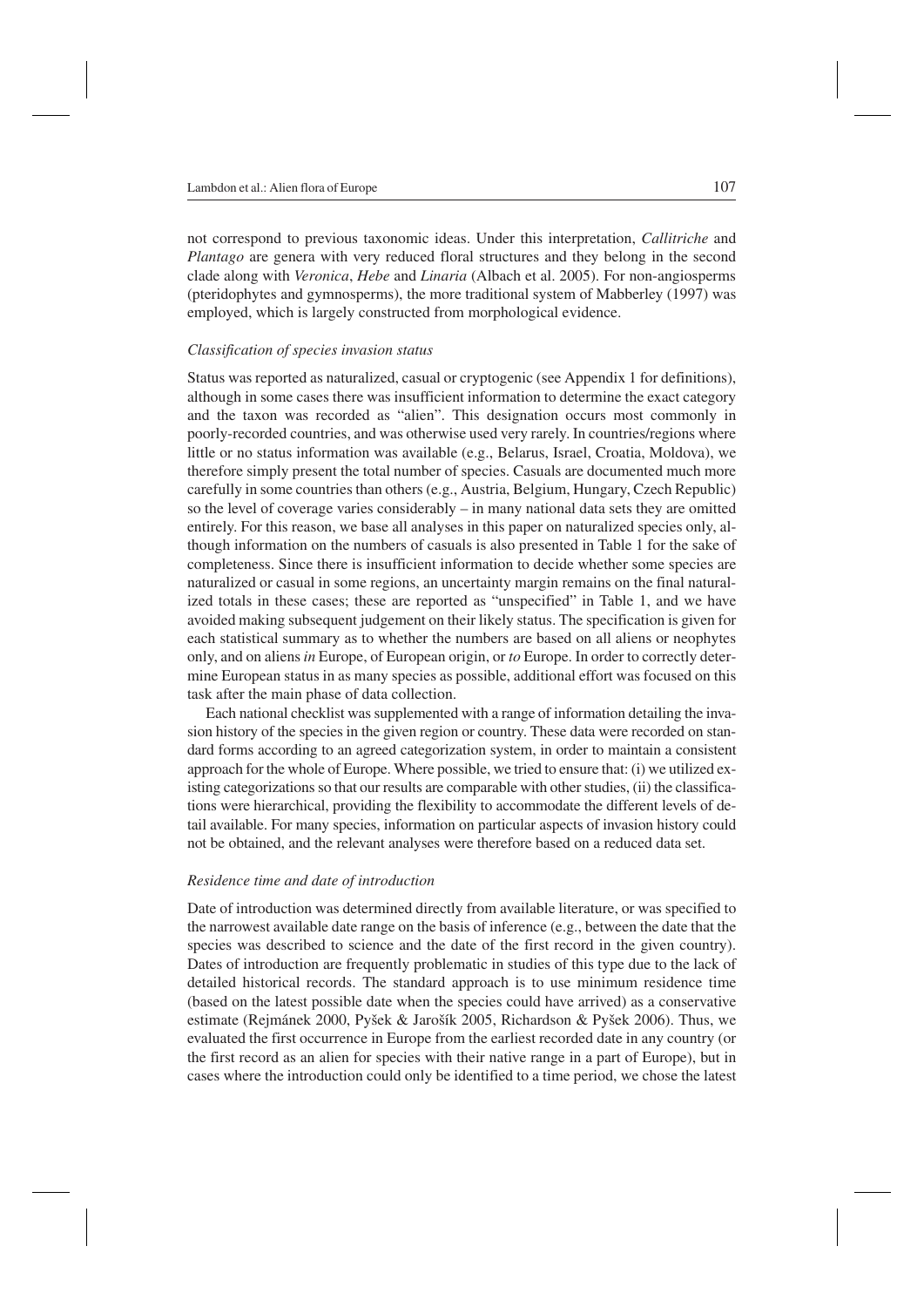not correspond to previous taxonomic ideas. Under this interpretation, *Callitriche* and *Plantago* are genera with very reduced floral structures and they belong in the second clade along with *Veronica*, *Hebe* and *Linaria* (Albach et al. 2005). For non-angiosperms (pteridophytes and gymnosperms), the more traditional system of Mabberley (1997) was employed, which is largely constructed from morphological evidence.

### *Classification of species invasion status*

Status was reported as naturalized, casual or cryptogenic (see Appendix 1 for definitions), although in some cases there was insufficient information to determine the exact category and the taxon was recorded as "alien". This designation occurs most commonly in poorly-recorded countries, and was otherwise used very rarely. In countries/regions where little or no status information was available (e.g., Belarus, Israel, Croatia, Moldova), we therefore simply present the total number of species. Casuals are documented much more carefully in some countries than others (e.g., Austria, Belgium, Hungary, Czech Republic) so the level of coverage varies considerably – in many national data sets they are omitted entirely. For this reason, we base all analyses in this paper on naturalized species only, although information on the numbers of casuals is also presented in Table 1 for the sake of completeness. Since there is insufficient information to decide whether some species are naturalized or casual in some regions, an uncertainty margin remains on the final naturalized totals in these cases; these are reported as "unspecified" in Table 1, and we have avoided making subsequent judgement on their likely status. The specification is given for each statistical summary as to whether the numbers are based on all aliens or neophytes only, and on aliens *in* Europe, of European origin, or *to* Europe. In order to correctly determine European status in as many species as possible, additional effort was focused on this task after the main phase of data collection.

Each national checklist was supplemented with a range of information detailing the invasion history of the species in the given region or country. These data were recorded on standard forms according to an agreed categorization system, in order to maintain a consistent approach for the whole of Europe. Where possible, we tried to ensure that: (i) we utilized existing categorizations so that our results are comparable with other studies, (ii) the classifications were hierarchical, providing the flexibility to accommodate the different levels of detail available. For many species, information on particular aspects of invasion history could not be obtained, and the relevant analyses were therefore based on a reduced data set.

### *Residence time and date of introduction*

Date of introduction was determined directly from available literature, or was specified to the narrowest available date range on the basis of inference (e.g., between the date that the species was described to science and the date of the first record in the given country). Dates of introduction are frequently problematic in studies of this type due to the lack of detailed historical records. The standard approach is to use minimum residence time (based on the latest possible date when the species could have arrived) as a conservative estimate (Rejmánek 2000, Pyšek & Jarošík 2005, Richardson & Pyšek 2006). Thus, we evaluated the first occurrence in Europe from the earliest recorded date in any country (or the first record as an alien for species with their native range in a part of Europe), but in cases where the introduction could only be identified to a time period, we chose the latest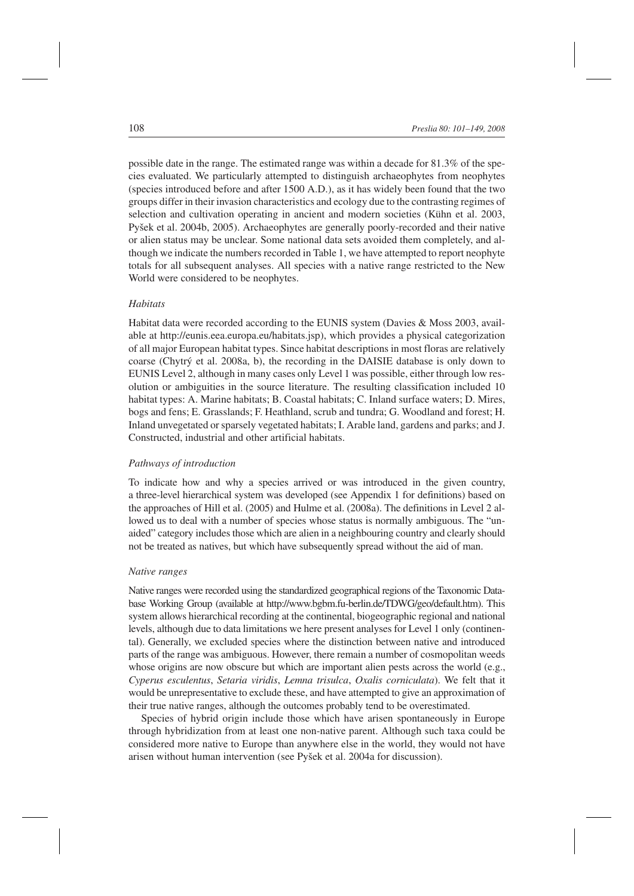possible date in the range. The estimated range was within a decade for 81.3% of the species evaluated. We particularly attempted to distinguish archaeophytes from neophytes (species introduced before and after 1500 A.D.), as it has widely been found that the two groups differ in their invasion characteristics and ecology due to the contrasting regimes of selection and cultivation operating in ancient and modern societies (Kühn et al. 2003, Pyšek et al. 2004b, 2005). Archaeophytes are generally poorly-recorded and their native or alien status may be unclear. Some national data sets avoided them completely, and although we indicate the numbers recorded in Table 1, we have attempted to report neophyte totals for all subsequent analyses. All species with a native range restricted to the New World were considered to be neophytes.

### *Habitats*

Habitat data were recorded according to the EUNIS system (Davies & Moss 2003, available at http://eunis.eea.europa.eu/habitats.jsp), which provides a physical categorization of all major European habitat types. Since habitat descriptions in most floras are relatively coarse (Chytrý et al. 2008a, b), the recording in the DAISIE database is only down to EUNIS Level 2, although in many cases only Level 1 was possible, either through low resolution or ambiguities in the source literature. The resulting classification included 10 habitat types: A. Marine habitats; B. Coastal habitats; C. Inland surface waters; D. Mires, bogs and fens; E. Grasslands; F. Heathland, scrub and tundra; G. Woodland and forest; H. Inland unvegetated or sparsely vegetated habitats; I. Arable land, gardens and parks; and J. Constructed, industrial and other artificial habitats.

### *Pathways of introduction*

To indicate how and why a species arrived or was introduced in the given country, a three-level hierarchical system was developed (see Appendix 1 for definitions) based on the approaches of Hill et al. (2005) and Hulme et al. (2008a). The definitions in Level 2 allowed us to deal with a number of species whose status is normally ambiguous. The "unaided" category includes those which are alien in a neighbouring country and clearly should not be treated as natives, but which have subsequently spread without the aid of man.

### *Native ranges*

Native ranges were recorded using the standardized geographical regions of the Taxonomic Database Working Group (available at http://www.bgbm.fu-berlin.de/TDWG/geo/default.htm). This system allows hierarchical recording at the continental, biogeographic regional and national levels, although due to data limitations we here present analyses for Level 1 only (continental). Generally, we excluded species where the distinction between native and introduced parts of the range was ambiguous. However, there remain a number of cosmopolitan weeds whose origins are now obscure but which are important alien pests across the world (e.g., *Cyperus esculentus*, *Setaria viridis*, *Lemna trisulca*, *Oxalis corniculata*). We felt that it would be unrepresentative to exclude these, and have attempted to give an approximation of their true native ranges, although the outcomes probably tend to be overestimated.

Species of hybrid origin include those which have arisen spontaneously in Europe through hybridization from at least one non-native parent. Although such taxa could be considered more native to Europe than anywhere else in the world, they would not have arisen without human intervention (see Pyšek et al. 2004a for discussion).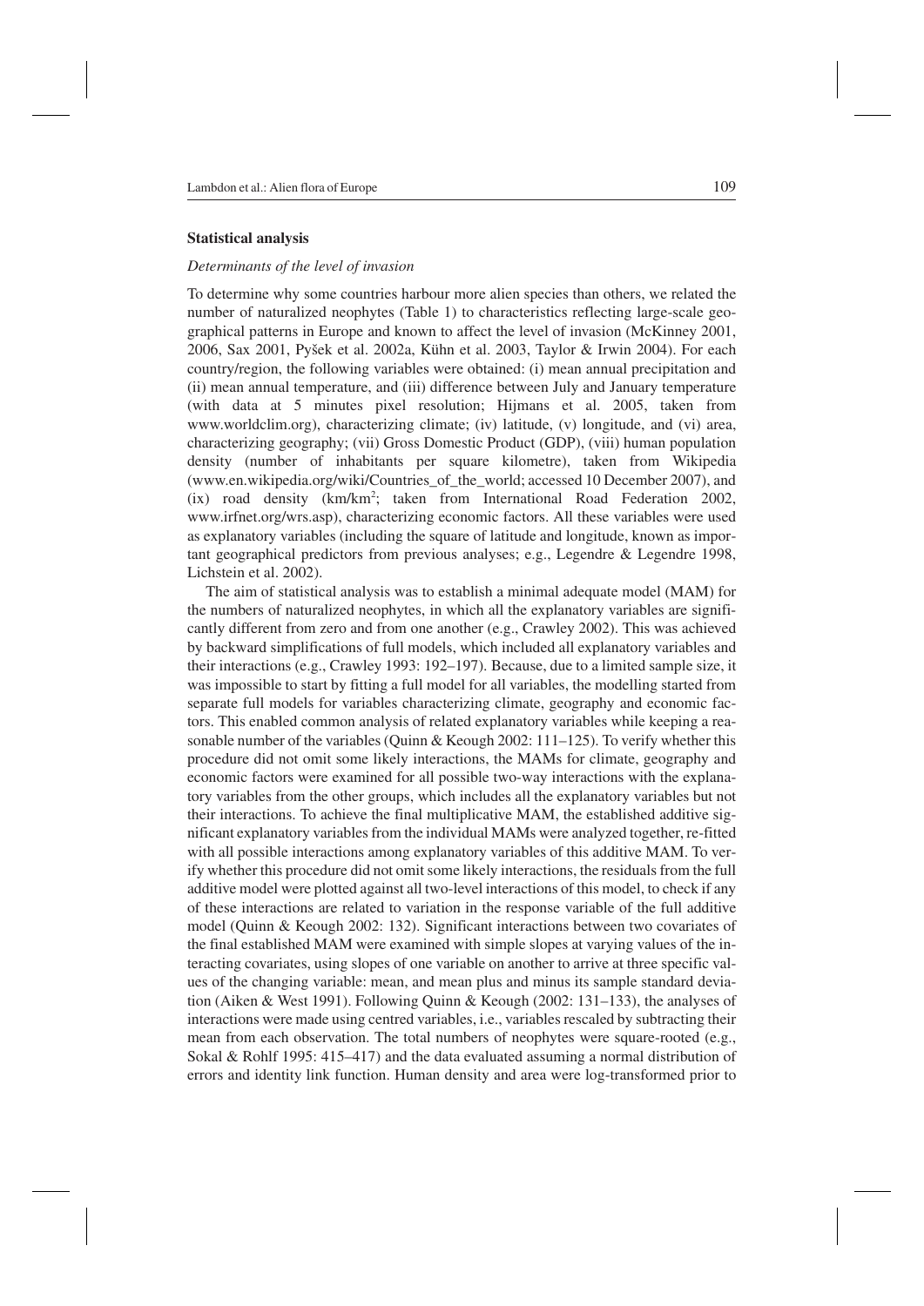## Statistical analysis

### *Determinants of the level of invasion*

To determine why some countries harbour more alien species than others, we related the number of naturalized neophytes (Table 1) to characteristics reflecting large-scale geographical patterns in Europe and known to affect the level of invasion (McKinney 2001, 2006, Sax 2001, Pyšek et al. 2002a, Kühn et al. 2003, Taylor & Irwin 2004). For each country/region, the following variables were obtained: (i) mean annual precipitation and (ii) mean annual temperature, and (iii) difference between July and January temperature (with data at 5 minutes pixel resolution; Hijmans et al. 2005, taken from www.worldclim.org), characterizing climate; (iv) latitude, (v) longitude, and (vi) area, characterizing geography; (vii) Gross Domestic Product (GDP), (viii) human population density (number of inhabitants per square kilometre), taken from Wikipedia (www.en.wikipedia.org/wiki/Countries_of_the_world; accessed 10 December 2007), and (ix) road density (km/km$^2$; taken from International Road Federation 2002, www.irfnet.org/wrs.asp), characterizing economic factors. All these variables were used as explanatory variables (including the square of latitude and longitude, known as important geographical predictors from previous analyses; e.g., Legendre & Legendre 1998, Lichstein et al. 2002).

The aim of statistical analysis was to establish a minimal adequate model (MAM) for the numbers of naturalized neophytes, in which all the explanatory variables are significantly different from zero and from one another (e.g., Crawley 2002). This was achieved by backward simplifications of full models, which included all explanatory variables and their interactions (e.g., Crawley 1993: 192–197). Because, due to a limited sample size, it was impossible to start by fitting a full model for all variables, the modelling started from separate full models for variables characterizing climate, geography and economic factors. This enabled common analysis of related explanatory variables while keeping a reasonable number of the variables (Quinn & Keough 2002: 111–125). To verify whether this procedure did not omit some likely interactions, the MAMs for climate, geography and economic factors were examined for all possible two-way interactions with the explanatory variables from the other groups, which includes all the explanatory variables but not their interactions. To achieve the final multiplicative MAM, the established additive significant explanatory variables from the individual MAMs were analyzed together, re-fitted with all possible interactions among explanatory variables of this additive MAM. To verify whether this procedure did not omit some likely interactions, the residuals from the full additive model were plotted against all two-level interactions of this model, to check if any of these interactions are related to variation in the response variable of the full additive model (Quinn & Keough 2002: 132). Significant interactions between two covariates of the final established MAM were examined with simple slopes at varying values of the interacting covariates, using slopes of one variable on another to arrive at three specific values of the changing variable: mean, and mean plus and minus its sample standard deviation (Aiken & West 1991). Following Quinn & Keough (2002: 131–133), the analyses of interactions were made using centred variables, i.e., variables rescaled by subtracting their mean from each observation. The total numbers of neophytes were square-rooted (e.g., Sokal & Rohlf 1995: 415–417) and the data evaluated assuming a normal distribution of errors and identity link function. Human density and area were log-transformed prior to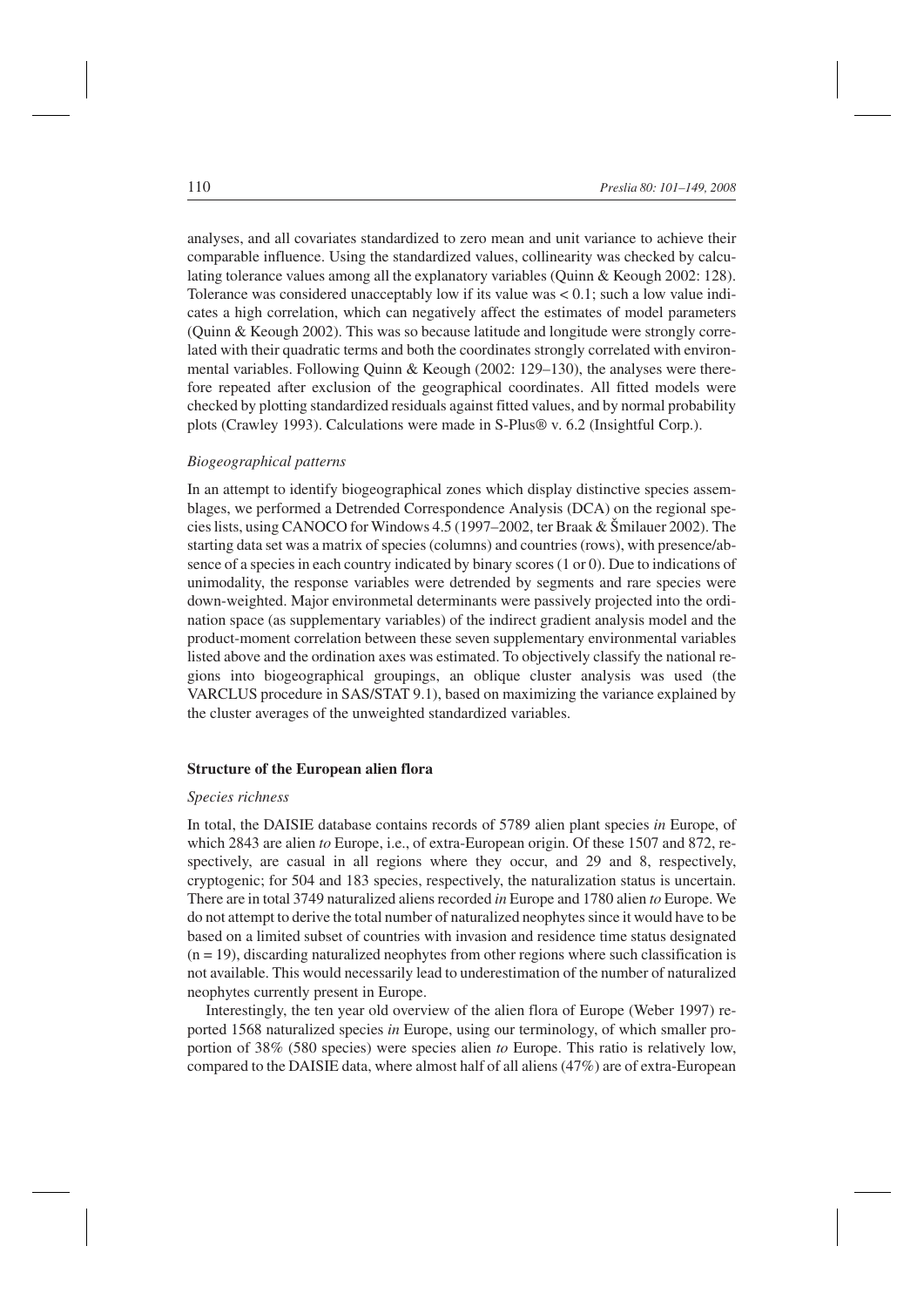analyses, and all covariates standardized to zero mean and unit variance to achieve their comparable influence. Using the standardized values, collinearity was checked by calculating tolerance values among all the explanatory variables (Quinn & Keough 2002: 128). Tolerance was considered unacceptably low if its value was < 0.1; such a low value indicates a high correlation, which can negatively affect the estimates of model parameters (Quinn & Keough 2002). This was so because latitude and longitude were strongly correlated with their quadratic terms and both the coordinates strongly correlated with environmental variables. Following Quinn & Keough (2002: 129–130), the analyses were therefore repeated after exclusion of the geographical coordinates. All fitted models were checked by plotting standardized residuals against fitted values, and by normal probability plots (Crawley 1993). Calculations were made in S-Plus® v. 6.2 (Insightful Corp.).

### *Biogeographical patterns*

In an attempt to identify biogeographical zones which display distinctive species assemblages, we performed a Detrended Correspondence Analysis (DCA) on the regional species lists, using CANOCO for Windows 4.5 (1997–2002, ter Braak & Šmilauer 2002). The starting data set was a matrix of species (columns) and countries (rows), with presence/absence of a species in each country indicated by binary scores (1 or 0). Due to indications of unimodality, the response variables were detrended by segments and rare species were down-weighted. Major environmetal determinants were passively projected into the ordination space (as supplementary variables) of the indirect gradient analysis model and the product-moment correlation between these seven supplementary environmental variables listed above and the ordination axes was estimated. To objectively classify the national regions into biogeographical groupings, an oblique cluster analysis was used (the VARCLUS procedure in SAS/STAT 9.1), based on maximizing the variance explained by the cluster averages of the unweighted standardized variables.

## **Structure of the European alien flora**

### *Species richness*

In total, the DAISIE database contains records of 5789 alien plant species *in* Europe, of which 2843 are alien *to* Europe, i.e., of extra-European origin. Of these 1507 and 872, respectively, are casual in all regions where they occur, and 29 and 8, respectively, cryptogenic; for 504 and 183 species, respectively, the naturalization status is uncertain. There are in total 3749 naturalized aliens recorded *in* Europe and 1780 alien *to* Europe. We do not attempt to derive the total number of naturalized neophytes since it would have to be based on a limited subset of countries with invasion and residence time status designated (n = 19), discarding naturalized neophytes from other regions where such classification is not available. This would necessarily lead to underestimation of the number of naturalized neophytes currently present in Europe.

Interestingly, the ten year old overview of the alien flora of Europe (Weber 1997) reported 1568 naturalized species *in* Europe, using our terminology, of which smaller proportion of 38% (580 species) were species alien *to* Europe. This ratio is relatively low, compared to the DAISIE data, where almost half of all aliens (47%) are of extra-European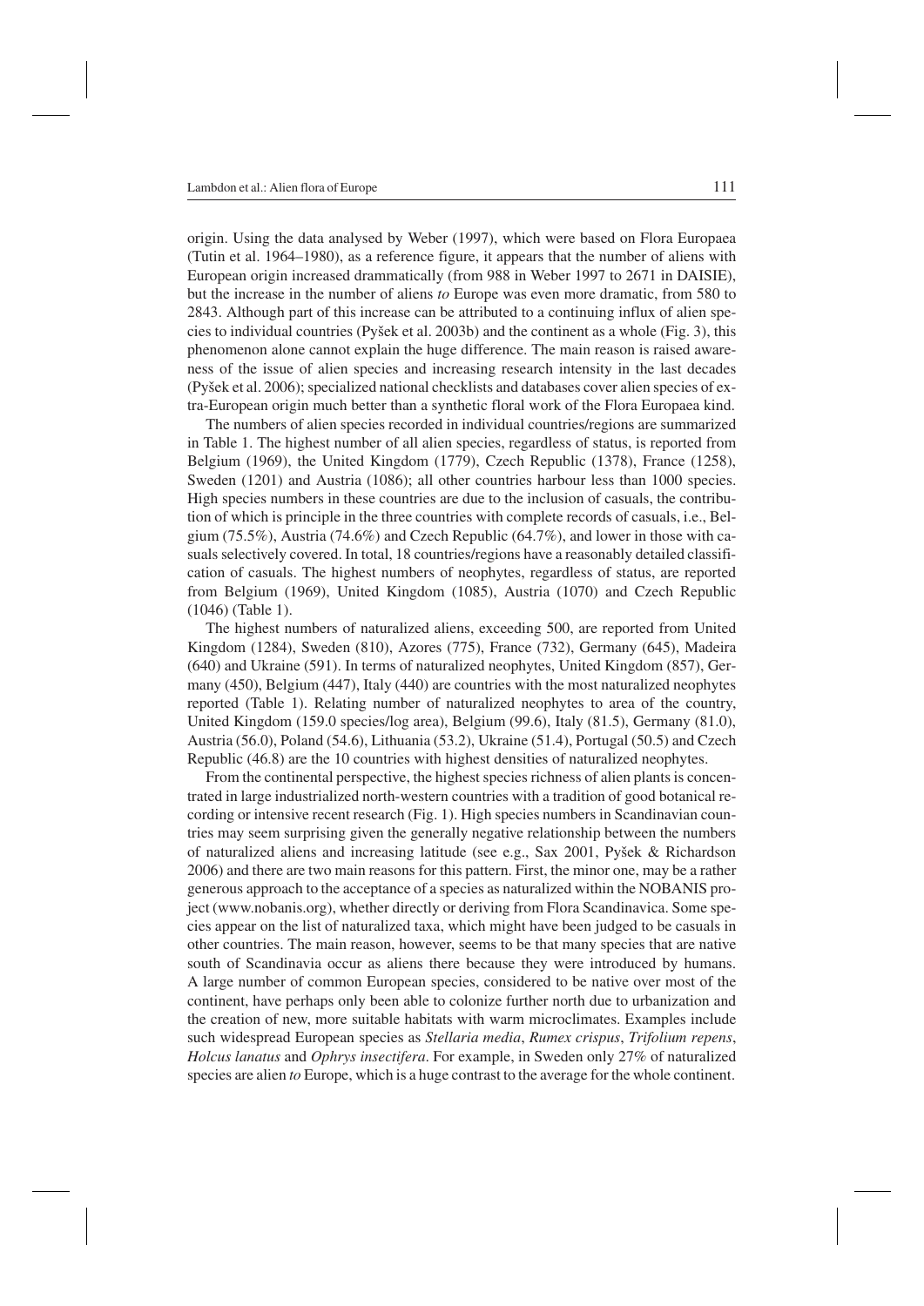origin. Using the data analysed by Weber (1997), which were based on Flora Europaea (Tutin et al. 1964–1980), as a reference figure, it appears that the number of aliens with European origin increased drammatically (from 988 in Weber 1997 to 2671 in DAISIE), but the increase in the number of aliens *to* Europe was even more dramatic, from 580 to 2843. Although part of this increase can be attributed to a continuing influx of alien species to individual countries (Pyšek et al. 2003b) and the continent as a whole (Fig. 3), this phenomenon alone cannot explain the huge difference. The main reason is raised awareness of the issue of alien species and increasing research intensity in the last decades (Pyšek et al. 2006); specialized national checklists and databases cover alien species of extra-European origin much better than a synthetic floral work of the Flora Europaea kind.

The numbers of alien species recorded in individual countries/regions are summarized in Table 1. The highest number of all alien species, regardless of status, is reported from Belgium (1969), the United Kingdom (1779), Czech Republic (1378), France (1258), Sweden (1201) and Austria (1086); all other countries harbour less than 1000 species. High species numbers in these countries are due to the inclusion of casuals, the contribution of which is principle in the three countries with complete records of casuals, i.e., Belgium (75.5%), Austria (74.6%) and Czech Republic (64.7%), and lower in those with casuals selectively covered. In total, 18 countries/regions have a reasonably detailed classification of casuals. The highest numbers of neophytes, regardless of status, are reported from Belgium (1969), United Kingdom (1085), Austria (1070) and Czech Republic (1046) (Table 1).

The highest numbers of naturalized aliens, exceeding 500, are reported from United Kingdom (1284), Sweden (810), Azores (775), France (732), Germany (645), Madeira (640) and Ukraine (591). In terms of naturalized neophytes, United Kingdom (857), Germany (450), Belgium (447), Italy (440) are countries with the most naturalized neophytes reported (Table 1). Relating number of naturalized neophytes to area of the country, United Kingdom (159.0 species/log area), Belgium (99.6), Italy (81.5), Germany (81.0), Austria (56.0), Poland (54.6), Lithuania (53.2), Ukraine (51.4), Portugal (50.5) and Czech Republic (46.8) are the 10 countries with highest densities of naturalized neophytes.

From the continental perspective, the highest species richness of alien plants is concentrated in large industrialized north-western countries with a tradition of good botanical recording or intensive recent research (Fig. 1). High species numbers in Scandinavian countries may seem surprising given the generally negative relationship between the numbers of naturalized aliens and increasing latitude (see e.g., Sax 2001, Pyšek & Richardson 2006) and there are two main reasons for this pattern. First, the minor one, may be a rather generous approach to the acceptance of a species as naturalized within the NOBANIS project (www.nobanis.org), whether directly or deriving from Flora Scandinavica. Some species appear on the list of naturalized taxa, which might have been judged to be casuals in other countries. The main reason, however, seems to be that many species that are native south of Scandinavia occur as aliens there because they were introduced by humans. A large number of common European species, considered to be native over most of the continent, have perhaps only been able to colonize further north due to urbanization and the creation of new, more suitable habitats with warm microclimates. Examples include such widespread European species as *Stellaria media*, *Rumex crispus*, *Trifolium repens*, *Holcus lanatus* and *Ophrys insectifera*. For example, in Sweden only 27% of naturalized species are alien *to* Europe, which is a huge contrast to the average for the whole continent.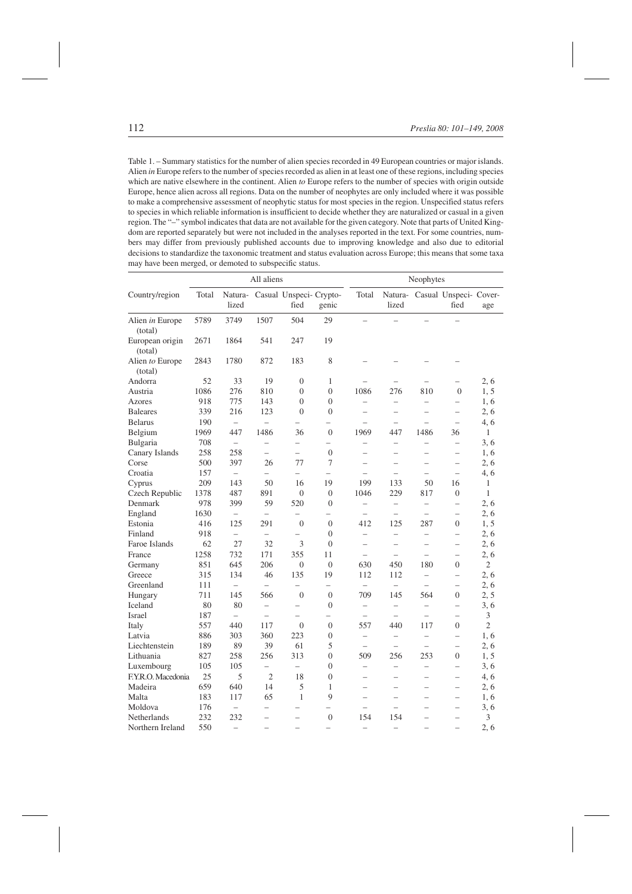Table 1. – Summary statistics for the number of alien species recorded in 49 European countries or major islands. Alien *in* Europe refers to the number of species recorded as alien in at least one of these regions, including species which are native elsewhere in the continent. Alien *to* Europe refers to the number of species with origin outside Europe, hence alien across all regions. Data on the number of neophytes are only included where it was possible to make a comprehensive assessment of neophytic status for most species in the region. Unspecified status refers to species in which reliable information is insufficient to decide whether they are naturalized or casual in a given region. The "–" symbol indicates that data are not available for the given category. Note that parts of United Kingdom are reported separately but were not included in the analyses reported in the text. For some countries, numbers may differ from previously published accounts due to improving knowledge and also due to editorial decisions to standardize the taxonomic treatment and status evaluation across Europe; this means that some taxa may have been merged, or demoted to subspecific status.

| | All aliens | | | | | Neophytes | | | | |
|---|---|---|---|---|---|---|---|---|---|---|
| Country/region | Total | Naturalized | Casual | Unspecified | Cryptogenic | Total | Naturalized | Casual | Unspecified | Coverage |
| Alien *in* Europe (total) | 5789 | 3749 | 1507 | 504 | 29 | – | – | – | – | |
| European origin (total) | 2671 | 1864 | 541 | 247 | 19 | | | | | |
| Alien *to* Europe (total) | 2843 | 1780 | 872 | 183 | 8 | – | – | – | – | |
| Andorra | 52 | 33 | 19 | 0 | 1 | – | – | – | – | 2, 6 |
| Austria | 1086 | 276 | 810 | 0 | 0 | 1086 | 276 | 810 | 0 | 1, 5 |
| Azores | 918 | 775 | 143 | 0 | 0 | – | – | – | – | 1, 6 |
| Baleares | 339 | 216 | 123 | 0 | 0 | – | – | – | – | 2, 6 |
| Belarus | 190 | – | – | – | – | – | – | – | – | 4, 6 |
| Belgium | 1969 | 447 | 1486 | 36 | 0 | 1969 | 447 | 1486 | 36 | 1 |
| Bulgaria | 708 | – | – | – | – | – | – | – | – | 3, 6 |
| Canary Islands | 258 | 258 | – | – | 0 | – | – | – | – | 1, 6 |
| Corse | 500 | 397 | 26 | 77 | 7 | – | – | – | – | 2, 6 |
| Croatia | 157 | – | – | – | – | – | – | – | – | 4, 6 |
| Cyprus | 209 | 143 | 50 | 16 | 19 | 199 | 133 | 50 | 16 | 1 |
| Czech Republic | 1378 | 487 | 891 | 0 | 0 | 1046 | 229 | 817 | 0 | 1 |
| Denmark | 978 | 399 | 59 | 520 | 0 | – | – | – | – | 2, 6 |
| England | 1630 | – | – | – | – | – | – | – | – | 2, 6 |
| Estonia | 416 | 125 | 291 | 0 | 0 | 412 | 125 | 287 | 0 | 1, 5 |
| Finland | 918 | – | – | – | 0 | – | – | – | – | 2, 6 |
| Faroe Islands | 62 | 27 | 32 | 3 | 0 | – | – | – | – | 2, 6 |
| France | 1258 | 732 | 171 | 355 | 11 | – | – | – | – | 2, 6 |
| Germany | 851 | 645 | 206 | 0 | 0 | 630 | 450 | 180 | 0 | 2 |
| Greece | 315 | 134 | 46 | 135 | 19 | 112 | 112 | – | – | 2, 6 |
| Greenland | 111 | – | – | – | – | – | – | – | – | 2, 6 |
| Hungary | 711 | 145 | 566 | 0 | 0 | 709 | 145 | 564 | 0 | 2, 5 |
| Iceland | 80 | 80 | – | – | 0 | – | – | – | – | 3, 6 |
| Israel | 187 | – | – | – | – | – | – | – | – | 3 |
| Italy | 557 | 440 | 117 | 0 | 0 | 557 | 440 | 117 | 0 | 2 |
| Latvia | 886 | 303 | 360 | 223 | 0 | – | – | – | – | 1, 6 |
| Liechtenstein | 189 | 89 | 39 | 61 | 5 | – | – | – | – | 2, 6 |
| Lithuania | 827 | 258 | 256 | 313 | 0 | 509 | 256 | 253 | 0 | 1, 5 |
| Luxembourg | 105 | 105 | – | – | 0 | – | – | – | – | 3, 6 |
| F.Y.R.O. Macedonia | 25 | 5 | 2 | 18 | 0 | – | – | – | – | 4, 6 |
| Madeira | 659 | 640 | 14 | 5 | 1 | – | – | – | – | 2, 6 |
| Malta | 183 | 117 | 65 | 1 | 9 | – | – | – | – | 1, 6 |
| Moldova | 176 | – | – | – | – | – | – | – | – | 3, 6 |
| Netherlands | 232 | 232 | – | – | 0 | 154 | 154 | – | – | 3 |
| Northern Ireland | 550 | – | – | – | – | – | – | – | – | 2, 6 |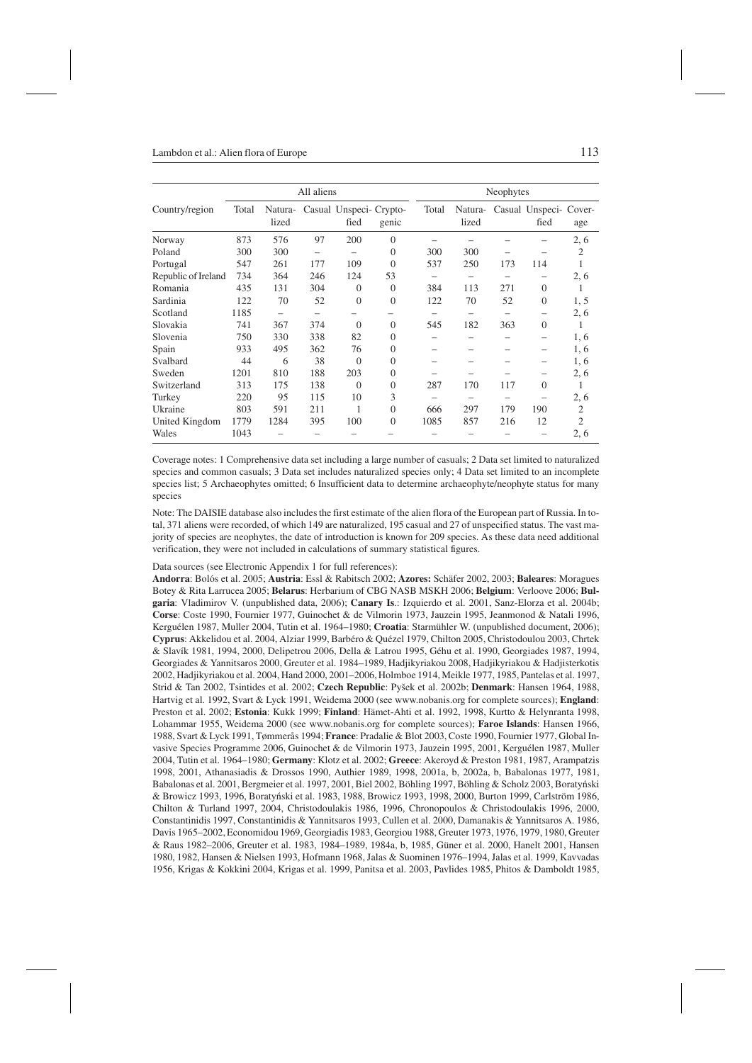| Country/region | All aliens | | | | | Neophytes | | | | | |
|---|---|---|---|---|---|---|---|---|---|---|---|
| | Total | Naturalized | Casual | Unspecified | Cryptogenic | Total | Naturalized | Casual | Unspecified | Coverage |
| Norway | 873 | 576 | 97 | 200 | 0 | – | – | – | – | 2, 6 |
| Poland | 300 | 300 | – | – | 0 | 300 | 300 | – | – | 2 |
| Portugal | 547 | 261 | 177 | 109 | 0 | 537 | 250 | 173 | 114 | 1 |
| Republic of Ireland | 734 | 364 | 246 | 124 | 53 | – | – | – | – | 2, 6 |
| Romania | 435 | 131 | 304 | 0 | 0 | 384 | 113 | 271 | 0 | 1 |
| Sardinia | 122 | 70 | 52 | 0 | 0 | 122 | 70 | 52 | 0 | 1, 5 |
| Scotland | 1185 | – | – | – | – | – | – | – | – | 2, 6 |
| Slovakia | 741 | 367 | 374 | 0 | 0 | 545 | 182 | 363 | 0 | 1 |
| Slovenia | 750 | 330 | 338 | 82 | 0 | – | – | – | – | 1, 6 |
| Spain | 933 | 495 | 362 | 76 | 0 | – | – | – | – | 1, 6 |
| Svalbard | 44 | 6 | 38 | 0 | 0 | – | – | – | – | 1, 6 |
| Sweden | 1201 | 810 | 188 | 203 | 0 | – | – | – | – | 2, 6 |
| Switzerland | 313 | 175 | 138 | 0 | 0 | 287 | 170 | 117 | 0 | 1 |
| Turkey | 220 | 95 | 115 | 10 | 3 | – | – | – | – | 2, 6 |
| Ukraine | 803 | 591 | 211 | 1 | 0 | 666 | 297 | 179 | 190 | 2 |
| United Kingdom | 1779 | 1284 | 395 | 100 | 0 | 1085 | 857 | 216 | 12 | 2 |
| Wales | 1043 | – | – | – | – | – | – | – | – | 2, 6 |

Coverage notes: 1 Comprehensive data set including a large number of casuals; 2 Data set limited to naturalized species and common casuals; 3 Data set includes naturalized species only; 4 Data set limited to an incomplete species list; 5 Archaeophytes omitted; 6 Insufficient data to determine archaeophyte/neophyte status for many species

Note: The DAISIE database also includes the first estimate of the alien flora of the European part of Russia. In total, 371 aliens were recorded, of which 149 are naturalized, 195 casual and 27 of unspecified status. The vast majority of species are neophytes, the date of introduction is known for 209 species. As these data need additional verification, they were not included in calculations of summary statistical figures.

Data sources (see Electronic Appendix 1 for full references):
**Andorra**: Bolós et al. 2005; **Austria**: Essl & Rabitsch 2002; **Azores:** Schäfer 2002, 2003; **Baleares**: Moragues Botey & Rita Larrucea 2005; **Belarus**: Herbarium of CBG NASB MSKH 2006; **Belgium**: Verloove 2006; **Bulgaria**: Vladimirov V. (unpublished data, 2006); **Canary Is**.: Izquierdo et al. 2001, Sanz-Elorza et al. 2004b; **Corse**: Coste 1990, Fournier 1977, Guinochet & de Vilmorin 1973, Jauzein 1995, Jeanmonod & Natali 1996, Kerguélen 1987, Muller 2004, Tutin et al. 1964–1980; **Croatia**: Starmühler W. (unpublished document, 2006); **Cyprus**: Akkelidou et al. 2004, Alziar 1999, Barbéro & Quézel 1979, Chilton 2005, Christodoulou 2003, Chrtek & Slavík 1981, 1994, 2000, Delipetrou 2006, Della & Latrou 1995, Géhu et al. 1990, Georgiades 1987, 1994, Georgiades & Yannitsaros 2000, Greuter et al. 1984–1989, Hadjikyriakou 2008, Hadjikyriakou & Hadjisterkotis 2002, Hadjikyriakou et al. 2004, Hand 2000, 2001–2006, Holmboe 1914, Meikle 1977, 1985, Pantelas et al. 1997, Strid & Tan 2002, Tsintides et al. 2002; **Czech Republic**: Pyšek et al. 2002b; **Denmark**: Hansen 1964, 1988, Hartvig et al. 1992, Svart & Lyck 1991, Weidema 2000 (see www.nobanis.org for complete sources); **England**: Preston et al. 2002; **Estonia**: Kukk 1999; **Finland**: Hämet-Ahti et al. 1992, 1998, Kurtto & Helynranta 1998, Lohammar 1955, Weidema 2000 (see www.nobanis.org for complete sources); **Faroe Islands**: Hansen 1966, 1988, Svart & Lyck 1991, Tømmerås 1994; **France**: Pradalie & Blot 2003, Coste 1990, Fournier 1977, Global Invasive Species Programme 2006, Guinochet & de Vilmorin 1973, Jauzein 1995, 2001, Kerguélen 1987, Muller 2004, Tutin et al. 1964–1980; **Germany**: Klotz et al. 2002; **Greece**: Akeroyd & Preston 1981, 1987, Arampatzis 1998, 2001, Athanasiadis & Drossos 1990, Authier 1989, 1998, 2001a, b, 2002a, b, Babalonas 1977, 1981, Babalonas et al. 2001, Bergmeier et al. 1997, 2001, Biel 2002, Böhling 1997, Böhling & Scholz 2003, Boratyński & Browicz 1993, 1996, Boratyński et al. 1983, 1988, Browicz 1993, 1998, 2000, Burton 1999, Carlström 1986, Chilton & Turland 1997, 2004, Christodoulakis 1986, 1996, Chronopoulos & Christodoulakis 1996, 2000, Constantinidis 1997, Constantinidis & Yannitsaros 1993, Cullen et al. 2000, Damanakis & Yannitsaros A. 1986, Davis 1965–2002, Economidou 1969, Georgiadis 1983, Georgiou 1988, Greuter 1973, 1976, 1979, 1980, Greuter & Raus 1982–2006, Greuter et al. 1983, 1984–1989, 1984a, b, 1985, Güner et al. 2000, Hanelt 2001, Hansen 1980, 1982, Hansen & Nielsen 1993, Hofmann 1968, Jalas & Suominen 1976–1994, Jalas et al. 1999, Kavvadas 1956, Krigas & Kokkini 2004, Krigas et al. 1999, Panitsa et al. 2003, Pavlides 1985, Phitos & Damboldt 1985,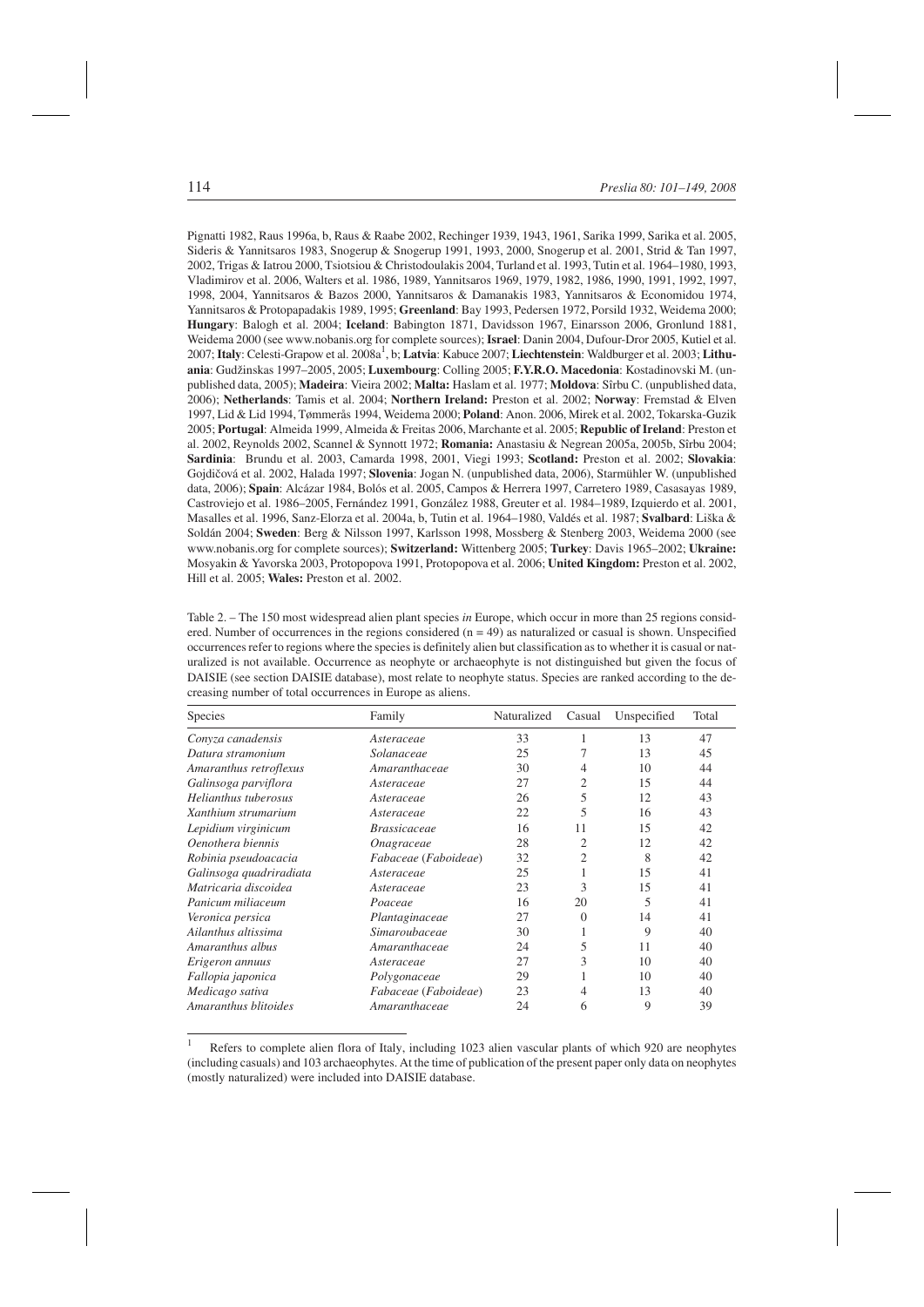Pignatti 1982, Raus 1996a, b, Raus & Raabe 2002, Rechinger 1939, 1943, 1961, Sarika 1999, Sarika et al. 2005, Sideris & Yannitsaros 1983, Snogerup & Snogerup 1991, 1993, 2000, Snogerup et al. 2001, Strid & Tan 1997, 2002, Trigas & Iatrou 2000, Tsiotsiou & Christodoulakis 2004, Turland et al. 1993, Tutin et al. 1964–1980, 1993, Vladimirov et al. 2006, Walters et al. 1986, 1989, Yannitsaros 1969, 1979, 1982, 1986, 1990, 1991, 1992, 1997, 1998, 2004, Yannitsaros & Bazos 2000, Yannitsaros & Damanakis 1983, Yannitsaros & Economidou 1974, Yannitsaros & Protopapadakis 1989, 1995; **Greenland**: Bay 1993, Pedersen 1972, Porsild 1932, Weidema 2000; **Hungary**: Balogh et al. 2004; **Iceland**: Babington 1871, Davidsson 1967, Einarsson 2006, Gronlund 1881, Weidema 2000 (see www.nobanis.org for complete sources); **Israel**: Danin 2004, Dufour-Dror 2005, Kutiel et al. 2007; **Italy**: Celesti-Grapow et al. 2008a[1], b; **Latvia**: Kabuce 2007; **Liechtenstein**: Waldburger et al. 2003; **Lithuania**: Gudžinskas 1997–2005, 2005; **Luxembourg**: Colling 2005; **F.Y.R.O. Macedonia**: Kostadinovski M. (unpublished data, 2005); **Madeira**: Vieira 2002; **Malta:** Haslam et al. 1977; **Moldova**: Sîrbu C. (unpublished data, 2006); **Netherlands**: Tamis et al. 2004; **Northern Ireland:** Preston et al. 2002; **Norway**: Fremstad & Elven 1997, Lid & Lid 1994, Tømmerås 1994, Weidema 2000; **Poland**: Anon. 2006, Mirek et al. 2002, Tokarska-Guzik 2005; **Portugal**: Almeida 1999, Almeida & Freitas 2006, Marchante et al. 2005; **Republic of Ireland**: Preston et al. 2002, Reynolds 2002, Scannel & Synnott 1972; **Romania:** Anastasiu & Negrean 2005a, 2005b, Sîrbu 2004; **Sardinia**: Brundu et al. 2003, Camarda 1998, 2001, Viegi 1993; **Scotland:** Preston et al. 2002; **Slovakia**: Gojdičová et al. 2002, Halada 1997; **Slovenia**: Jogan N. (unpublished data, 2006), Starmühler W. (unpublished data, 2006); **Spain**: Alcázar 1984, Bolós et al. 2005, Campos & Herrera 1997, Carretero 1989, Casasayas 1989, Castroviejo et al. 1986–2005, Fernández 1991, González 1988, Greuter et al. 1984–1989, Izquierdo et al. 2001, Masalles et al. 1996, Sanz-Elorza et al. 2004a, b, Tutin et al. 1964–1980, Valdés et al. 1987; **Svalbard**: Liška & Soldán 2004; **Sweden**: Berg & Nilsson 1997, Karlsson 1998, Mossberg & Stenberg 2003, Weidema 2000 (see www.nobanis.org for complete sources); **Switzerland:** Wittenberg 2005; **Turkey**: Davis 1965–2002; **Ukraine:** Mosyakin & Yavorska 2003, Protopopova 1991, Protopopova et al. 2006; **United Kingdom:** Preston et al. 2002, Hill et al. 2005; **Wales:** Preston et al. 2002.

Table 2. – The 150 most widespread alien plant species *in* Europe, which occur in more than 25 regions considered. Number of occurrences in the regions considered (n = 49) as naturalized or casual is shown. Unspecified occurrences refer to regions where the species is definitely alien but classification as to whether it is casual or naturalized is not available. Occurrence as neophyte or archaeophyte is not distinguished but given the focus of DAISIE (see section DAISIE database), most relate to neophyte status. Species are ranked according to the decreasing number of total occurrences in Europe as aliens.

| Species | Family | Naturalized | Casual | Unspecified | Total |
|---|---|---|---|---|---|
| *Conyza canadensis* | *Asteraceae* | 33 | 1 | 13 | 47 |
| *Datura stramonium* | *Solanaceae* | 25 | 7 | 13 | 45 |
| *Amaranthus retroflexus* | *Amaranthaceae* | 30 | 4 | 10 | 44 |
| *Galinsoga parviflora* | *Asteraceae* | 27 | 2 | 15 | 44 |
| *Helianthus tuberosus* | *Asteraceae* | 26 | 5 | 12 | 43 |
| *Xanthium strumarium* | *Asteraceae* | 22 | 5 | 16 | 43 |
| *Lepidium virginicum* | *Brassicaceae* | 16 | 11 | 15 | 42 |
| *Oenothera biennis* | *Onagraceae* | 28 | 2 | 12 | 42 |
| *Robinia pseudoacacia* | *Fabaceae* (*Faboideae*) | 32 | 2 | 8 | 42 |
| *Galinsoga quadriradiata* | *Asteraceae* | 25 | 1 | 15 | 41 |
| *Matricaria discoidea* | *Asteraceae* | 23 | 3 | 15 | 41 |
| *Panicum miliaceum* | *Poaceae* | 16 | 20 | 5 | 41 |
| *Veronica persica* | *Plantaginaceae* | 27 | 0 | 14 | 41 |
| *Ailanthus altissima* | *Simaroubaceae* | 30 | 1 | 9 | 40 |
| *Amaranthus albus* | *Amaranthaceae* | 24 | 5 | 11 | 40 |
| *Erigeron annuus* | *Asteraceae* | 27 | 3 | 10 | 40 |
| *Fallopia japonica* | *Polygonaceae* | 29 | 1 | 10 | 40 |
| *Medicago sativa* | *Fabaceae* (*Faboideae*) | 23 | 4 | 13 | 40 |
| *Amaranthus blitoides* | *Amaranthaceae* | 24 | 6 | 9 | 39 |

[1] Refers to complete alien flora of Italy, including 1023 alien vascular plants of which 920 are neophytes (including casuals) and 103 archaeophytes. At the time of publication of the present paper only data on neophytes (mostly naturalized) were included into DAISIE database.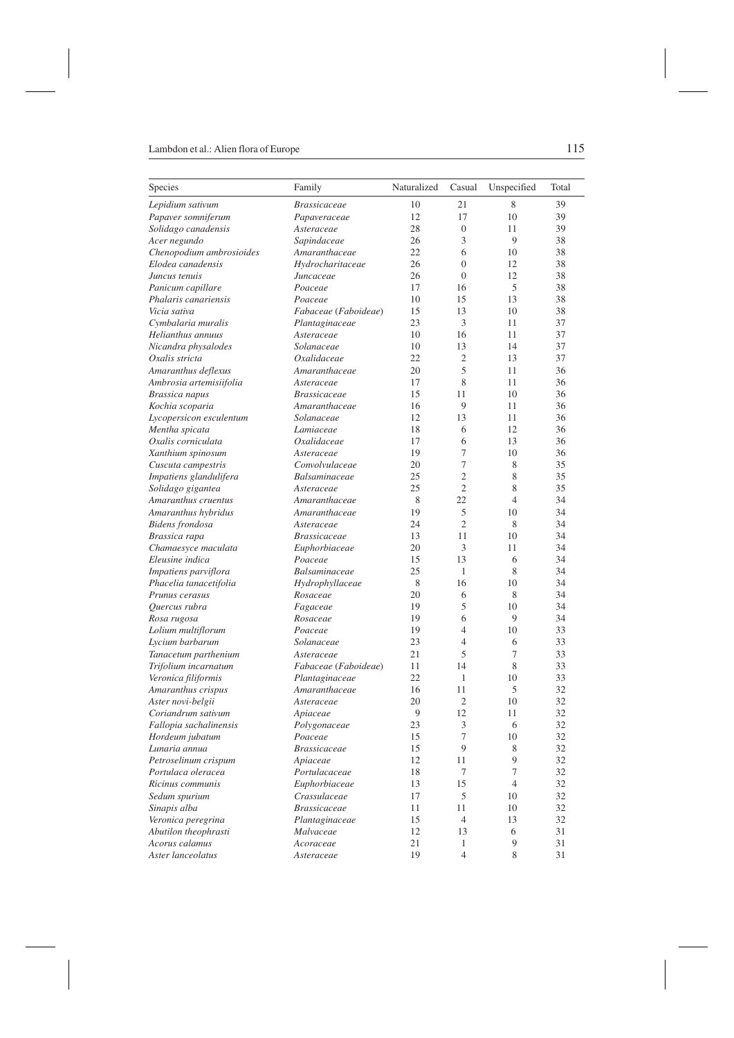| Species | Family | Naturalized | Casual | Unspecified | Total |
|---|---|---|---|---|---|
| *Lepidium sativum* | *Brassicaceae* | 10 | 21 | 8 | 39 |
| *Papaver somniferum* | *Papaveraceae* | 12 | 17 | 10 | 39 |
| *Solidago canadensis* | *Asteraceae* | 28 | 0 | 11 | 39 |
| *Acer negundo* | *Sapindaceae* | 26 | 3 | 9 | 38 |
| *Chenopodium ambrosioides* | *Amaranthaceae* | 22 | 6 | 10 | 38 |
| *Elodea canadensis* | *Hydrocharitaceae* | 26 | 0 | 12 | 38 |
| *Juncus tenuis* | *Juncaceae* | 26 | 0 | 12 | 38 |
| *Panicum capillare* | *Poaceae* | 17 | 16 | 5 | 38 |
| *Phalaris canariensis* | *Poaceae* | 10 | 15 | 13 | 38 |
| *Vicia sativa* | *Fabaceae (Faboideae)* | 15 | 13 | 10 | 38 |
| *Cymbalaria muralis* | *Plantaginaceae* | 23 | 3 | 11 | 37 |
| *Helianthus annuus* | *Asteraceae* | 10 | 16 | 11 | 37 |
| *Nicandra physalodes* | *Solanaceae* | 10 | 13 | 14 | 37 |
| *Oxalis stricta* | *Oxalidaceae* | 22 | 2 | 13 | 37 |
| *Amaranthus deflexus* | *Amaranthaceae* | 20 | 5 | 11 | 36 |
| *Ambrosia artemisiifolia* | *Asteraceae* | 17 | 8 | 11 | 36 |
| *Brassica napus* | *Brassicaceae* | 15 | 11 | 10 | 36 |
| *Kochia scoparia* | *Amaranthaceae* | 16 | 9 | 11 | 36 |
| *Lycopersicon esculentum* | *Solanaceae* | 12 | 13 | 11 | 36 |
| *Mentha spicata* | *Lamiaceae* | 18 | 6 | 12 | 36 |
| *Oxalis corniculata* | *Oxalidaceae* | 17 | 6 | 13 | 36 |
| *Xanthium spinosum* | *Asteraceae* | 19 | 7 | 10 | 36 |
| *Cuscuta campestris* | *Convolvulaceae* | 20 | 7 | 8 | 35 |
| *Impatiens glandulifera* | *Balsaminaceae* | 25 | 2 | 8 | 35 |
| *Solidago gigantea* | *Asteraceae* | 25 | 2 | 8 | 35 |
| *Amaranthus cruentus* | *Amaranthaceae* | 8 | 22 | 4 | 34 |
| *Amaranthus hybridus* | *Amaranthaceae* | 19 | 5 | 10 | 34 |
| *Bidens frondosa* | *Asteraceae* | 24 | 2 | 8 | 34 |
| *Brassica rapa* | *Brassicaceae* | 13 | 11 | 10 | 34 |
| *Chamaesyce maculata* | *Euphorbiaceae* | 20 | 3 | 11 | 34 |
| *Eleusine indica* | *Poaceae* | 15 | 13 | 6 | 34 |
| *Impatiens parviflora* | *Balsaminaceae* | 25 | 1 | 8 | 34 |
| *Phacelia tanacetifolia* | *Hydrophyllaceae* | 8 | 16 | 10 | 34 |
| *Prunus cerasus* | *Rosaceae* | 20 | 6 | 8 | 34 |
| *Quercus rubra* | *Fagaceae* | 19 | 5 | 10 | 34 |
| *Rosa rugosa* | *Rosaceae* | 19 | 6 | 9 | 34 |
| *Lolium multiflorum* | *Poaceae* | 19 | 4 | 10 | 33 |
| *Lycium barbarum* | *Solanaceae* | 23 | 4 | 6 | 33 |
| *Tanacetum parthenium* | *Asteraceae* | 21 | 5 | 7 | 33 |
| *Trifolium incarnatum* | *Fabaceae (Faboideae)* | 11 | 14 | 8 | 33 |
| *Veronica filiformis* | *Plantaginaceae* | 22 | 1 | 10 | 33 |
| *Amaranthus crispus* | *Amaranthaceae* | 16 | 11 | 5 | 32 |
| *Aster novi-belgii* | *Asteraceae* | 20 | 2 | 10 | 32 |
| *Coriandrum sativum* | *Apiaceae* | 9 | 12 | 11 | 32 |
| *Fallopia sachalinensis* | *Polygonaceae* | 23 | 3 | 6 | 32 |
| *Hordeum jubatum* | *Poaceae* | 15 | 7 | 10 | 32 |
| *Lunaria annua* | *Brassicaceae* | 15 | 9 | 8 | 32 |
| *Petroselinum crispum* | *Apiaceae* | 12 | 11 | 9 | 32 |
| *Portulaca oleracea* | *Portulacaceae* | 18 | 7 | 7 | 32 |
| *Ricinus communis* | *Euphorbiaceae* | 13 | 15 | 4 | 32 |
| *Sedum spurium* | *Crassulaceae* | 17 | 5 | 10 | 32 |
| *Sinapis alba* | *Brassicaceae* | 11 | 11 | 10 | 32 |
| *Veronica peregrina* | *Plantaginaceae* | 15 | 4 | 13 | 32 |
| *Abutilon theophrasti* | *Malvaceae* | 12 | 13 | 6 | 31 |
| *Acorus calamus* | *Acoraceae* | 21 | 1 | 9 | 31 |
| *Aster lanceolatus* | *Asteraceae* | 19 | 4 | 8 | 31 |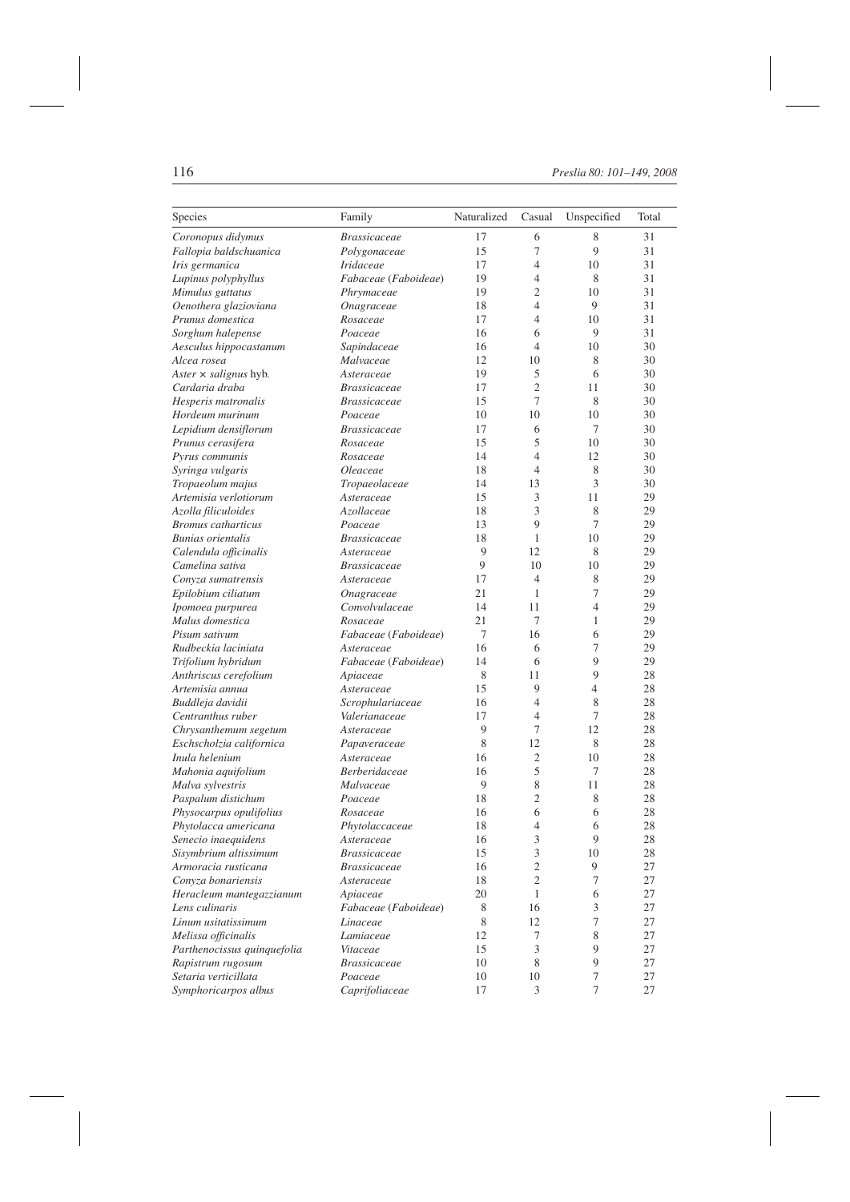| Species | Family | Naturalized | Casual | Unspecified | Total |
|---|---|---|---|---|---|
| *Coronopus didymus* | *Brassicaceae* | 17 | 6 | 8 | 31 |
| *Fallopia baldschuanica* | *Polygonaceae* | 15 | 7 | 9 | 31 |
| *Iris germanica* | *Iridaceae* | 17 | 4 | 10 | 31 |
| *Lupinus polyphyllus* | *Fabaceae* (*Faboideae*) | 19 | 4 | 8 | 31 |
| *Mimulus guttatus* | *Phrymaceae* | 19 | 2 | 10 | 31 |
| *Oenothera glazioviana* | *Onagraceae* | 18 | 4 | 9 | 31 |
| *Prunus domestica* | *Rosaceae* | 17 | 4 | 10 | 31 |
| *Sorghum halepense* | *Poaceae* | 16 | 6 | 9 | 31 |
| *Aesculus hippocastanum* | *Sapindaceae* | 16 | 4 | 10 | 30 |
| *Alcea rosea* | *Malvaceae* | 12 | 10 | 8 | 30 |
| *Aster* × *salignus* hyb. | *Asteraceae* | 19 | 5 | 6 | 30 |
| *Cardaria draba* | *Brassicaceae* | 17 | 2 | 11 | 30 |
| *Hesperis matronalis* | *Brassicaceae* | 15 | 7 | 8 | 30 |
| *Hordeum murinum* | *Poaceae* | 10 | 10 | 10 | 30 |
| *Lepidium densiflorum* | *Brassicaceae* | 17 | 6 | 7 | 30 |
| *Prunus cerasifera* | *Rosaceae* | 15 | 5 | 10 | 30 |
| *Pyrus communis* | *Rosaceae* | 14 | 4 | 12 | 30 |
| *Syringa vulgaris* | *Oleaceae* | 18 | 4 | 8 | 30 |
| *Tropaeolum majus* | *Tropaeolaceae* | 14 | 13 | 3 | 30 |
| *Artemisia verlotiorum* | *Asteraceae* | 15 | 3 | 11 | 29 |
| *Azolla filiculoides* | *Azollaceae* | 18 | 3 | 8 | 29 |
| *Bromus catharticus* | *Poaceae* | 13 | 9 | 7 | 29 |
| *Bunias orientalis* | *Brassicaceae* | 18 | 1 | 10 | 29 |
| *Calendula officinalis* | *Asteraceae* | 9 | 12 | 8 | 29 |
| *Camelina sativa* | *Brassicaceae* | 9 | 10 | 10 | 29 |
| *Conyza sumatrensis* | *Asteraceae* | 17 | 4 | 8 | 29 |
| *Epilobium ciliatum* | *Onagraceae* | 21 | 1 | 7 | 29 |
| *Ipomoea purpurea* | *Convolvulaceae* | 14 | 11 | 4 | 29 |
| *Malus domestica* | *Rosaceae* | 21 | 7 | 1 | 29 |
| *Pisum sativum* | *Fabaceae* (*Faboideae*) | 7 | 16 | 6 | 29 |
| *Rudbeckia laciniata* | *Asteraceae* | 16 | 6 | 7 | 29 |
| *Trifolium hybridum* | *Fabaceae* (*Faboideae*) | 14 | 6 | 9 | 29 |
| *Anthriscus cerefolium* | *Apiaceae* | 8 | 11 | 9 | 28 |
| *Artemisia annua* | *Asteraceae* | 15 | 9 | 4 | 28 |
| *Buddleja davidii* | *Scrophulariaceae* | 16 | 4 | 8 | 28 |
| *Centranthus ruber* | *Valerianaceae* | 17 | 4 | 7 | 28 |
| *Chrysanthemum segetum* | *Asteraceae* | 9 | 7 | 12 | 28 |
| *Eschscholzia californica* | *Papaveraceae* | 8 | 12 | 8 | 28 |
| *Inula helenium* | *Asteraceae* | 16 | 2 | 10 | 28 |
| *Mahonia aquifolium* | *Berberidaceae* | 16 | 5 | 7 | 28 |
| *Malva sylvestris* | *Malvaceae* | 9 | 8 | 11 | 28 |
| *Paspalum distichum* | *Poaceae* | 18 | 2 | 8 | 28 |
| *Physocarpus opulifolius* | *Rosaceae* | 16 | 6 | 6 | 28 |
| *Phytolacca americana* | *Phytolaccaceae* | 18 | 4 | 6 | 28 |
| *Senecio inaequidens* | *Asteraceae* | 16 | 3 | 9 | 28 |
| *Sisymbrium altissimum* | *Brassicaceae* | 15 | 3 | 10 | 28 |
| *Armoracia rusticana* | *Brassicaceae* | 16 | 2 | 9 | 27 |
| *Conyza bonariensis* | *Asteraceae* | 18 | 2 | 7 | 27 |
| *Heracleum mantegazzianum* | *Apiaceae* | 20 | 1 | 6 | 27 |
| *Lens culinaris* | *Fabaceae* (*Faboideae*) | 8 | 16 | 3 | 27 |
| *Linum usitatissimum* | *Linaceae* | 8 | 12 | 7 | 27 |
| *Melissa officinalis* | *Lamiaceae* | 12 | 7 | 8 | 27 |
| *Parthenocissus quinquefolia* | *Vitaceae* | 15 | 3 | 9 | 27 |
| *Rapistrum rugosum* | *Brassicaceae* | 10 | 8 | 9 | 27 |
| *Setaria verticillata* | *Poaceae* | 10 | 10 | 7 | 27 |
| *Symphoricarpos albus* | *Caprifoliaceae* | 17 | 3 | 7 | 27 |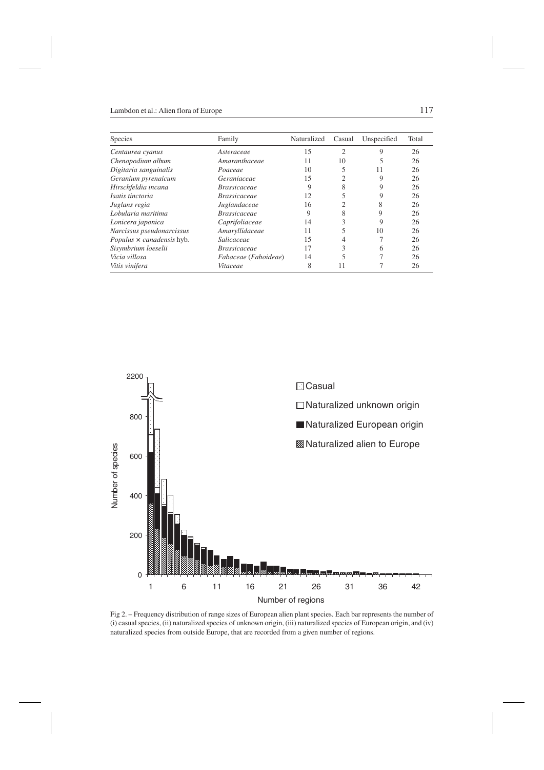| Species | Family | Naturalized | Casual | Unspecified | Total |
|---|---|---|---|---|---|
| *Centaurea cyanus* | *Asteraceae* | 15 | 2 | 9 | 26 |
| *Chenopodium album* | *Amaranthaceae* | 11 | 10 | 5 | 26 |
| *Digitaria sanguinalis* | *Poaceae* | 10 | 5 | 11 | 26 |
| *Geranium pyrenaicum* | *Geraniaceae* | 15 | 2 | 9 | 26 |
| *Hirschfeldia incana* | *Brassicaceae* | 9 | 8 | 9 | 26 |
| *Isatis tinctoria* | *Brassicaceae* | 12 | 5 | 9 | 26 |
| *Juglans regia* | *Juglandaceae* | 16 | 2 | 8 | 26 |
| *Lobularia maritima* | *Brassicaceae* | 9 | 8 | 9 | 26 |
| *Lonicera japonica* | *Caprifoliaceae* | 14 | 3 | 9 | 26 |
| *Narcissus pseudonarcissus* | *Amaryllidaceae* | 11 | 5 | 10 | 26 |
| *Populus × canadensis* hyb. | *Salicaceae* | 15 | 4 | 7 | 26 |
| *Sisymbrium loeselii* | *Brassicaceae* | 17 | 3 | 6 | 26 |
| *Vicia villosa* | *Fabaceae (Faboideae)* | 14 | 5 | 7 | 26 |
| *Vitis vinifera* | *Vitaceae* | 8 | 11 | 7 | 26 |

Fig 2. – Frequency distribution of range sizes of European alien plant species. Each bar represents the number of (i) casual species, (ii) naturalized species of unknown origin, (iii) naturalized species of European origin, and (iv) naturalized species from outside Europe, that are recorded from a given number of regions.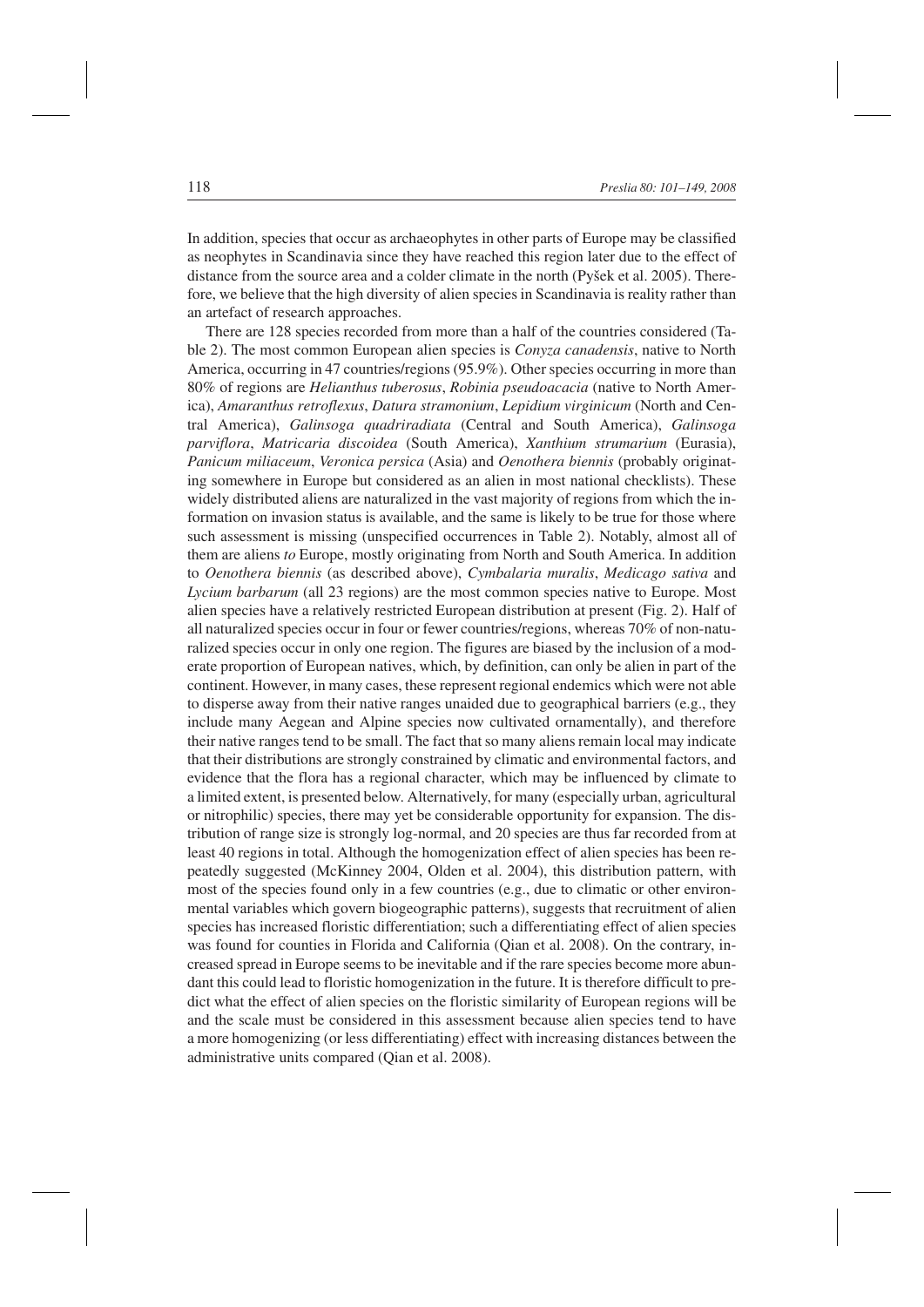In addition, species that occur as archaeophytes in other parts of Europe may be classified as neophytes in Scandinavia since they have reached this region later due to the effect of distance from the source area and a colder climate in the north (Pyšek et al. 2005). Therefore, we believe that the high diversity of alien species in Scandinavia is reality rather than an artefact of research approaches.

There are 128 species recorded from more than a half of the countries considered (Table 2). The most common European alien species is *Conyza canadensis*, native to North America, occurring in 47 countries/regions (95.9%). Other species occurring in more than 80% of regions are *Helianthus tuberosus*, *Robinia pseudoacacia* (native to North America), *Amaranthus retroflexus*, *Datura stramonium*, *Lepidium virginicum* (North and Central America), *Galinsoga quadriradiata* (Central and South America), *Galinsoga parviflora*, *Matricaria discoidea* (South America), *Xanthium strumarium* (Eurasia), *Panicum miliaceum*, *Veronica persica* (Asia) and *Oenothera biennis* (probably originating somewhere in Europe but considered as an alien in most national checklists). These widely distributed aliens are naturalized in the vast majority of regions from which the information on invasion status is available, and the same is likely to be true for those where such assessment is missing (unspecified occurrences in Table 2). Notably, almost all of them are aliens *to* Europe, mostly originating from North and South America. In addition to *Oenothera biennis* (as described above), *Cymbalaria muralis*, *Medicago sativa* and *Lycium barbarum* (all 23 regions) are the most common species native to Europe. Most alien species have a relatively restricted European distribution at present (Fig. 2). Half of all naturalized species occur in four or fewer countries/regions, whereas 70% of non-naturalized species occur in only one region. The figures are biased by the inclusion of a moderate proportion of European natives, which, by definition, can only be alien in part of the continent. However, in many cases, these represent regional endemics which were not able to disperse away from their native ranges unaided due to geographical barriers (e.g., they include many Aegean and Alpine species now cultivated ornamentally), and therefore their native ranges tend to be small. The fact that so many aliens remain local may indicate that their distributions are strongly constrained by climatic and environmental factors, and evidence that the flora has a regional character, which may be influenced by climate to a limited extent, is presented below. Alternatively, for many (especially urban, agricultural or nitrophilic) species, there may yet be considerable opportunity for expansion. The distribution of range size is strongly log-normal, and 20 species are thus far recorded from at least 40 regions in total. Although the homogenization effect of alien species has been repeatedly suggested (McKinney 2004, Olden et al. 2004), this distribution pattern, with most of the species found only in a few countries (e.g., due to climatic or other environmental variables which govern biogeographic patterns), suggests that recruitment of alien species has increased floristic differentiation; such a differentiating effect of alien species was found for counties in Florida and California (Qian et al. 2008). On the contrary, increased spread in Europe seems to be inevitable and if the rare species become more abundant this could lead to floristic homogenization in the future. It is therefore difficult to predict what the effect of alien species on the floristic similarity of European regions will be and the scale must be considered in this assessment because alien species tend to have a more homogenizing (or less differentiating) effect with increasing distances between the administrative units compared (Qian et al. 2008).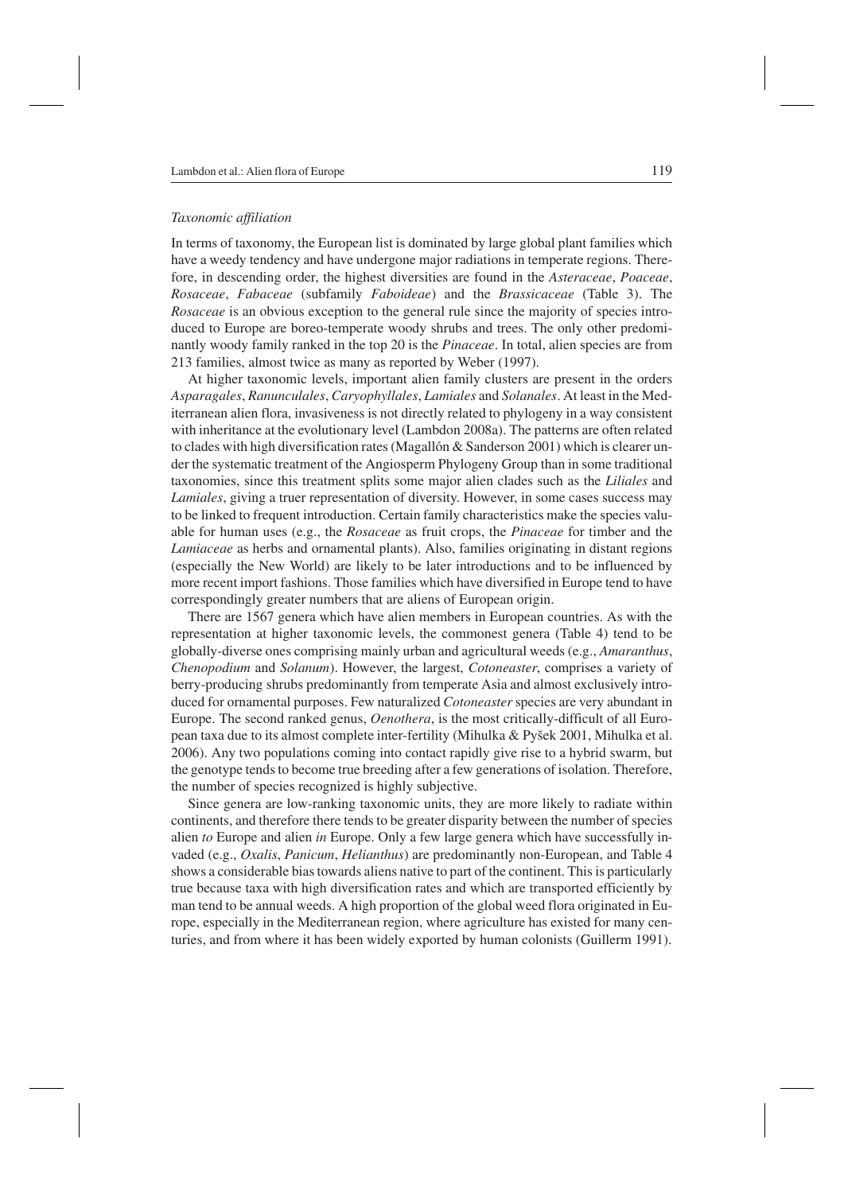*Taxonomic affiliation*

In terms of taxonomy, the European list is dominated by large global plant families which have a weedy tendency and have undergone major radiations in temperate regions. Therefore, in descending order, the highest diversities are found in the *Asteraceae*, *Poaceae*, *Rosaceae*, *Fabaceae* (subfamily *Faboideae*) and the *Brassicaceae* (Table 3). The *Rosaceae* is an obvious exception to the general rule since the majority of species introduced to Europe are boreo-temperate woody shrubs and trees. The only other predominantly woody family ranked in the top 20 is the *Pinaceae*. In total, alien species are from 213 families, almost twice as many as reported by Weber (1997).

At higher taxonomic levels, important alien family clusters are present in the orders *Asparagales*, *Ranunculales*, *Caryophyllales*, *Lamiales* and *Solanales*. At least in the Mediterranean alien flora, invasiveness is not directly related to phylogeny in a way consistent with inheritance at the evolutionary level (Lambdon 2008a). The patterns are often related to clades with high diversification rates (Magallón & Sanderson 2001) which is clearer under the systematic treatment of the Angiosperm Phylogeny Group than in some traditional taxonomies, since this treatment splits some major alien clades such as the *Liliales* and *Lamiales*, giving a truer representation of diversity. However, in some cases success may to be linked to frequent introduction. Certain family characteristics make the species valuable for human uses (e.g., the *Rosaceae* as fruit crops, the *Pinaceae* for timber and the *Lamiaceae* as herbs and ornamental plants). Also, families originating in distant regions (especially the New World) are likely to be later introductions and to be influenced by more recent import fashions. Those families which have diversified in Europe tend to have correspondingly greater numbers that are aliens of European origin.

There are 1567 genera which have alien members in European countries. As with the representation at higher taxonomic levels, the commonest genera (Table 4) tend to be globally-diverse ones comprising mainly urban and agricultural weeds (e.g., *Amaranthus*, *Chenopodium* and *Solanum*). However, the largest, *Cotoneaster*, comprises a variety of berry-producing shrubs predominantly from temperate Asia and almost exclusively introduced for ornamental purposes. Few naturalized *Cotoneaster* species are very abundant in Europe. The second ranked genus, *Oenothera*, is the most critically-difficult of all European taxa due to its almost complete inter-fertility (Mihulka & Pyšek 2001, Mihulka et al. 2006). Any two populations coming into contact rapidly give rise to a hybrid swarm, but the genotype tends to become true breeding after a few generations of isolation. Therefore, the number of species recognized is highly subjective.

Since genera are low-ranking taxonomic units, they are more likely to radiate within continents, and therefore there tends to be greater disparity between the number of species alien *to* Europe and alien *in* Europe. Only a few large genera which have successfully invaded (e.g., *Oxalis*, *Panicum*, *Helianthus*) are predominantly non-European, and Table 4 shows a considerable bias towards aliens native to part of the continent. This is particularly true because taxa with high diversification rates and which are transported efficiently by man tend to be annual weeds. A high proportion of the global weed flora originated in Europe, especially in the Mediterranean region, where agriculture has existed for many centuries, and from where it has been widely exported by human colonists (Guillerm 1991).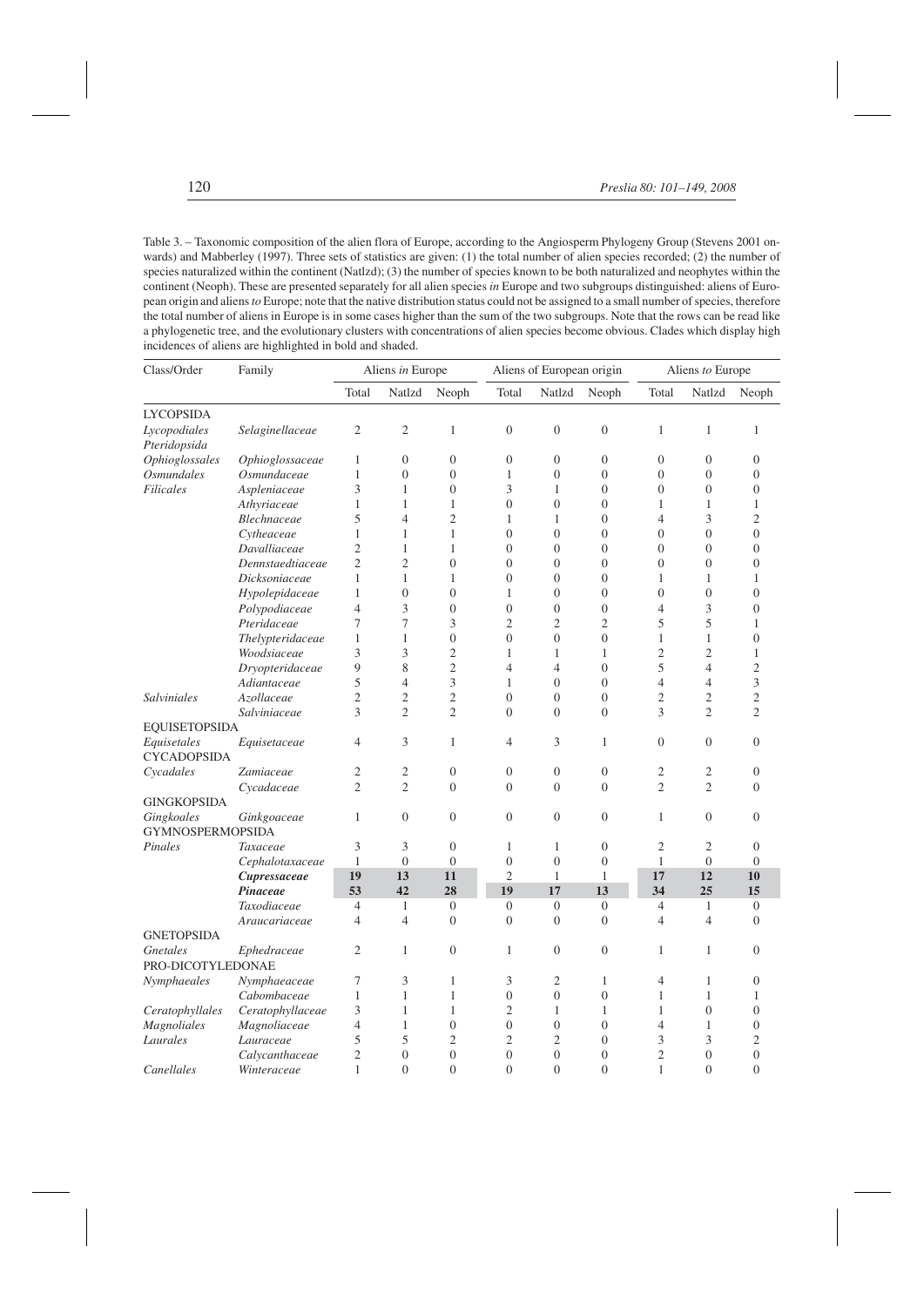Table 3. – Taxonomic composition of the alien flora of Europe, according to the Angiosperm Phylogeny Group (Stevens 2001 onwards) and Mabberley (1997). Three sets of statistics are given: (1) the total number of alien species recorded; (2) the number of species naturalized within the continent (Natlzd); (3) the number of species known to be both naturalized and neophytes within the continent (Neoph). These are presented separately for all alien species *in* Europe and two subgroups distinguished: aliens of European origin and aliens *to* Europe; note that the native distribution status could not be assigned to a small number of species, therefore the total number of aliens in Europe is in some cases higher than the sum of the two subgroups. Note that the rows can be read like a phylogenetic tree, and the evolutionary clusters with concentrations of alien species become obvious. Clades which display high incidences of aliens are highlighted in bold and shaded.

| Class/Order | Family | Aliens *in* Europe | | | Aliens of European origin | | | Aliens *to* Europe | | |
|---|---|---|---|---|---|---|---|---|---|---|
| | | Total | Natlzd | Neoph | Total | Natlzd | Neoph | Total | Natlzd | Neoph |
| LYCOPSIDA | | | | | | | | | | |
| *Lycopodiales* | *Selaginellaceae* | 2 | 2 | 1 | 0 | 0 | 0 | 1 | 1 | 1 |
| *Pteridopsida* | | | | | | | | | | |
| *Ophioglossales* | *Ophioglossaceae* | 1 | 0 | 0 | 0 | 0 | 0 | 0 | 0 | 0 |
| *Osmundales* | *Osmundaceae* | 1 | 0 | 0 | 1 | 0 | 0 | 0 | 0 | 0 |
| *Filicales* | *Aspleniaceae* | 3 | 1 | 0 | 3 | 1 | 0 | 0 | 0 | 0 |
| | *Athyriaceae* | 1 | 1 | 1 | 0 | 0 | 0 | 1 | 1 | 1 |
| | *Blechnaceae* | 5 | 4 | 2 | 1 | 1 | 0 | 4 | 3 | 2 |
| | *Cytheaceae* | 1 | 1 | 1 | 0 | 0 | 0 | 0 | 0 | 0 |
| | *Davalliaceae* | 2 | 1 | 1 | 0 | 0 | 0 | 0 | 0 | 0 |
| | *Dennstaedtiaceae* | 2 | 2 | 0 | 0 | 0 | 0 | 0 | 0 | 0 |
| | *Dicksoniaceae* | 1 | 1 | 1 | 0 | 0 | 0 | 1 | 1 | 1 |
| | *Hypolepidaceae* | 1 | 0 | 0 | 1 | 0 | 0 | 0 | 0 | 0 |
| | *Polypodiaceae* | 4 | 3 | 0 | 0 | 0 | 0 | 4 | 3 | 0 |
| | *Pteridaceae* | 7 | 7 | 3 | 2 | 2 | 2 | 5 | 5 | 1 |
| | *Thelypteridaceae* | 1 | 1 | 0 | 0 | 0 | 0 | 1 | 1 | 0 |
| | *Woodsiaceae* | 3 | 3 | 2 | 1 | 1 | 1 | 2 | 2 | 1 |
| | *Dryopteridaceae* | 9 | 8 | 2 | 4 | 4 | 0 | 5 | 4 | 2 |
| | *Adiantaceae* | 5 | 4 | 3 | 1 | 0 | 0 | 4 | 4 | 3 |
| *Salviniales* | *Azollaceae* | 2 | 2 | 2 | 0 | 0 | 0 | 2 | 2 | 2 |
| | *Salviniaceae* | 3 | 2 | 2 | 0 | 0 | 0 | 3 | 2 | 2 |
| EQUISETOPSIDA | | | | | | | | | | |
| *Equisetales* | *Equisetaceae* | 4 | 3 | 1 | 4 | 3 | 1 | 0 | 0 | 0 |
| CYCADOPSIDA | | | | | | | | | | |
| *Cycadales* | *Zamiaceae* | 2 | 2 | 0 | 0 | 0 | 0 | 2 | 2 | 0 |
| | *Cycadaceae* | 2 | 2 | 0 | 0 | 0 | 0 | 2 | 2 | 0 |
| GINGKOPSIDA | | | | | | | | | | |
| *Gingkoales* | *Ginkgoaceae* | 1 | 0 | 0 | 0 | 0 | 0 | 1 | 0 | 0 |
| GYMNOSPERMOPSIDA | | | | | | | | | | |
| *Pinales* | *Taxaceae* | 3 | 3 | 0 | 1 | 1 | 0 | 2 | 2 | 0 |
| | *Cephalotaxaceae* | 1 | 0 | 0 | 0 | 0 | 0 | 1 | 0 | 0 |
| | ***Cupressaceae*** | **19** | **13** | **11** | 2 | 1 | 1 | **17** | **12** | **10** |
| | ***Pinaceae*** | **53** | **42** | **28** | **19** | **17** | **13** | **34** | **25** | **15** |
| | *Taxodiaceae* | 4 | 1 | 0 | 0 | 0 | 0 | 4 | 1 | 0 |
| | *Araucariaceae* | 4 | 4 | 0 | 0 | 0 | 0 | 4 | 4 | 0 |
| GNETOPSIDA | | | | | | | | | | |
| *Gnetales* | *Ephedraceae* | 2 | 1 | 0 | 1 | 0 | 0 | 1 | 1 | 0 |
| PRO-DICOTYLEDONAE | | | | | | | | | | |
| *Nymphaeales* | *Nymphaeaceae* | 7 | 3 | 1 | 3 | 2 | 1 | 4 | 1 | 0 |
| | *Cabombaceae* | 1 | 1 | 1 | 0 | 0 | 0 | 1 | 1 | 1 |
| *Ceratophyllales* | *Ceratophyllaceae* | 3 | 1 | 1 | 2 | 1 | 1 | 1 | 0 | 0 |
| *Magnoliales* | *Magnoliaceae* | 4 | 1 | 0 | 0 | 0 | 0 | 4 | 1 | 0 |
| *Laurales* | *Lauraceae* | 5 | 5 | 2 | 2 | 2 | 0 | 3 | 3 | 2 |
| | *Calycanthaceae* | 2 | 0 | 0 | 0 | 0 | 0 | 2 | 0 | 0 |
| *Canellales* | *Winteraceae* | 1 | 0 | 0 | 0 | 0 | 0 | 1 | 0 | 0 |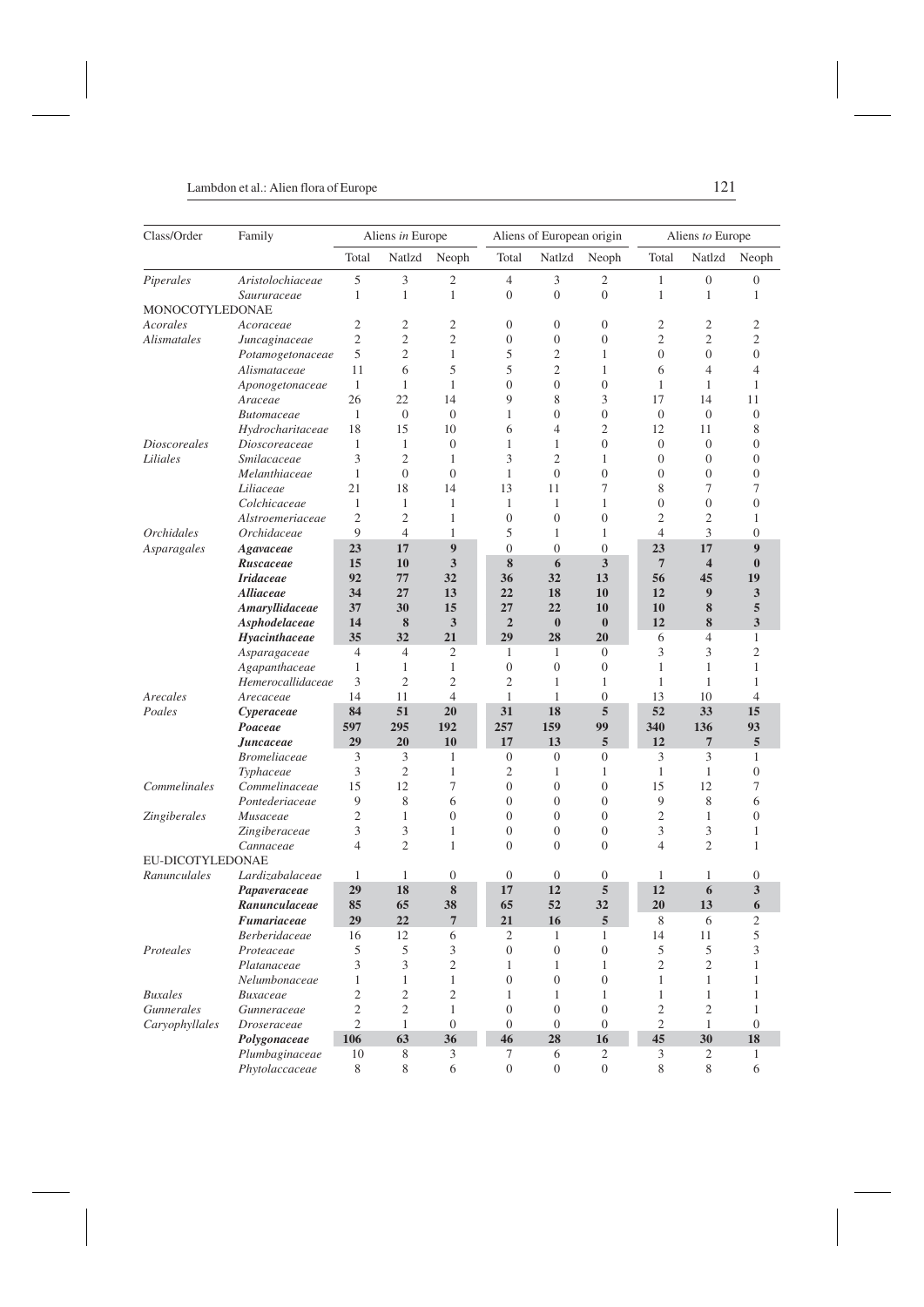| Class/Order | Family | Aliens *in* Europe | | | Aliens of European origin | | | Aliens *to* Europe | | |
|---|---|---|---|---|---|---|---|---|---|---|
| | | Total | Natlzd | Neoph | Total | Natlzd | Neoph | Total | Natlzd | Neoph |
| *Piperales* | *Aristolochiaceae* | 5 | 3 | 2 | 4 | 3 | 2 | 1 | 0 | 0 |
| | *Saururaceae* | 1 | 1 | 1 | 0 | 0 | 0 | 1 | 1 | 1 |
| MONOCOTYLEDONAE | | | | | | | | | | |
| *Acorales* | *Acoraceae* | 2 | 2 | 2 | 0 | 0 | 0 | 2 | 2 | 2 |
| *Alismatales* | *Juncaginaceae* | 2 | 2 | 2 | 0 | 0 | 0 | 2 | 2 | 2 |
| | *Potamogetonaceae* | 5 | 2 | 1 | 5 | 2 | 1 | 0 | 0 | 0 |
| | *Alismataceae* | 11 | 6 | 5 | 5 | 2 | 1 | 6 | 4 | 4 |
| | *Aponogetonaceae* | 1 | 1 | 1 | 0 | 0 | 0 | 1 | 1 | 1 |
| | *Araceae* | 26 | 22 | 14 | 9 | 8 | 3 | 17 | 14 | 11 |
| | *Butomaceae* | 1 | 0 | 0 | 1 | 0 | 0 | 0 | 0 | 0 |
| | *Hydrocharitaceae* | 18 | 15 | 10 | 6 | 4 | 2 | 12 | 11 | 8 |
| *Dioscoreales* | *Dioscoreaceae* | 1 | 1 | 0 | 1 | 1 | 0 | 0 | 0 | 0 |
| *Liliales* | *Smilacaceae* | 3 | 2 | 1 | 3 | 2 | 1 | 0 | 0 | 0 |
| | *Melanthiaceae* | 1 | 0 | 0 | 1 | 0 | 0 | 0 | 0 | 0 |
| | *Liliaceae* | 21 | 18 | 14 | 13 | 11 | 7 | 8 | 7 | 7 |
| | *Colchicaceae* | 1 | 1 | 1 | 1 | 1 | 1 | 0 | 0 | 0 |
| | *Alstroemeriaceae* | 2 | 2 | 1 | 0 | 0 | 0 | 2 | 2 | 1 |
| *Orchidales* | *Orchidaceae* | 9 | 4 | 1 | 5 | 1 | 1 | 4 | 3 | 0 |
| *Asparagales* | ***Agavaceae*** | **23** | **17** | **9** | **0** | **0** | **0** | **23** | **17** | **9** |
| | ***Ruscaceae*** | **15** | **10** | **3** | **8** | **6** | **3** | **7** | **4** | **0** |
| | ***Iridaceae*** | **92** | **77** | **32** | **36** | **32** | **13** | **56** | **45** | **19** |
| | ***Alliaceae*** | **34** | **27** | **13** | **22** | **18** | **10** | **12** | **9** | **3** |
| | ***Amaryllidaceae*** | **37** | **30** | **15** | **27** | **22** | **10** | **10** | **8** | **5** |
| | ***Asphodelaceae*** | **14** | **8** | **3** | **2** | **0** | **0** | **12** | **8** | **3** |
| | ***Hyacinthaceae*** | **35** | **32** | **21** | **29** | **28** | **20** | 6 | 4 | 1 |
| | *Asparagaceae* | 4 | 4 | 2 | 1 | 1 | 0 | 3 | 3 | 2 |
| | *Agapanthaceae* | 1 | 1 | 1 | 0 | 0 | 0 | 1 | 1 | 1 |
| | *Hemerocallidaceae* | 3 | 2 | 2 | 2 | 1 | 1 | 1 | 1 | 1 |
| *Arecales* | *Arecaceae* | 14 | 11 | 4 | 1 | 1 | 0 | 13 | 10 | 4 |
| *Poales* | ***Cyperaceae*** | **84** | **51** | **20** | **31** | **18** | **5** | **52** | **33** | **15** |
| | ***Poaceae*** | **597** | **295** | **192** | **257** | **159** | **99** | **340** | **136** | **93** |
| | ***Juncaceae*** | **29** | **20** | **10** | **17** | **13** | **5** | **12** | **7** | **5** |
| | *Bromeliaceae* | 3 | 3 | 1 | 0 | 0 | 0 | 3 | 3 | 1 |
| | *Typhaceae* | 3 | 2 | 1 | 2 | 1 | 1 | 1 | 1 | 0 |
| *Commelinales* | *Commelinaceae* | 15 | 12 | 7 | 0 | 0 | 0 | 15 | 12 | 7 |
| | *Pontederiaceae* | 9 | 8 | 6 | 0 | 0 | 0 | 9 | 8 | 6 |
| *Zingiberales* | *Musaceae* | 2 | 1 | 0 | 0 | 0 | 0 | 2 | 1 | 0 |
| | *Zingiberaceae* | 3 | 3 | 1 | 0 | 0 | 0 | 3 | 3 | 1 |
| | *Cannaceae* | 4 | 2 | 1 | 0 | 0 | 0 | 4 | 2 | 1 |
| EU-DICOTYLEDONAE | | | | | | | | | | |
| *Ranunculales* | *Lardizabalaceae* | 1 | 1 | 0 | 0 | 0 | 0 | 1 | 1 | 0 |
| | ***Papaveraceae*** | **29** | **18** | **8** | **17** | **12** | **5** | **12** | **6** | **3** |
| | ***Ranunculaceae*** | **85** | **65** | **38** | **65** | **52** | **32** | **20** | **13** | **6** |
| | ***Fumariaceae*** | **29** | **22** | **7** | **21** | **16** | **5** | 8 | 6 | 2 |
| | *Berberidaceae* | 16 | 12 | 6 | 2 | 1 | 1 | 14 | 11 | 5 |
| *Proteales* | *Proteaceae* | 5 | 5 | 3 | 0 | 0 | 0 | 5 | 5 | 3 |
| | *Platanaceae* | 3 | 3 | 2 | 1 | 1 | 1 | 2 | 2 | 1 |
| | *Nelumbonaceae* | 1 | 1 | 1 | 0 | 0 | 0 | 1 | 1 | 1 |
| *Buxales* | *Buxaceae* | 2 | 2 | 2 | 1 | 1 | 1 | 1 | 1 | 1 |
| *Gunnerales* | *Gunneraceae* | 2 | 2 | 1 | 0 | 0 | 0 | 2 | 2 | 1 |
| *Caryophyllales* | *Droseraceae* | 2 | 1 | 0 | 0 | 0 | 0 | 2 | 1 | 0 |
| | ***Polygonaceae*** | **106** | **63** | **36** | **46** | **28** | **16** | **45** | **30** | **18** |
| | *Plumbaginaceae* | 10 | 8 | 3 | 7 | 6 | 2 | 3 | 2 | 1 |
| | *Phytolaccaceae* | 8 | 8 | 6 | 0 | 0 | 0 | 8 | 8 | 6 |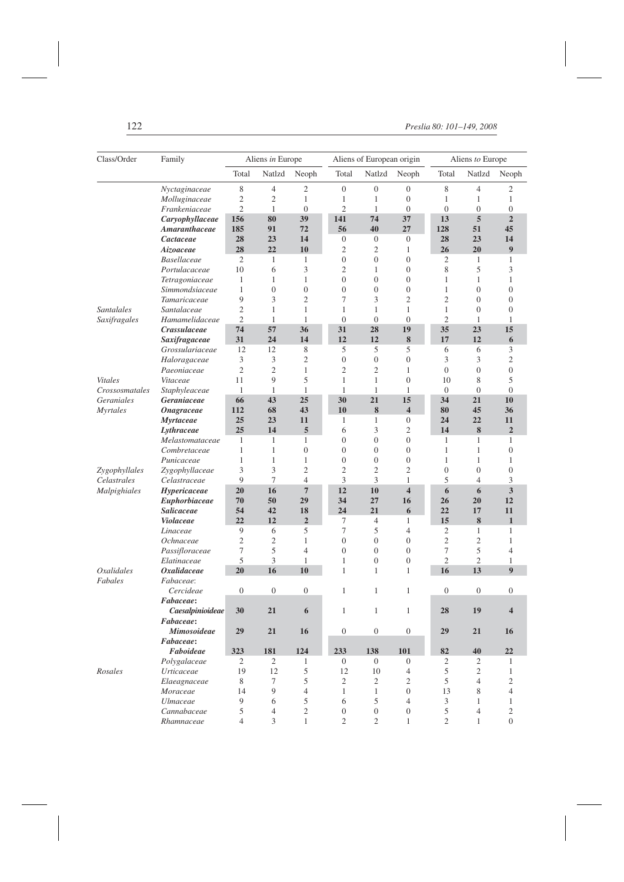| Class/Order | Family | Aliens *in* Europe | | | Aliens of European origin | | | Aliens *to* Europe | | |
|---|---|---|---|---|---|---|---|---|---|---|
| | | Total | Natlzd | Neoph | Total | Natlzd | Neoph | Total | Natlzd | Neoph |
| | *Nyctaginaceae* | 8 | 4 | 2 | 0 | 0 | 0 | 8 | 4 | 2 |
| | *Molluginaceae* | 2 | 2 | 1 | 1 | 1 | 0 | 1 | 1 | 1 |
| | *Frankeniaceae* | 2 | 1 | 0 | 2 | 1 | 0 | 0 | 0 | 0 |
| | ***Caryophyllaceae*** | **156** | **80** | **39** | **141** | **74** | **37** | **13** | **5** | **2** |
| | ***Amaranthaceae*** | **185** | **91** | **72** | **56** | **40** | **27** | **128** | **51** | **45** |
| | ***Cactaceae*** | **28** | **23** | **14** | 0 | 0 | 0 | **28** | **23** | **14** |
| | ***Aizoaceae*** | **28** | **22** | **10** | 2 | 2 | 1 | **26** | **20** | **9** |
| | *Basellaceae* | 2 | 1 | 1 | 0 | 0 | 0 | 2 | 1 | 1 |
| | *Portulacaceae* | 10 | 6 | 3 | 2 | 1 | 0 | 8 | 5 | 3 |
| | *Tetragoniaceae* | 1 | 1 | 1 | 0 | 0 | 0 | 1 | 1 | 1 |
| | *Simmondsiaceae* | 1 | 0 | 0 | 0 | 0 | 0 | 1 | 0 | 0 |
| | *Tamaricaceae* | 9 | 3 | 2 | 7 | 3 | 2 | 2 | 0 | 0 |
| *Santalales* | *Santalaceae* | 2 | 1 | 1 | 1 | 1 | 1 | 1 | 0 | 0 |
| *Saxifragales* | *Hamamelidaceae* | 2 | 1 | 1 | 0 | 0 | 0 | 2 | 1 | 1 |
| | ***Crassulaceae*** | **74** | **57** | **36** | **31** | **28** | **19** | **35** | **23** | **15** |
| | ***Saxifragaceae*** | **31** | **24** | **14** | **12** | **12** | **8** | **17** | **12** | **6** |
| | *Grossulariaceae* | 12 | 12 | 8 | 5 | 5 | 5 | 6 | 6 | 3 |
| | *Haloragaceae* | 3 | 3 | 2 | 0 | 0 | 0 | 3 | 3 | 2 |
| | *Paeoniaceae* | 2 | 2 | 1 | 2 | 2 | 1 | 0 | 0 | 0 |
| *Vitales* | *Vitaceae* | 11 | 9 | 5 | 1 | 1 | 0 | 10 | 8 | 5 |
| *Crossosmatales* | *Staphyleaceae* | 1 | 1 | 1 | 1 | 1 | 1 | 0 | 0 | 0 |
| *Geraniales* | ***Geraniaceae*** | **66** | **43** | **25** | **30** | **21** | **15** | **34** | **21** | **10** |
| *Myrtales* | ***Onagraceae*** | **112** | **68** | **43** | **10** | **8** | **4** | **80** | **45** | **36** |
| | ***Myrtaceae*** | **25** | **23** | **11** | 1 | 1 | 0 | **24** | **22** | **11** |
| | ***Lythraceae*** | **25** | **14** | **5** | 6 | 3 | 2 | **14** | **8** | **2** |
| | *Melastomataceae* | 1 | 1 | 1 | 0 | 0 | 0 | 1 | 1 | 1 |
| | *Combretaceae* | 1 | 1 | 0 | 0 | 0 | 0 | 1 | 1 | 0 |
| | *Punicaceae* | 1 | 1 | 1 | 0 | 0 | 0 | 1 | 1 | 1 |
| *Zygophyllales* | *Zygophyllaceae* | 3 | 3 | 2 | 2 | 2 | 2 | 0 | 0 | 0 |
| *Celastrales* | *Celastraceae* | 9 | 7 | 4 | 3 | 3 | 1 | 5 | 4 | 3 |
| *Malpighiales* | ***Hypericaceae*** | **20** | **16** | **7** | **12** | **10** | **4** | **6** | **6** | **3** |
| | ***Euphorbiaceae*** | **70** | **50** | **29** | **34** | **27** | **16** | **26** | **20** | **12** |
| | ***Salicaceae*** | **54** | **42** | **18** | **24** | **21** | **6** | **22** | **17** | **11** |
| | ***Violaceae*** | **22** | **12** | **2** | 7 | 4 | 1 | **15** | **8** | **1** |
| | *Linaceae* | 9 | 6 | 5 | 7 | 5 | 4 | 2 | 1 | 1 |
| | *Ochnaceae* | 2 | 2 | 1 | 0 | 0 | 0 | 2 | 2 | 1 |
| | *Passifloraceae* | 7 | 5 | 4 | 0 | 0 | 0 | 7 | 5 | 4 |
| | *Elatinaceae* | 5 | 3 | 1 | 1 | 0 | 0 | 2 | 2 | 1 |
| *Oxalidales* | ***Oxalidaceae*** | **20** | **16** | **10** | 1 | 1 | 1 | **16** | **13** | **9** |
| *Fabales* | *Fabaceae*: *Cercideae* | 0 | 0 | 0 | 1 | 1 | 1 | 0 | 0 | 0 |
| | ***Fabaceae*: *Caesalpinioideae*** | **30** | **21** | **6** | 1 | 1 | 1 | **28** | **19** | **4** |
| | ***Fabaceae*: *Mimosoideae*** | **29** | **21** | **16** | 0 | 0 | 0 | **29** | **21** | **16** |
| | ***Fabaceae*: *Faboideae*** | **323** | **181** | **124** | **233** | **138** | **101** | **82** | **40** | **22** |
| | *Polygalaceae* | 2 | 2 | 1 | 0 | 0 | 0 | 2 | 2 | 1 |
| *Rosales* | *Urticaceae* | 19 | 12 | 5 | 12 | 10 | 4 | 5 | 2 | 1 |
| | *Elaeagnaceae* | 8 | 7 | 5 | 2 | 2 | 2 | 5 | 4 | 2 |
| | *Moraceae* | 14 | 9 | 4 | 1 | 1 | 0 | 13 | 8 | 4 |
| | *Ulmaceae* | 9 | 6 | 5 | 6 | 5 | 4 | 3 | 1 | 1 |
| | *Cannabaceae* | 5 | 4 | 2 | 0 | 0 | 0 | 5 | 4 | 2 |
| | *Rhamnaceae* | 4 | 3 | 1 | 2 | 2 | 1 | 2 | 1 | 0 |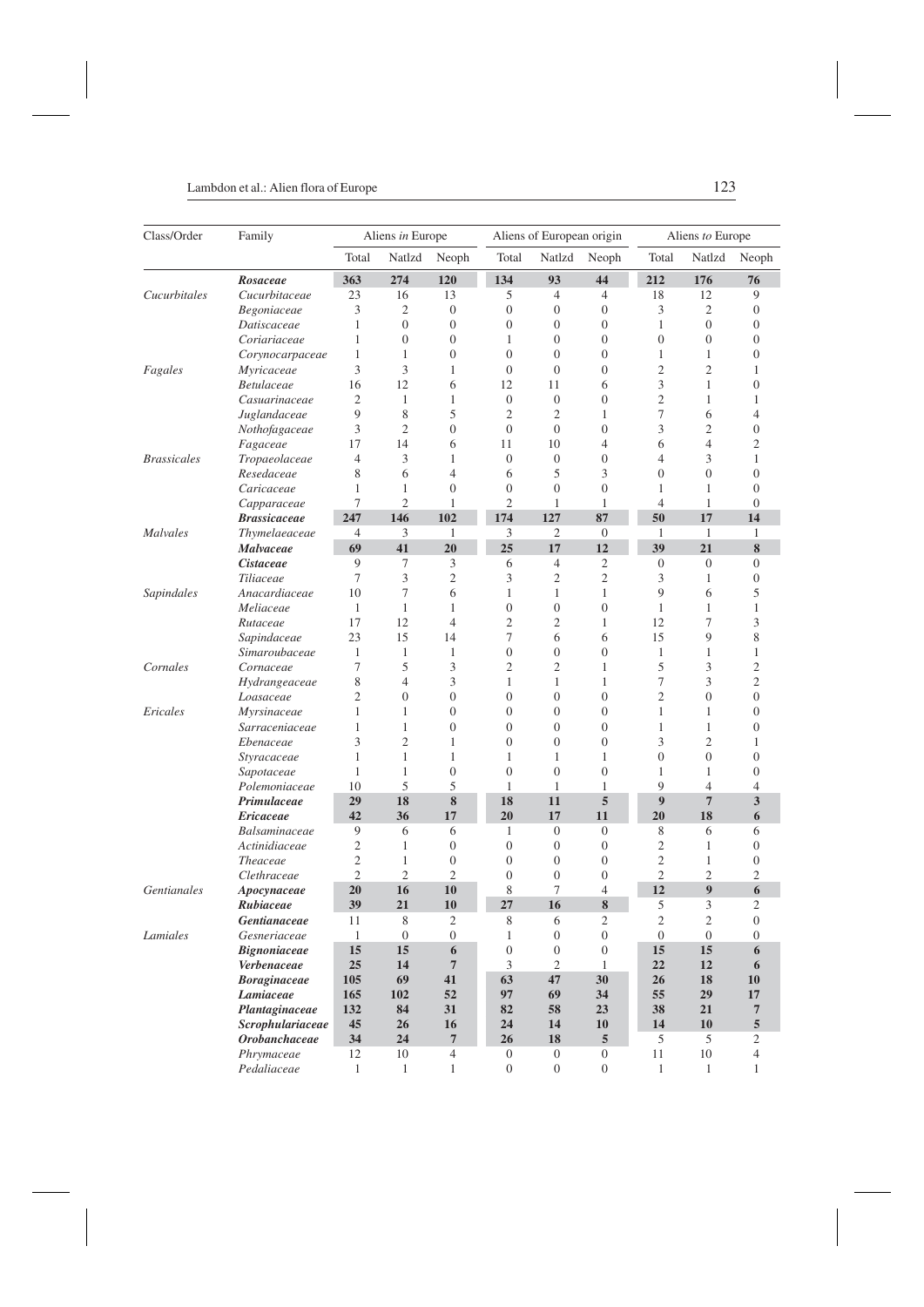| Class/Order | Family | Aliens *in* Europe | | | Aliens of European origin | | | Aliens *to* Europe | | |
|---|---|---|---|---|---|---|---|---|---|---|
| | | Total | Natlzd | Neoph | Total | Natlzd | Neoph | Total | Natlzd | Neoph |
| | ***Rosaceae*** | **363** | **274** | **120** | **134** | **93** | **44** | **212** | **176** | **76** |
| *Cucurbitales* | *Cucurbitaceae* | 23 | 16 | 13 | 5 | 4 | 4 | 18 | 12 | 9 |
| | *Begoniaceae* | 3 | 2 | 0 | 0 | 0 | 0 | 3 | 2 | 0 |
| | *Datiscaceae* | 1 | 0 | 0 | 0 | 0 | 0 | 1 | 0 | 0 |
| | *Coriariaceae* | 1 | 0 | 0 | 1 | 0 | 0 | 0 | 0 | 0 |
| | *Corynocarpaceae* | 1 | 1 | 0 | 0 | 0 | 0 | 1 | 1 | 0 |
| *Fagales* | *Myricaceae* | 3 | 3 | 1 | 0 | 0 | 0 | 2 | 2 | 1 |
| | *Betulaceae* | 16 | 12 | 6 | 12 | 11 | 6 | 3 | 1 | 0 |
| | *Casuarinaceae* | 2 | 1 | 1 | 0 | 0 | 0 | 2 | 1 | 1 |
| | *Juglandaceae* | 9 | 8 | 5 | 2 | 2 | 1 | 7 | 6 | 4 |
| | *Nothofagaceae* | 3 | 2 | 0 | 0 | 0 | 0 | 3 | 2 | 0 |
| | *Fagaceae* | 17 | 14 | 6 | 11 | 10 | 4 | 6 | 4 | 2 |
| *Brassicales* | *Tropaeolaceae* | 4 | 3 | 1 | 0 | 0 | 0 | 4 | 3 | 1 |
| | *Resedaceae* | 8 | 6 | 4 | 6 | 5 | 3 | 0 | 0 | 0 |
| | *Caricaceae* | 1 | 1 | 0 | 0 | 0 | 0 | 1 | 1 | 0 |
| | *Capparaceae* | 7 | 2 | 1 | 2 | 1 | 1 | 4 | 1 | 0 |
| | ***Brassicaceae*** | **247** | **146** | **102** | **174** | **127** | **87** | **50** | **17** | **14** |
| *Malvales* | *Thymelaeaceae* | 4 | 3 | 1 | 3 | 2 | 0 | 1 | 1 | 1 |
| | ***Malvaceae*** | **69** | **41** | **20** | **25** | **17** | **12** | **39** | **21** | **8** |
| | ***Cistaceae*** | 9 | 7 | 3 | 6 | 4 | 2 | 0 | 0 | 0 |
| | *Tiliaceae* | 7 | 3 | 2 | 3 | 2 | 2 | 3 | 1 | 0 |
| *Sapindales* | *Anacardiaceae* | 10 | 7 | 6 | 1 | 1 | 1 | 9 | 6 | 5 |
| | *Meliaceae* | 1 | 1 | 1 | 0 | 0 | 0 | 1 | 1 | 1 |
| | *Rutaceae* | 17 | 12 | 4 | 2 | 2 | 1 | 12 | 7 | 3 |
| | *Sapindaceae* | 23 | 15 | 14 | 7 | 6 | 6 | 15 | 9 | 8 |
| | *Simaroubaceae* | 1 | 1 | 1 | 0 | 0 | 0 | 1 | 1 | 1 |
| *Cornales* | *Cornaceae* | 7 | 5 | 3 | 2 | 2 | 1 | 5 | 3 | 2 |
| | *Hydrangeaceae* | 8 | 4 | 3 | 1 | 1 | 1 | 7 | 3 | 2 |
| | *Loasaceae* | 2 | 0 | 0 | 0 | 0 | 0 | 2 | 0 | 0 |
| *Ericales* | *Myrsinaceae* | 1 | 1 | 0 | 0 | 0 | 0 | 1 | 1 | 0 |
| | *Sarraceniaceae* | 1 | 1 | 0 | 0 | 0 | 0 | 1 | 1 | 0 |
| | *Ebenaceae* | 3 | 2 | 1 | 0 | 0 | 0 | 3 | 2 | 1 |
| | *Styracaceae* | 1 | 1 | 1 | 1 | 1 | 1 | 0 | 0 | 0 |
| | *Sapotaceae* | 1 | 1 | 0 | 0 | 0 | 0 | 1 | 1 | 0 |
| | *Polemoniaceae* | 10 | 5 | 5 | 1 | 1 | 1 | 9 | 4 | 4 |
| | ***Primulaceae*** | **29** | **18** | **8** | **18** | **11** | **5** | **9** | **7** | **3** |
| | ***Ericaceae*** | **42** | **36** | **17** | **20** | **17** | **11** | **20** | **18** | **6** |
| | *Balsaminaceae* | 9 | 6 | 6 | 1 | 0 | 0 | 8 | 6 | 6 |
| | *Actinidiaceae* | 2 | 1 | 0 | 0 | 0 | 0 | 2 | 1 | 0 |
| | *Theaceae* | 2 | 1 | 0 | 0 | 0 | 0 | 2 | 1 | 0 |
| | *Clethraceae* | 2 | 2 | 2 | 0 | 0 | 0 | 2 | 2 | 2 |
| *Gentianales* | ***Apocynaceae*** | **20** | **16** | **10** | 8 | 7 | 4 | **12** | **9** | **6** |
| | ***Rubiaceae*** | **39** | **21** | **10** | **27** | **16** | **8** | 5 | 3 | 2 |
| | ***Gentianaceae*** | 11 | 8 | 2 | 8 | 6 | 2 | 2 | 2 | 0 |
| *Lamiales* | *Gesneriaceae* | 1 | 0 | 0 | 1 | 0 | 0 | 0 | 0 | 0 |
| | ***Bignoniaceae*** | **15** | **15** | **6** | 0 | 0 | 0 | **15** | **15** | **6** |
| | ***Verbenaceae*** | **25** | **14** | **7** | 3 | 2 | 1 | **22** | **12** | **6** |
| | ***Boraginaceae*** | **105** | **69** | **41** | **63** | **47** | **30** | **26** | **18** | **10** |
| | ***Lamiaceae*** | **165** | **102** | **52** | **97** | **69** | **34** | **55** | **29** | **17** |
| | ***Plantaginaceae*** | **132** | **84** | **31** | **82** | **58** | **23** | **38** | **21** | **7** |
| | ***Scrophulariaceae*** | **45** | **26** | **16** | **24** | **14** | **10** | **14** | **10** | **5** |
| | ***Orobanchaceae*** | **34** | **24** | **7** | **26** | **18** | **5** | 5 | 5 | 2 |
| | *Phrymaceae* | 12 | 10 | 4 | 0 | 0 | 0 | 11 | 10 | 4 |
| | *Pedaliaceae* | 1 | 1 | 1 | 0 | 0 | 0 | 1 | 1 | 1 |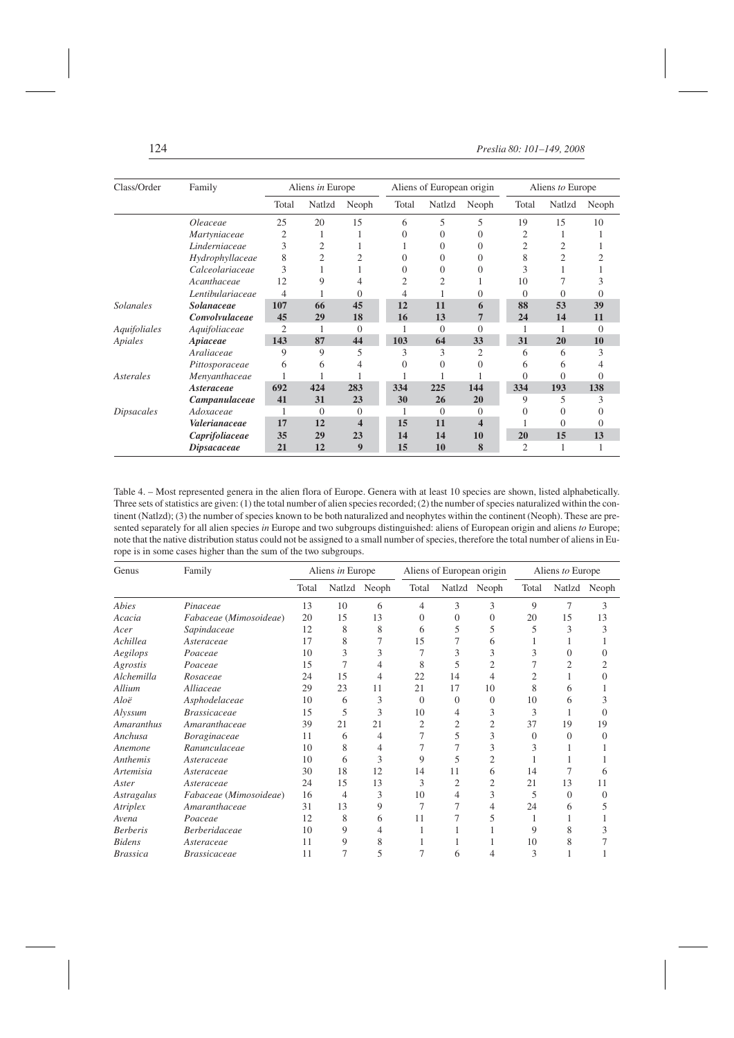| Class/Order | Family | Aliens *in* Europe | | | Aliens of European origin | | | Aliens *to* Europe | | |
|---|---|---|---|---|---|---|---|---|---|---|
| | | Total | Natlzd | Neoph | Total | Natlzd | Neoph | Total | Natlzd | Neoph |
| | *Oleaceae* | 25 | 20 | 15 | 6 | 5 | 5 | 19 | 15 | 10 |
| | *Martyniaceae* | 2 | 1 | 1 | 0 | 0 | 0 | 2 | 1 | 1 |
| | *Linderniaceae* | 3 | 2 | 1 | 1 | 0 | 0 | 2 | 2 | 1 |
| | *Hydrophyllaceae* | 8 | 2 | 2 | 0 | 0 | 0 | 8 | 2 | 2 |
| | *Calceolariaceae* | 3 | 1 | 1 | 0 | 0 | 0 | 3 | 1 | 1 |
| | *Acanthaceae* | 12 | 9 | 4 | 2 | 2 | 1 | 10 | 7 | 3 |
| | *Lentibulariaceae* | 4 | 1 | 0 | 4 | 1 | 0 | 0 | 0 | 0 |
| *Solanales* | ***Solanaceae*** | **107** | **66** | **45** | **12** | **11** | **6** | **88** | **53** | **39** |
| | ***Convolvulaceae*** | **45** | **29** | **18** | **16** | **13** | **7** | **24** | **14** | **11** |
| *Aquifoliales* | *Aquifoliaceae* | 2 | 1 | 0 | 1 | 0 | 0 | 1 | 1 | 0 |
| *Apiales* | ***Apiaceae*** | **143** | **87** | **44** | **103** | **64** | **33** | **31** | **20** | **10** |
| | *Araliaceae* | 9 | 9 | 5 | 3 | 3 | 2 | 6 | 6 | 3 |
| | *Pittosporaceae* | 6 | 6 | 4 | 0 | 0 | 0 | 6 | 6 | 4 |
| *Asterales* | *Menyanthaceae* | 1 | 1 | 1 | 1 | 1 | 1 | 0 | 0 | 0 |
| | ***Asteraceae*** | **692** | **424** | **283** | **334** | **225** | **144** | **334** | **193** | **138** |
| | ***Campanulaceae*** | **41** | **31** | **23** | **30** | **26** | **20** | 9 | 5 | 3 |
| *Dipsacales* | *Adoxaceae* | 1 | 0 | 0 | 1 | 0 | 0 | 0 | 0 | 0 |
| | ***Valerianaceae*** | **17** | **12** | **4** | **15** | **11** | **4** | 1 | 0 | 0 |
| | ***Caprifoliaceae*** | **35** | **29** | **23** | **14** | **14** | **10** | **20** | **15** | **13** |
| | ***Dipsacaceae*** | **21** | **12** | **9** | **15** | **10** | **8** | 2 | 1 | 1 |

Table 4. – Most represented genera in the alien flora of Europe. Genera with at least 10 species are shown, listed alphabetically. Three sets of statistics are given: (1) the total number of alien species recorded; (2) the number of species naturalized within the continent (Natlzd); (3) the number of species known to be both naturalized and neophytes within the continent (Neoph). These are presented separately for all alien species *in* Europe and two subgroups distinguished: aliens of European origin and aliens *to* Europe; note that the native distribution status could not be assigned to a small number of species, therefore the total number of aliens in Europe is in some cases higher than the sum of the two subgroups.

| Genus | Family | Aliens *in* Europe | | | Aliens of European origin | | | Aliens *to* Europe | | |
|---|---|---|---|---|---|---|---|---|---|---|
| | | Total | Natlzd | Neoph | Total | Natlzd | Neoph | Total | Natlzd | Neoph |
| *Abies* | *Pinaceae* | 13 | 10 | 6 | 4 | 3 | 3 | 9 | 7 | 3 |
| *Acacia* | *Fabaceae* (*Mimosoideae*) | 20 | 15 | 13 | 0 | 0 | 0 | 20 | 15 | 13 |
| *Acer* | *Sapindaceae* | 12 | 8 | 8 | 6 | 5 | 5 | 5 | 3 | 3 |
| *Achillea* | *Asteraceae* | 17 | 8 | 7 | 15 | 7 | 6 | 1 | 1 | 1 |
| *Aegilops* | *Poaceae* | 10 | 3 | 3 | 7 | 3 | 3 | 3 | 0 | 0 |
| *Agrostis* | *Poaceae* | 15 | 7 | 4 | 8 | 5 | 2 | 7 | 2 | 2 |
| *Alchemilla* | *Rosaceae* | 24 | 15 | 4 | 22 | 14 | 4 | 2 | 1 | 0 |
| *Allium* | *Alliaceae* | 29 | 23 | 11 | 21 | 17 | 10 | 8 | 6 | 1 |
| *Aloë* | *Asphodelaceae* | 10 | 6 | 3 | 0 | 0 | 0 | 10 | 6 | 3 |
| *Alyssum* | *Brassicaceae* | 15 | 5 | 3 | 10 | 4 | 3 | 3 | 1 | 0 |
| *Amaranthus* | *Amaranthaceae* | 39 | 21 | 21 | 2 | 2 | 2 | 37 | 19 | 19 |
| *Anchusa* | *Boraginaceae* | 11 | 6 | 4 | 7 | 5 | 3 | 0 | 0 | 0 |
| *Anemone* | *Ranunculaceae* | 10 | 8 | 4 | 7 | 7 | 3 | 3 | 1 | 1 |
| *Anthemis* | *Asteraceae* | 10 | 6 | 3 | 9 | 5 | 2 | 1 | 1 | 1 |
| *Artemisia* | *Asteraceae* | 30 | 18 | 12 | 14 | 11 | 6 | 14 | 7 | 6 |
| *Aster* | *Asteraceae* | 24 | 15 | 13 | 3 | 2 | 2 | 21 | 13 | 11 |
| *Astragalus* | *Fabaceae* (*Mimosoideae*) | 16 | 4 | 3 | 10 | 4 | 3 | 5 | 0 | 0 |
| *Atriplex* | *Amaranthaceae* | 31 | 13 | 9 | 7 | 7 | 4 | 24 | 6 | 5 |
| *Avena* | *Poaceae* | 12 | 8 | 6 | 11 | 7 | 5 | 1 | 1 | 1 |
| *Berberis* | *Berberidaceae* | 10 | 9 | 4 | 1 | 1 | 1 | 9 | 8 | 3 |
| *Bidens* | *Asteraceae* | 11 | 9 | 8 | 1 | 1 | 1 | 10 | 8 | 7 |
| *Brassica* | *Brassicaceae* | 11 | 7 | 5 | 7 | 6 | 4 | 3 | 1 | 1 |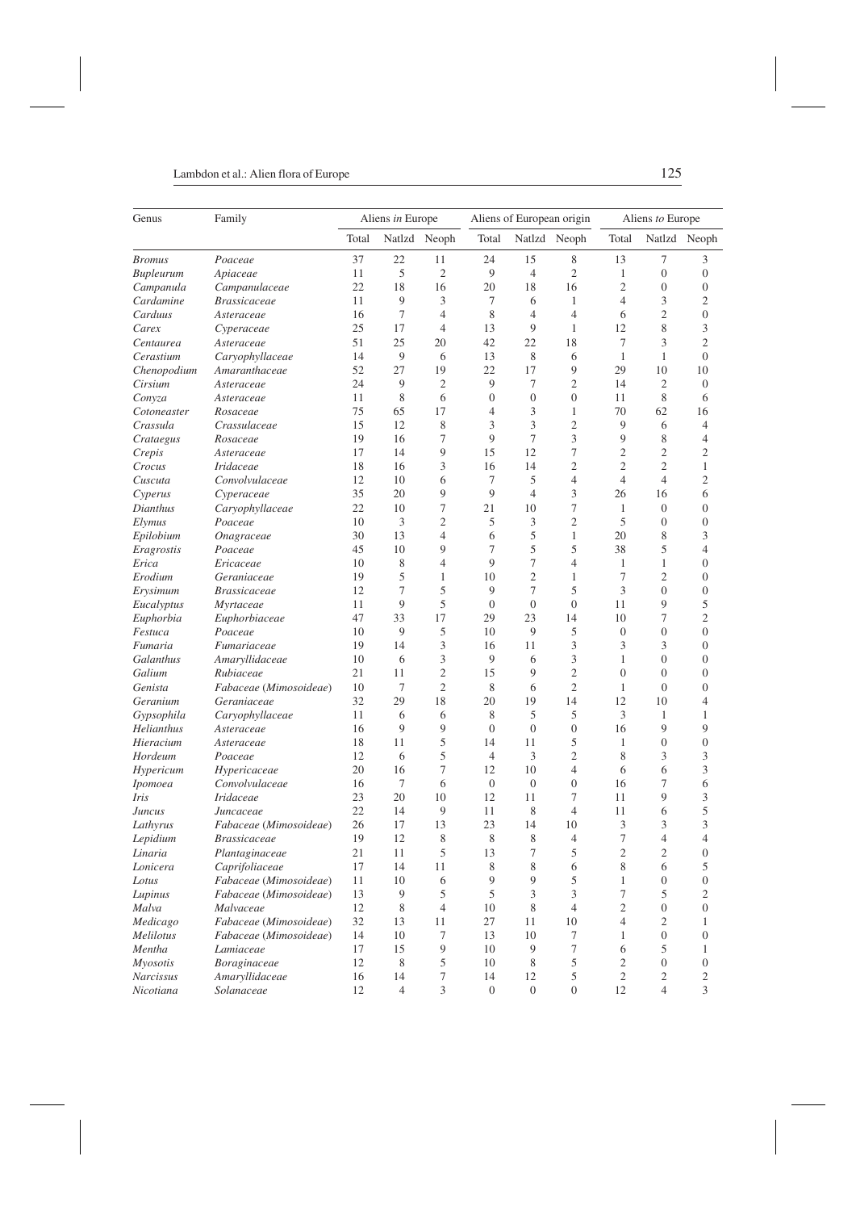| Genus | Family | Aliens *in* Europe | | | Aliens of European origin | | | Aliens *to* Europe | | |
|---|---|---|---|---|---|---|---|---|---|---|
| | | Total | Natlzd | Neoph | Total | Natlzd | Neoph | Total | Natlzd | Neoph |
| *Bromus* | *Poaceae* | 37 | 22 | 11 | 24 | 15 | 8 | 13 | 7 | 3 |
| *Bupleurum* | *Apiaceae* | 11 | 5 | 2 | 9 | 4 | 2 | 1 | 0 | 0 |
| *Campanula* | *Campanulaceae* | 22 | 18 | 16 | 20 | 18 | 16 | 2 | 0 | 0 |
| *Cardamine* | *Brassicaceae* | 11 | 9 | 3 | 7 | 6 | 1 | 4 | 3 | 2 |
| *Carduus* | *Asteraceae* | 16 | 7 | 4 | 8 | 4 | 4 | 6 | 2 | 0 |
| *Carex* | *Cyperaceae* | 25 | 17 | 4 | 13 | 9 | 1 | 12 | 8 | 3 |
| *Centaurea* | *Asteraceae* | 51 | 25 | 20 | 42 | 22 | 18 | 7 | 3 | 2 |
| *Cerastium* | *Caryophyllaceae* | 14 | 9 | 6 | 13 | 8 | 6 | 1 | 1 | 0 |
| *Chenopodium* | *Amaranthaceae* | 52 | 27 | 19 | 22 | 17 | 9 | 29 | 10 | 10 |
| *Cirsium* | *Asteraceae* | 24 | 9 | 2 | 9 | 7 | 2 | 14 | 2 | 0 |
| *Conyza* | *Asteraceae* | 11 | 8 | 6 | 0 | 0 | 0 | 11 | 8 | 6 |
| *Cotoneaster* | *Rosaceae* | 75 | 65 | 17 | 4 | 3 | 1 | 70 | 62 | 16 |
| *Crassula* | *Crassulaceae* | 15 | 12 | 8 | 3 | 3 | 2 | 9 | 6 | 4 |
| *Crataegus* | *Rosaceae* | 19 | 16 | 7 | 9 | 7 | 3 | 9 | 8 | 4 |
| *Crepis* | *Asteraceae* | 17 | 14 | 9 | 15 | 12 | 7 | 2 | 2 | 2 |
| *Crocus* | *Iridaceae* | 18 | 16 | 3 | 16 | 14 | 2 | 2 | 2 | 1 |
| *Cuscuta* | *Convolvulaceae* | 12 | 10 | 6 | 7 | 5 | 4 | 4 | 4 | 2 |
| *Cyperus* | *Cyperaceae* | 35 | 20 | 9 | 9 | 4 | 3 | 26 | 16 | 6 |
| *Dianthus* | *Caryophyllaceae* | 22 | 10 | 7 | 21 | 10 | 7 | 1 | 0 | 0 |
| *Elymus* | *Poaceae* | 10 | 3 | 2 | 5 | 3 | 2 | 5 | 0 | 0 |
| *Epilobium* | *Onagraceae* | 30 | 13 | 4 | 6 | 5 | 1 | 20 | 8 | 3 |
| *Eragrostis* | *Poaceae* | 45 | 10 | 9 | 7 | 5 | 5 | 38 | 5 | 4 |
| *Erica* | *Ericaceae* | 10 | 8 | 4 | 9 | 7 | 4 | 1 | 1 | 0 |
| *Erodium* | *Geraniaceae* | 19 | 5 | 1 | 10 | 2 | 1 | 7 | 2 | 0 |
| *Erysimum* | *Brassicaceae* | 12 | 7 | 5 | 9 | 7 | 5 | 3 | 0 | 0 |
| *Eucalyptus* | *Myrtaceae* | 11 | 9 | 5 | 0 | 0 | 0 | 11 | 9 | 5 |
| *Euphorbia* | *Euphorbiaceae* | 47 | 33 | 17 | 29 | 23 | 14 | 10 | 7 | 2 |
| *Festuca* | *Poaceae* | 10 | 9 | 5 | 10 | 9 | 5 | 0 | 0 | 0 |
| *Fumaria* | *Fumariaceae* | 19 | 14 | 3 | 16 | 11 | 3 | 3 | 3 | 0 |
| *Galanthus* | *Amaryllidaceae* | 10 | 6 | 3 | 9 | 6 | 3 | 1 | 0 | 0 |
| *Galium* | *Rubiaceae* | 21 | 11 | 2 | 15 | 9 | 2 | 0 | 0 | 0 |
| *Genista* | *Fabaceae* (*Mimosoideae*) | 10 | 7 | 2 | 8 | 6 | 2 | 1 | 0 | 0 |
| *Geranium* | *Geraniaceae* | 32 | 29 | 18 | 20 | 19 | 14 | 12 | 10 | 4 |
| *Gypsophila* | *Caryophyllaceae* | 11 | 6 | 6 | 8 | 5 | 5 | 3 | 1 | 1 |
| *Helianthus* | *Asteraceae* | 16 | 9 | 9 | 0 | 0 | 0 | 16 | 9 | 9 |
| *Hieracium* | *Asteraceae* | 18 | 11 | 5 | 14 | 11 | 5 | 1 | 0 | 0 |
| *Hordeum* | *Poaceae* | 12 | 6 | 5 | 4 | 3 | 2 | 8 | 3 | 3 |
| *Hypericum* | *Hypericaceae* | 20 | 16 | 7 | 12 | 10 | 4 | 6 | 6 | 3 |
| *Ipomoea* | *Convolvulaceae* | 16 | 7 | 6 | 0 | 0 | 0 | 16 | 7 | 6 |
| *Iris* | *Iridaceae* | 23 | 20 | 10 | 12 | 11 | 7 | 11 | 9 | 3 |
| *Juncus* | *Juncaceae* | 22 | 14 | 9 | 11 | 8 | 4 | 11 | 6 | 5 |
| *Lathyrus* | *Fabaceae* (*Mimosoideae*) | 26 | 17 | 13 | 23 | 14 | 10 | 3 | 3 | 3 |
| *Lepidium* | *Brassicaceae* | 19 | 12 | 8 | 8 | 8 | 4 | 7 | 4 | 4 |
| *Linaria* | *Plantaginaceae* | 21 | 11 | 5 | 13 | 7 | 5 | 2 | 2 | 0 |
| *Lonicera* | *Caprifoliaceae* | 17 | 14 | 11 | 8 | 8 | 6 | 8 | 6 | 5 |
| *Lotus* | *Fabaceae* (*Mimosoideae*) | 11 | 10 | 6 | 9 | 9 | 5 | 1 | 0 | 0 |
| *Lupinus* | *Fabaceae* (*Mimosoideae*) | 13 | 9 | 5 | 5 | 3 | 3 | 7 | 5 | 2 |
| *Malva* | *Malvaceae* | 12 | 8 | 4 | 10 | 8 | 4 | 2 | 0 | 0 |
| *Medicago* | *Fabaceae* (*Mimosoideae*) | 32 | 13 | 11 | 27 | 11 | 10 | 4 | 2 | 1 |
| *Melilotus* | *Fabaceae* (*Mimosoideae*) | 14 | 10 | 7 | 13 | 10 | 7 | 1 | 0 | 0 |
| *Mentha* | *Lamiaceae* | 17 | 15 | 9 | 10 | 9 | 7 | 6 | 5 | 1 |
| *Myosotis* | *Boraginaceae* | 12 | 8 | 5 | 10 | 8 | 5 | 2 | 0 | 0 |
| *Narcissus* | *Amaryllidaceae* | 16 | 14 | 7 | 14 | 12 | 5 | 2 | 2 | 2 |
| *Nicotiana* | *Solanaceae* | 12 | 4 | 3 | 0 | 0 | 0 | 12 | 4 | 3 |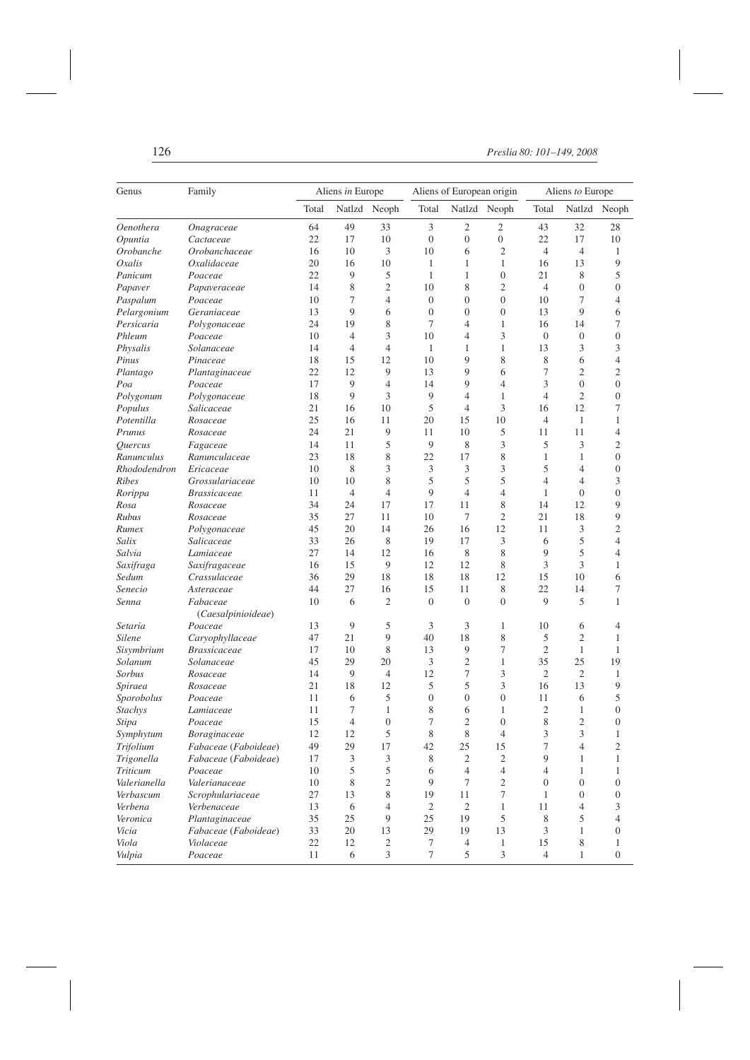| Genus | Family | Aliens *in* Europe | | | Aliens of European origin | | | Aliens *to* Europe | | |
|---|---|---|---|---|---|---|---|---|---|---|
| | | Total | Natlzd | Neoph | Total | Natlzd | Neoph | Total | Natlzd | Neoph |
| *Oenothera* | *Onagraceae* | 64 | 49 | 33 | 3 | 2 | 2 | 43 | 32 | 28 |
| *Opuntia* | *Cactaceae* | 22 | 17 | 10 | 0 | 0 | 0 | 22 | 17 | 10 |
| *Orobanche* | *Orobanchaceae* | 16 | 10 | 3 | 10 | 6 | 2 | 4 | 4 | 1 |
| *Oxalis* | *Oxalidaceae* | 20 | 16 | 10 | 1 | 1 | 1 | 16 | 13 | 9 |
| *Panicum* | *Poaceae* | 22 | 9 | 5 | 1 | 1 | 0 | 21 | 8 | 5 |
| *Papaver* | *Papaveraceae* | 14 | 8 | 2 | 10 | 8 | 2 | 4 | 0 | 0 |
| *Paspalum* | *Poaceae* | 10 | 7 | 4 | 0 | 0 | 0 | 10 | 7 | 4 |
| *Pelargonium* | *Geraniaceae* | 13 | 9 | 6 | 0 | 0 | 0 | 13 | 9 | 6 |
| *Persicaria* | *Polygonaceae* | 24 | 19 | 8 | 7 | 4 | 1 | 16 | 14 | 7 |
| *Phleum* | *Poaceae* | 10 | 4 | 3 | 10 | 4 | 3 | 0 | 0 | 0 |
| *Physalis* | *Solanaceae* | 14 | 4 | 4 | 1 | 1 | 1 | 13 | 3 | 3 |
| *Pinus* | *Pinaceae* | 18 | 15 | 12 | 10 | 9 | 8 | 8 | 6 | 4 |
| *Plantago* | *Plantaginaceae* | 22 | 12 | 9 | 13 | 9 | 6 | 7 | 2 | 2 |
| *Poa* | *Poaceae* | 17 | 9 | 4 | 14 | 9 | 4 | 3 | 0 | 0 |
| *Polygonum* | *Polygonaceae* | 18 | 9 | 3 | 9 | 4 | 1 | 4 | 2 | 0 |
| *Populus* | *Salicaceae* | 21 | 16 | 10 | 5 | 4 | 3 | 16 | 12 | 7 |
| *Potentilla* | *Rosaceae* | 25 | 16 | 11 | 20 | 15 | 10 | 4 | 1 | 1 |
| *Prunus* | *Rosaceae* | 24 | 21 | 9 | 11 | 10 | 5 | 11 | 11 | 4 |
| *Quercus* | *Fagaceae* | 14 | 11 | 5 | 9 | 8 | 3 | 5 | 3 | 2 |
| *Ranunculus* | *Ranunculaceae* | 23 | 18 | 8 | 22 | 17 | 8 | 1 | 1 | 0 |
| *Rhododendron* | *Ericaceae* | 10 | 8 | 3 | 3 | 3 | 3 | 5 | 4 | 0 |
| *Ribes* | *Grossulariaceae* | 10 | 10 | 8 | 5 | 5 | 5 | 4 | 4 | 3 |
| *Rorippa* | *Brassicaceae* | 11 | 4 | 4 | 9 | 4 | 4 | 1 | 0 | 0 |
| *Rosa* | *Rosaceae* | 34 | 24 | 17 | 17 | 11 | 8 | 14 | 12 | 9 |
| *Rubus* | *Rosaceae* | 35 | 27 | 11 | 10 | 7 | 2 | 21 | 18 | 9 |
| *Rumex* | *Polygonaceae* | 45 | 20 | 14 | 26 | 16 | 12 | 11 | 3 | 2 |
| *Salix* | *Salicaceae* | 33 | 26 | 8 | 19 | 17 | 3 | 6 | 5 | 4 |
| *Salvia* | *Lamiaceae* | 27 | 14 | 12 | 16 | 8 | 8 | 9 | 5 | 4 |
| *Saxifraga* | *Saxifragaceae* | 16 | 15 | 9 | 12 | 12 | 8 | 3 | 3 | 1 |
| *Sedum* | *Crassulaceae* | 36 | 29 | 18 | 18 | 18 | 12 | 15 | 10 | 6 |
| *Senecio* | *Asteraceae* | 44 | 27 | 16 | 15 | 11 | 8 | 22 | 14 | 7 |
| *Senna* | *Fabaceae* (*Caesalpinioideae*) | 10 | 6 | 2 | 0 | 0 | 0 | 9 | 5 | 1 |
| *Setaria* | *Poaceae* | 13 | 9 | 5 | 3 | 3 | 1 | 10 | 6 | 4 |
| *Silene* | *Caryophyllaceae* | 47 | 21 | 9 | 40 | 18 | 8 | 5 | 2 | 1 |
| *Sisymbrium* | *Brassicaceae* | 17 | 10 | 8 | 13 | 9 | 7 | 2 | 1 | 1 |
| *Solanum* | *Solanaceae* | 45 | 29 | 20 | 3 | 2 | 1 | 35 | 25 | 19 |
| *Sorbus* | *Rosaceae* | 14 | 9 | 4 | 12 | 7 | 3 | 2 | 2 | 1 |
| *Spiraea* | *Rosaceae* | 21 | 18 | 12 | 5 | 5 | 3 | 16 | 13 | 9 |
| *Sporobolus* | *Poaceae* | 11 | 6 | 5 | 0 | 0 | 0 | 11 | 6 | 5 |
| *Stachys* | *Lamiaceae* | 11 | 7 | 1 | 8 | 6 | 1 | 2 | 1 | 0 |
| *Stipa* | *Poaceae* | 15 | 4 | 0 | 7 | 2 | 0 | 8 | 2 | 0 |
| *Symphytum* | *Boraginaceae* | 12 | 12 | 5 | 8 | 8 | 4 | 3 | 3 | 1 |
| *Trifolium* | *Fabaceae* (*Faboideae*) | 49 | 29 | 17 | 42 | 25 | 15 | 7 | 4 | 2 |
| *Trigonella* | *Fabaceae* (*Faboideae*) | 17 | 3 | 3 | 8 | 2 | 2 | 9 | 1 | 1 |
| *Triticum* | *Poaceae* | 10 | 5 | 5 | 6 | 4 | 4 | 4 | 1 | 1 |
| *Valerianella* | *Valerianaceae* | 10 | 8 | 2 | 9 | 7 | 2 | 0 | 0 | 0 |
| *Verbascum* | *Scrophulariaceae* | 27 | 13 | 8 | 19 | 11 | 7 | 1 | 0 | 0 |
| *Verbena* | *Verbenaceae* | 13 | 6 | 4 | 2 | 2 | 1 | 11 | 4 | 3 |
| *Veronica* | *Plantaginaceae* | 35 | 25 | 9 | 25 | 19 | 5 | 8 | 5 | 4 |
| *Vicia* | *Fabaceae* (*Faboideae*) | 33 | 20 | 13 | 29 | 19 | 13 | 3 | 1 | 0 |
| *Viola* | *Violaceae* | 22 | 12 | 2 | 7 | 4 | 1 | 15 | 8 | 1 |
| *Vulpia* | *Poaceae* | 11 | 6 | 3 | 7 | 5 | 3 | 4 | 1 | 0 |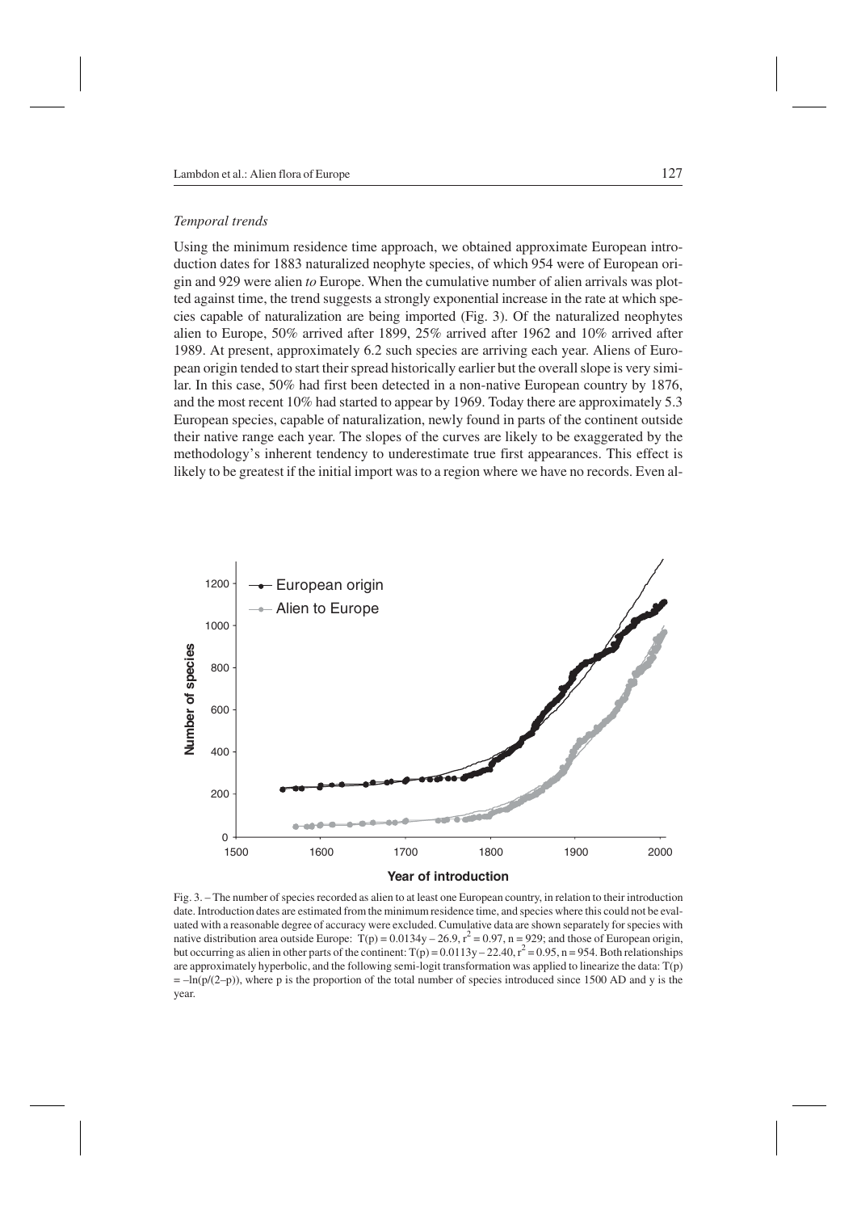### *Temporal trends*

Using the minimum residence time approach, we obtained approximate European introduction dates for 1883 naturalized neophyte species, of which 954 were of European origin and 929 were alien *to* Europe. When the cumulative number of alien arrivals was plotted against time, the trend suggests a strongly exponential increase in the rate at which species capable of naturalization are being imported (Fig. 3). Of the naturalized neophytes alien to Europe, 50% arrived after 1899, 25% arrived after 1962 and 10% arrived after 1989. At present, approximately 6.2 such species are arriving each year. Aliens of European origin tended to start their spread historically earlier but the overall slope is very similar. In this case, 50% had first been detected in a non-native European country by 1876, and the most recent 10% had started to appear by 1969. Today there are approximately 5.3 European species, capable of naturalization, newly found in parts of the continent outside their native range each year. The slopes of the curves are likely to be exaggerated by the methodology's inherent tendency to underestimate true first appearances. This effect is likely to be greatest if the initial import was to a region where we have no records. Even al-

Fig. 3. – The number of species recorded as alien to at least one European country, in relation to their introduction date. Introduction dates are estimated from the minimum residence time, and species where this could not be evaluated with a reasonable degree of accuracy were excluded. Cumulative data are shown separately for species with native distribution area outside Europe: $T(p) = 0.0134y - 26.9$, $r^2 = 0.97$, $n = 929$; and those of European origin, but occurring as alien in other parts of the continent: $T(p) = 0.0113y - 22.40$, $r^2 = 0.95$, $n = 954$. Both relationships are approximately hyperbolic, and the following semi-logit transformation was applied to linearize the data: $T(p) = -\ln(p/(2-p))$, where p is the proportion of the total number of species introduced since 1500 AD and y is the year.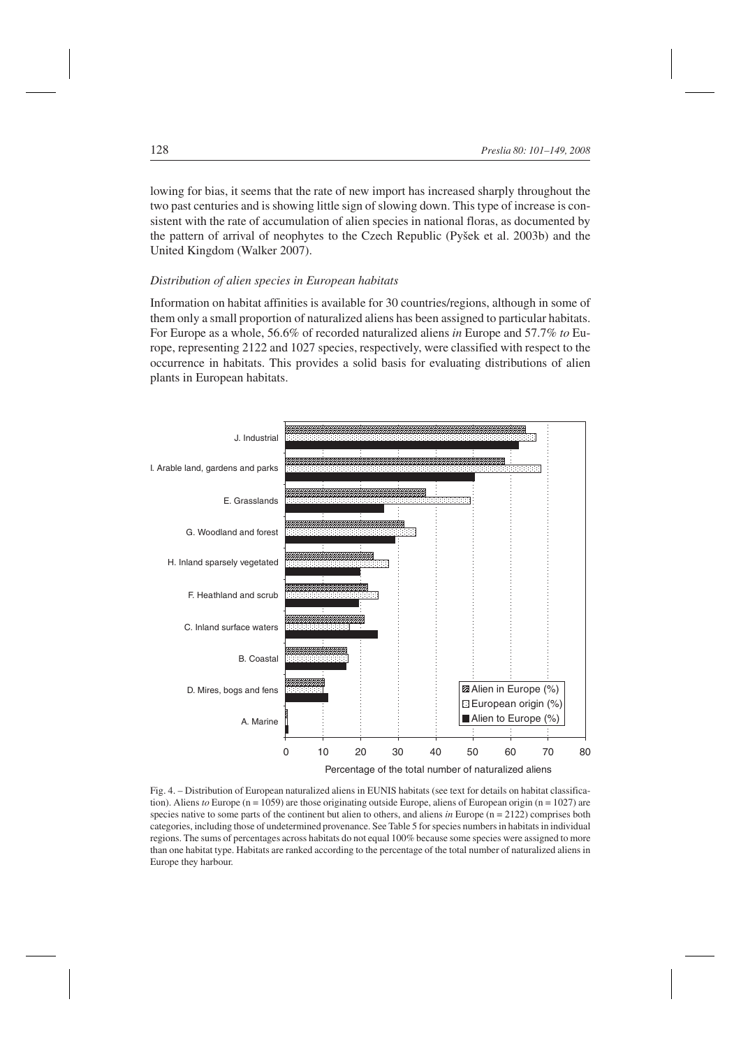lowing for bias, it seems that the rate of new import has increased sharply throughout the two past centuries and is showing little sign of slowing down. This type of increase is consistent with the rate of accumulation of alien species in national floras, as documented by the pattern of arrival of neophytes to the Czech Republic (Pyšek et al. 2003b) and the United Kingdom (Walker 2007).

### *Distribution of alien species in European habitats*

Information on habitat affinities is available for 30 countries/regions, although in some of them only a small proportion of naturalized aliens has been assigned to particular habitats. For Europe as a whole, 56.6% of recorded naturalized aliens *in* Europe and 57.7% *to* Europe, representing 2122 and 1027 species, respectively, were classified with respect to the occurrence in habitats. This provides a solid basis for evaluating distributions of alien plants in European habitats.

Fig. 4. – Distribution of European naturalized aliens in EUNIS habitats (see text for details on habitat classification). Aliens *to* Europe (n = 1059) are those originating outside Europe, aliens of European origin (n = 1027) are species native to some parts of the continent but alien to others, and aliens *in* Europe (n = 2122) comprises both categories, including those of undetermined provenance. See Table 5 for species numbers in habitats in individual regions. The sums of percentages across habitats do not equal 100% because some species were assigned to more than one habitat type. Habitats are ranked according to the percentage of the total number of naturalized aliens in Europe they harbour.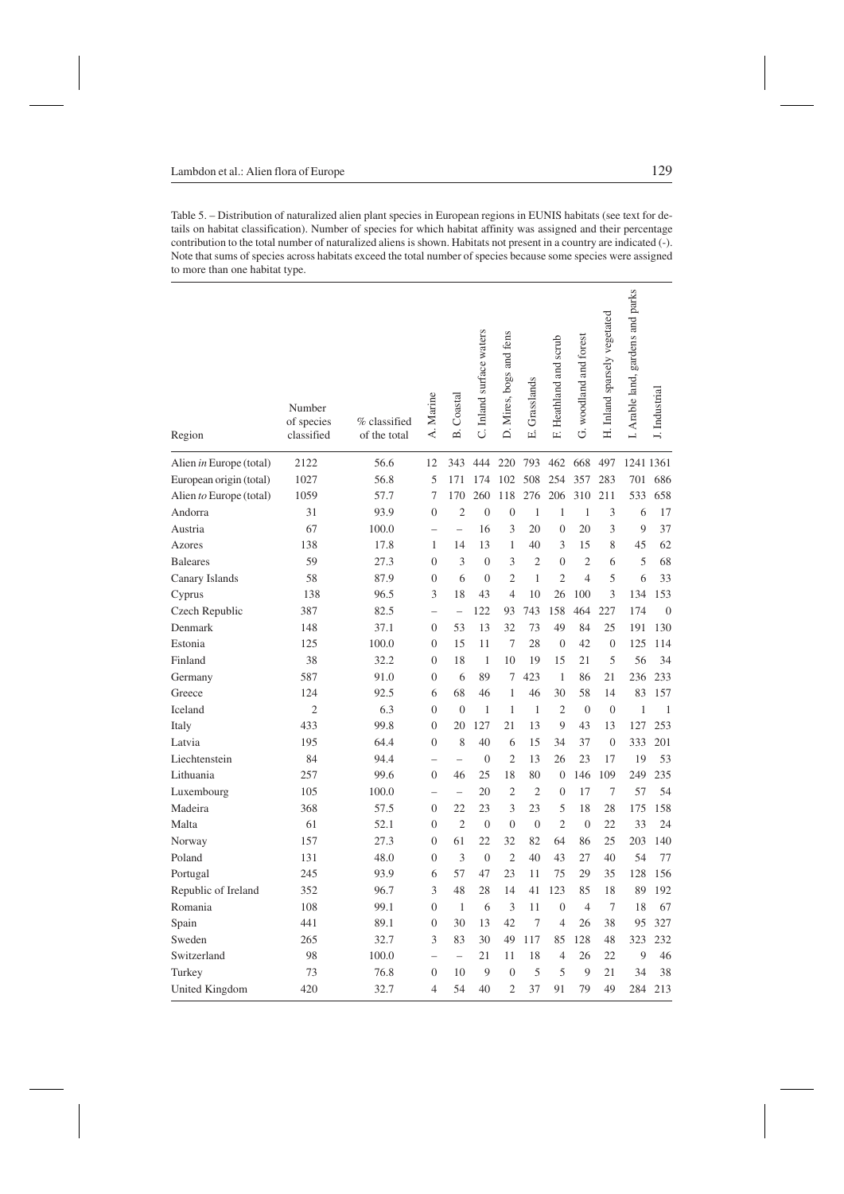Table 5. – Distribution of naturalized alien plant species in European regions in EUNIS habitats (see text for details on habitat classification). Number of species for which habitat affinity was assigned and their percentage contribution to the total number of naturalized aliens is shown. Habitats not present in a country are indicated (-). Note that sums of species across habitats exceed the total number of species because some species were assigned to more than one habitat type.

| Region | Number of species classified | % classified of the total | A. Marine | B. Coastal | C. Inland surface waters | D. Mires, bogs and fens | E. Grasslands | F. Heathland and scrub | G. woodland and forest | H. Inland sparsely vegetated | I. Arable land, gardens and parks | J. Industrial |
|---|---|---|---|---|---|---|---|---|---|---|---|---|
| Alien *in* Europe (total) | 2122 | 56.6 | 12 | 343 | 444 | 220 | 793 | 462 | 668 | 497 | 1241 | 1361 |
| European origin (total) | 1027 | 56.8 | 5 | 171 | 174 | 102 | 508 | 254 | 357 | 283 | 701 | 686 |
| Alien *to* Europe (total) | 1059 | 57.7 | 7 | 170 | 260 | 118 | 276 | 206 | 310 | 211 | 533 | 658 |
| Andorra | 31 | 93.9 | 0 | 2 | 0 | 0 | 1 | 1 | 1 | 3 | 6 | 17 |
| Austria | 67 | 100.0 | – | – | 16 | 3 | 20 | 0 | 20 | 3 | 9 | 37 |
| Azores | 138 | 17.8 | 1 | 14 | 13 | 1 | 40 | 3 | 15 | 8 | 45 | 62 |
| Baleares | 59 | 27.3 | 0 | 3 | 0 | 3 | 2 | 0 | 2 | 6 | 5 | 68 |
| Canary Islands | 58 | 87.9 | 0 | 6 | 0 | 2 | 1 | 2 | 4 | 5 | 6 | 33 |
| Cyprus | 138 | 96.5 | 3 | 18 | 43 | 4 | 10 | 26 | 100 | 3 | 134 | 153 |
| Czech Republic | 387 | 82.5 | – | – | 122 | 93 | 743 | 158 | 464 | 227 | 174 | 0 |
| Denmark | 148 | 37.1 | 0 | 53 | 13 | 32 | 73 | 49 | 84 | 25 | 191 | 130 |
| Estonia | 125 | 100.0 | 0 | 15 | 11 | 7 | 28 | 0 | 42 | 0 | 125 | 114 |
| Finland | 38 | 32.2 | 0 | 18 | 1 | 10 | 19 | 15 | 21 | 5 | 56 | 34 |
| Germany | 587 | 91.0 | 0 | 6 | 89 | 7 | 423 | 1 | 86 | 21 | 236 | 233 |
| Greece | 124 | 92.5 | 6 | 68 | 46 | 1 | 46 | 30 | 58 | 14 | 83 | 157 |
| Iceland | 2 | 6.3 | 0 | 0 | 1 | 1 | 1 | 2 | 0 | 0 | 1 | 1 |
| Italy | 433 | 99.8 | 0 | 20 | 127 | 21 | 13 | 9 | 43 | 13 | 127 | 253 |
| Latvia | 195 | 64.4 | 0 | 8 | 40 | 6 | 15 | 34 | 37 | 0 | 333 | 201 |
| Liechtenstein | 84 | 94.4 | – | – | 0 | 2 | 13 | 26 | 23 | 17 | 19 | 53 |
| Lithuania | 257 | 99.6 | 0 | 46 | 25 | 18 | 80 | 0 | 146 | 109 | 249 | 235 |
| Luxembourg | 105 | 100.0 | – | – | 20 | 2 | 2 | 0 | 17 | 7 | 57 | 54 |
| Madeira | 368 | 57.5 | 0 | 22 | 23 | 3 | 23 | 5 | 18 | 28 | 175 | 158 |
| Malta | 61 | 52.1 | 0 | 2 | 0 | 0 | 0 | 2 | 0 | 22 | 33 | 24 |
| Norway | 157 | 27.3 | 0 | 61 | 22 | 32 | 82 | 64 | 86 | 25 | 203 | 140 |
| Poland | 131 | 48.0 | 0 | 3 | 0 | 2 | 40 | 43 | 27 | 40 | 54 | 77 |
| Portugal | 245 | 93.9 | 6 | 57 | 47 | 23 | 11 | 75 | 29 | 35 | 128 | 156 |
| Republic of Ireland | 352 | 96.7 | 3 | 48 | 28 | 14 | 41 | 123 | 85 | 18 | 89 | 192 |
| Romania | 108 | 99.1 | 0 | 1 | 6 | 3 | 11 | 0 | 4 | 7 | 18 | 67 |
| Spain | 441 | 89.1 | 0 | 30 | 13 | 42 | 7 | 4 | 26 | 38 | 95 | 327 |
| Sweden | 265 | 32.7 | 3 | 83 | 30 | 49 | 117 | 85 | 128 | 48 | 323 | 232 |
| Switzerland | 98 | 100.0 | – | – | 21 | 11 | 18 | 4 | 26 | 22 | 9 | 46 |
| Turkey | 73 | 76.8 | 0 | 10 | 9 | 0 | 5 | 5 | 9 | 21 | 34 | 38 |
| United Kingdom | 420 | 32.7 | 4 | 54 | 40 | 2 | 37 | 91 | 79 | 49 | 284 | 213 |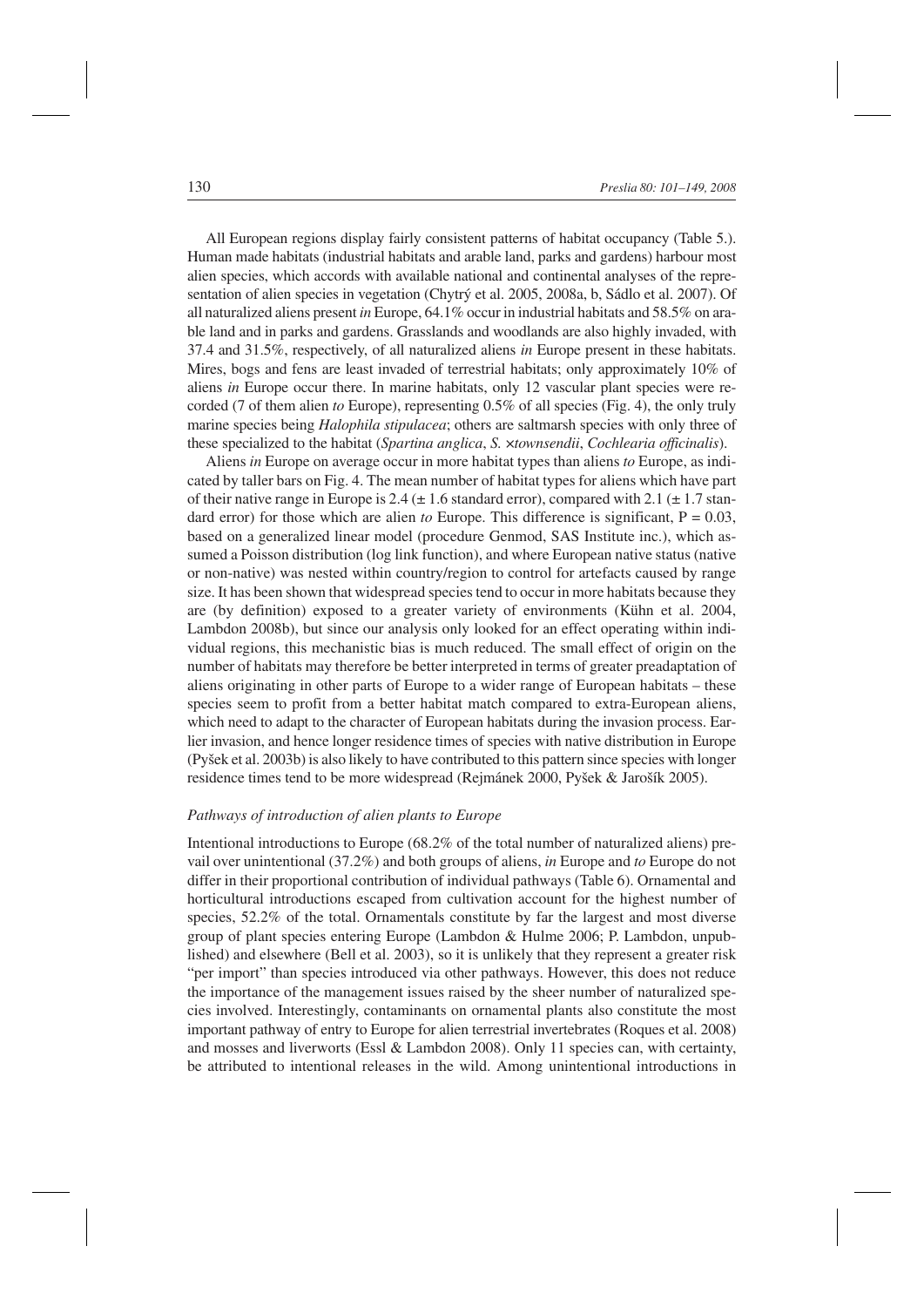All European regions display fairly consistent patterns of habitat occupancy (Table 5.). Human made habitats (industrial habitats and arable land, parks and gardens) harbour most alien species, which accords with available national and continental analyses of the representation of alien species in vegetation (Chytrý et al. 2005, 2008a, b, Sádlo et al. 2007). Of all naturalized aliens present *in* Europe, 64.1% occur in industrial habitats and 58.5% on arable land and in parks and gardens. Grasslands and woodlands are also highly invaded, with 37.4 and 31.5%, respectively, of all naturalized aliens *in* Europe present in these habitats. Mires, bogs and fens are least invaded of terrestrial habitats; only approximately 10% of aliens *in* Europe occur there. In marine habitats, only 12 vascular plant species were recorded (7 of them alien *to* Europe), representing 0.5% of all species (Fig. 4), the only truly marine species being *Halophila stipulacea*; others are saltmarsh species with only three of these specialized to the habitat (*Spartina anglica*, *S.* ×*townsendii*, *Cochlearia officinalis*).

Aliens *in* Europe on average occur in more habitat types than aliens *to* Europe, as indicated by taller bars on Fig. 4. The mean number of habitat types for aliens which have part of their native range in Europe is 2.4 (± 1.6 standard error), compared with 2.1 (± 1.7 standard error) for those which are alien *to* Europe. This difference is significant, $P = 0.03$, based on a generalized linear model (procedure Genmod, SAS Institute inc.), which assumed a Poisson distribution (log link function), and where European native status (native or non-native) was nested within country/region to control for artefacts caused by range size. It has been shown that widespread species tend to occur in more habitats because they are (by definition) exposed to a greater variety of environments (Kühn et al. 2004, Lambdon 2008b), but since our analysis only looked for an effect operating within individual regions, this mechanistic bias is much reduced. The small effect of origin on the number of habitats may therefore be better interpreted in terms of greater preadaptation of aliens originating in other parts of Europe to a wider range of European habitats – these species seem to profit from a better habitat match compared to extra-European aliens, which need to adapt to the character of European habitats during the invasion process. Earlier invasion, and hence longer residence times of species with native distribution in Europe (Pyšek et al. 2003b) is also likely to have contributed to this pattern since species with longer residence times tend to be more widespread (Rejmánek 2000, Pyšek & Jarošík 2005).

### *Pathways of introduction of alien plants to Europe*

Intentional introductions to Europe (68.2% of the total number of naturalized aliens) prevail over unintentional (37.2%) and both groups of aliens, *in* Europe and *to* Europe do not differ in their proportional contribution of individual pathways (Table 6). Ornamental and horticultural introductions escaped from cultivation account for the highest number of species, 52.2% of the total. Ornamentals constitute by far the largest and most diverse group of plant species entering Europe (Lambdon & Hulme 2006; P. Lambdon, unpublished) and elsewhere (Bell et al. 2003), so it is unlikely that they represent a greater risk "per import" than species introduced via other pathways. However, this does not reduce the importance of the management issues raised by the sheer number of naturalized species involved. Interestingly, contaminants on ornamental plants also constitute the most important pathway of entry to Europe for alien terrestrial invertebrates (Roques et al. 2008) and mosses and liverworts (Essl & Lambdon 2008). Only 11 species can, with certainty, be attributed to intentional releases in the wild. Among unintentional introductions in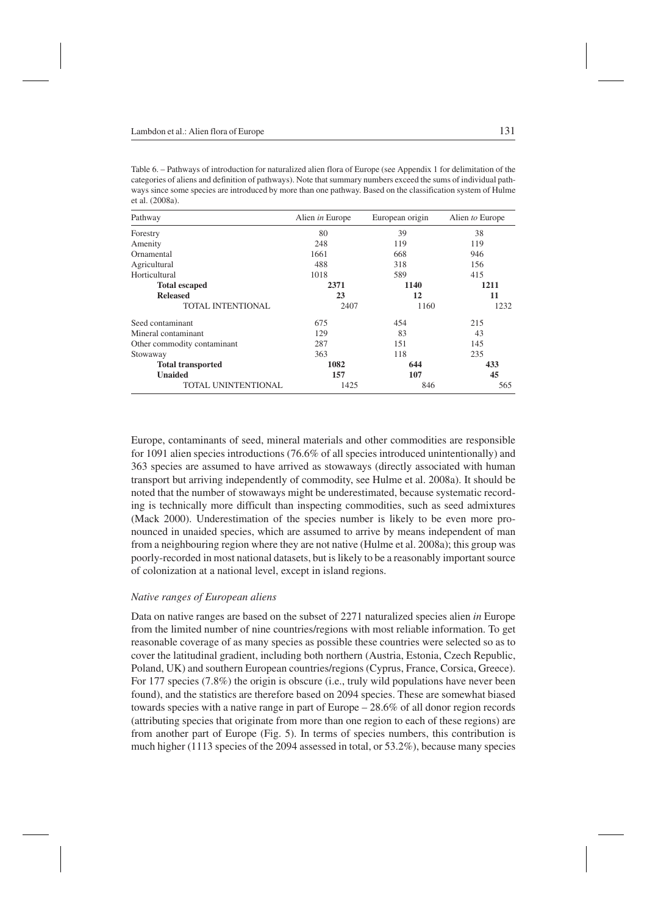Table 6. – Pathways of introduction for naturalized alien flora of Europe (see Appendix 1 for delimitation of the categories of aliens and definition of pathways). Note that summary numbers exceed the sums of individual pathways since some species are introduced by more than one pathway. Based on the classification system of Hulme et al. (2008a).

| Pathway | Alien *in* Europe | European origin | Alien *to* Europe |
|---|---|---|---|
| Forestry | 80 | 39 | 38 |
| Amenity | 248 | 119 | 119 |
| Ornamental | 1661 | 668 | 946 |
| Agricultural | 488 | 318 | 156 |
| Horticultural | 1018 | 589 | 415 |
| **Total escaped** | **2371** | **1140** | **1211** |
| **Released** | **23** | **12** | **11** |
| TOTAL INTENTIONAL | 2407 | 1160 | 1232 |
| Seed contaminant | 675 | 454 | 215 |
| Mineral contaminant | 129 | 83 | 43 |
| Other commodity contaminant | 287 | 151 | 145 |
| Stowaway | 363 | 118 | 235 |
| **Total transported** | **1082** | **644** | **433** |
| **Unaided** | **157** | **107** | **45** |
| TOTAL UNINTENTIONAL | 1425 | 846 | 565 |

Europe, contaminants of seed, mineral materials and other commodities are responsible for 1091 alien species introductions (76.6% of all species introduced unintentionally) and 363 species are assumed to have arrived as stowaways (directly associated with human transport but arriving independently of commodity, see Hulme et al. 2008a). It should be noted that the number of stowaways might be underestimated, because systematic recording is technically more difficult than inspecting commodities, such as seed admixtures (Mack 2000). Underestimation of the species number is likely to be even more pronounced in unaided species, which are assumed to arrive by means independent of man from a neighbouring region where they are not native (Hulme et al. 2008a); this group was poorly-recorded in most national datasets, but is likely to be a reasonably important source of colonization at a national level, except in island regions.

### *Native ranges of European aliens*

Data on native ranges are based on the subset of 2271 naturalized species alien *in* Europe from the limited number of nine countries/regions with most reliable information. To get reasonable coverage of as many species as possible these countries were selected so as to cover the latitudinal gradient, including both northern (Austria, Estonia, Czech Republic, Poland, UK) and southern European countries/regions (Cyprus, France, Corsica, Greece). For 177 species (7.8%) the origin is obscure (i.e., truly wild populations have never been found), and the statistics are therefore based on 2094 species. These are somewhat biased towards species with a native range in part of Europe – 28.6% of all donor region records (attributing species that originate from more than one region to each of these regions) are from another part of Europe (Fig. 5). In terms of species numbers, this contribution is much higher (1113 species of the 2094 assessed in total, or 53.2%), because many species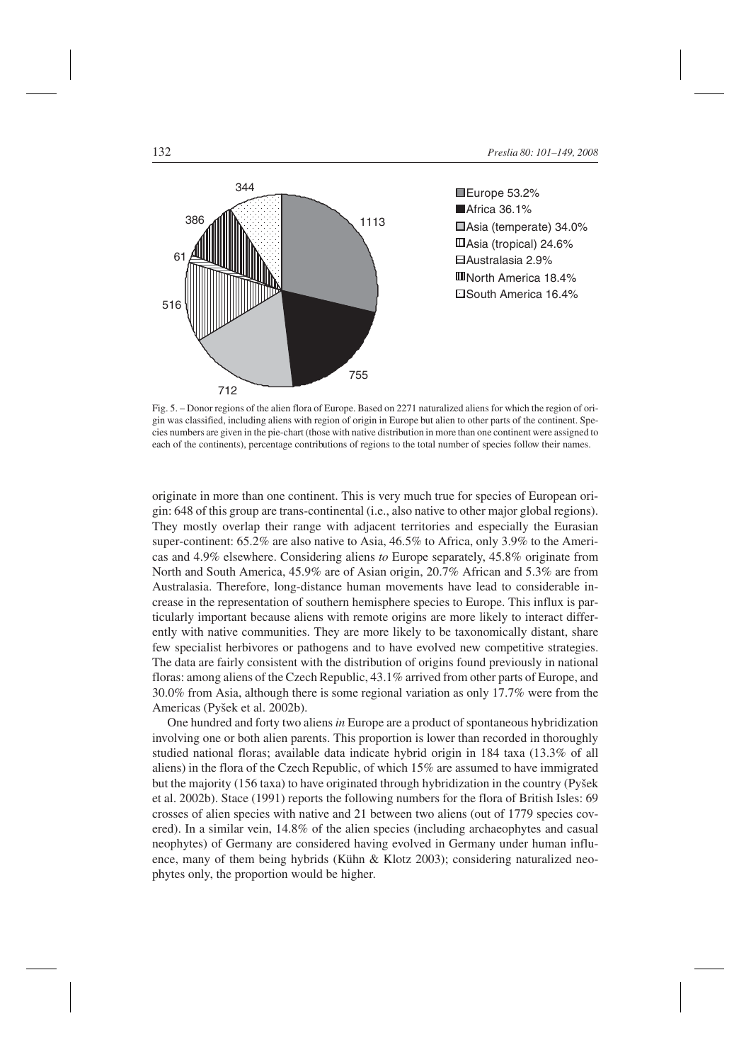Fig. 5. – Donor regions of the alien flora of Europe. Based on 2271 naturalized aliens for which the region of origin was classified, including aliens with region of origin in Europe but alien to other parts of the continent. Species numbers are given in the pie-chart (those with native distribution in more than one continent were assigned to each of the continents), percentage contributions of regions to the total number of species follow their names.

originate in more than one continent. This is very much true for species of European origin: 648 of this group are trans-continental (i.e., also native to other major global regions). They mostly overlap their range with adjacent territories and especially the Eurasian super-continent: 65.2% are also native to Asia, 46.5% to Africa, only 3.9% to the Americas and 4.9% elsewhere. Considering aliens *to* Europe separately, 45.8% originate from North and South America, 45.9% are of Asian origin, 20.7% African and 5.3% are from Australasia. Therefore, long-distance human movements have lead to considerable increase in the representation of southern hemisphere species to Europe. This influx is particularly important because aliens with remote origins are more likely to interact differently with native communities. They are more likely to be taxonomically distant, share few specialist herbivores or pathogens and to have evolved new competitive strategies. The data are fairly consistent with the distribution of origins found previously in national floras: among aliens of the Czech Republic, 43.1% arrived from other parts of Europe, and 30.0% from Asia, although there is some regional variation as only 17.7% were from the Americas (Pyšek et al. 2002b).

One hundred and forty two aliens *in* Europe are a product of spontaneous hybridization involving one or both alien parents. This proportion is lower than recorded in thoroughly studied national floras; available data indicate hybrid origin in 184 taxa (13.3% of all aliens) in the flora of the Czech Republic, of which 15% are assumed to have immigrated but the majority (156 taxa) to have originated through hybridization in the country (Pyšek et al. 2002b). Stace (1991) reports the following numbers for the flora of British Isles: 69 crosses of alien species with native and 21 between two aliens (out of 1779 species covered). In a similar vein, 14.8% of the alien species (including archaeophytes and casual neophytes) of Germany are considered having evolved in Germany under human influence, many of them being hybrids (Kühn & Klotz 2003); considering naturalized neophytes only, the proportion would be higher.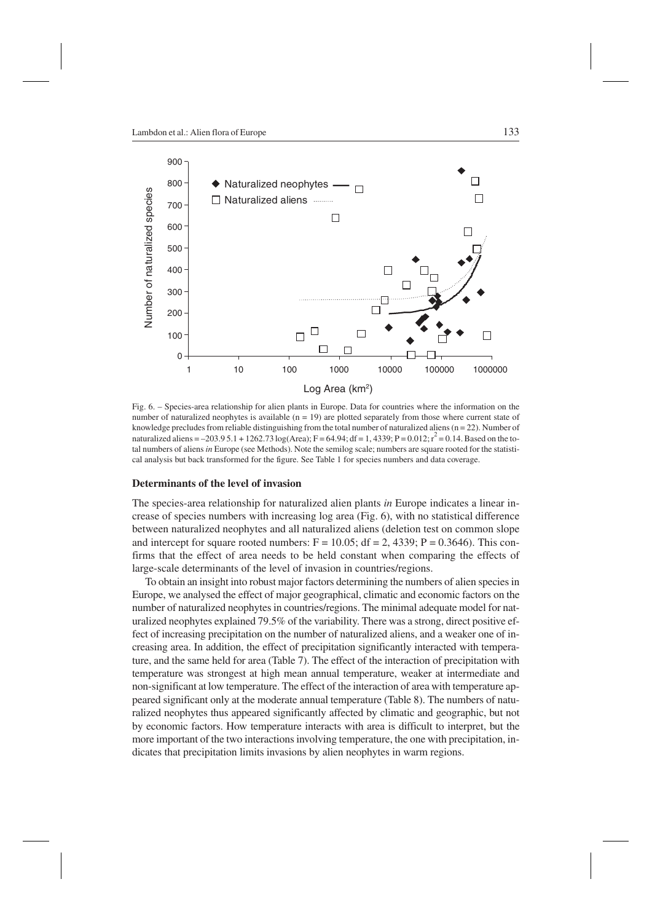Fig. 6. – Species-area relationship for alien plants in Europe. Data for countries where the information on the number of naturalized neophytes is available (n = 19) are plotted separately from those where current state of knowledge precludes from reliable distinguishing from the total number of naturalized aliens (n = 22). Number of naturalized aliens = –203.9 5.1 + 1262.73 log(Area); F = 64.94; df = 1, 4339; P = 0.012; $r^2$ = 0.14. Based on the total numbers of aliens *in* Europe (see Methods). Note the semilog scale; numbers are square rooted for the statistical analysis but back transformed for the figure. See Table 1 for species numbers and data coverage.

### Determinants of the level of invasion

The species-area relationship for naturalized alien plants *in* Europe indicates a linear increase of species numbers with increasing log area (Fig. 6), with no statistical difference between naturalized neophytes and all naturalized aliens (deletion test on common slope and intercept for square rooted numbers: F = 10.05; df = 2, 4339; P = 0.3646). This confirms that the effect of area needs to be held constant when comparing the effects of large-scale determinants of the level of invasion in countries/regions.

To obtain an insight into robust major factors determining the numbers of alien species in Europe, we analysed the effect of major geographical, climatic and economic factors on the number of naturalized neophytes in countries/regions. The minimal adequate model for naturalized neophytes explained 79.5% of the variability. There was a strong, direct positive effect of increasing precipitation on the number of naturalized aliens, and a weaker one of increasing area. In addition, the effect of precipitation significantly interacted with temperature, and the same held for area (Table 7). The effect of the interaction of precipitation with temperature was strongest at high mean annual temperature, weaker at intermediate and non-significant at low temperature. The effect of the interaction of area with temperature appeared significant only at the moderate annual temperature (Table 8). The numbers of naturalized neophytes thus appeared significantly affected by climatic and geographic, but not by economic factors. How temperature interacts with area is difficult to interpret, but the more important of the two interactions involving temperature, the one with precipitation, indicates that precipitation limits invasions by alien neophytes in warm regions.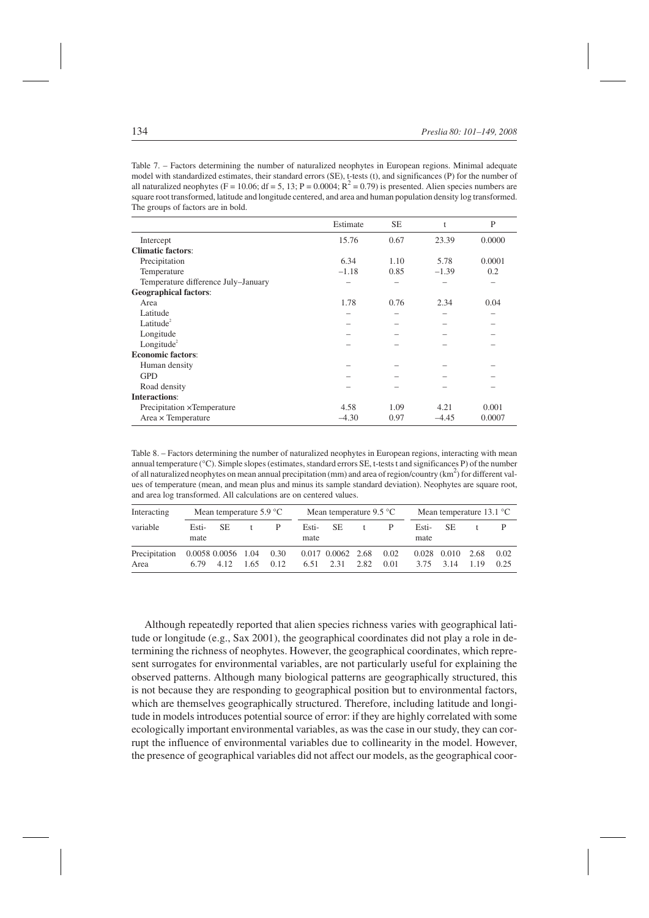Table 7. – Factors determining the number of naturalized neophytes in European regions. Minimal adequate model with standardized estimates, their standard errors (SE), t-tests (t), and significances (P) for the number of all naturalized neophytes ($F = 10.06$; $df = 5, 13$; $P = 0.0004$; $R^2 = 0.79$) is presented. Alien species numbers are square root transformed, latitude and longitude centered, and area and human population density log transformed. The groups of factors are in bold.

| | Estimate | SE | t | P |
|---|---|---|---|---|
| Intercept | 15.76 | 0.67 | 23.39 | 0.0000 |
| **Climatic factors**: | | | | |
| Precipitation | 6.34 | 1.10 | 5.78 | 0.0001 |
| Temperature | –1.18 | 0.85 | –1.39 | 0.2 |
| Temperature difference July–January | – | – | – | – |
| **Geographical factors**: | | | | |
| Area | 1.78 | 0.76 | 2.34 | 0.04 |
| Latitude | – | – | – | – |
| Latitude$^2$ | – | – | – | – |
| Longitude | – | – | – | – |
| Longitude$^2$ | – | – | – | – |
| **Economic factors**: | | | | |
| Human density | – | – | – | – |
| GPD | – | – | – | – |
| Road density | – | – | – | – |
| **Interactions**: | | | | |
| Precipitation ×Temperature | 4.58 | 1.09 | 4.21 | 0.001 |
| Area × Temperature | –4.30 | 0.97 | –4.45 | 0.0007 |

Table 8. – Factors determining the number of naturalized neophytes in European regions, interacting with mean annual temperature (°C). Simple slopes (estimates, standard errors SE, t-tests t and significances P) of the number of all naturalized neophytes on mean annual precipitation (mm) and area of region/country (km$^2$) for different values of temperature (mean, and mean plus and minus its sample standard deviation). Neophytes are square root, and area log transformed. All calculations are on centered values.

| Interacting | Mean temperature 5.9 °C | | | | Mean temperature 9.5 °C | | | | Mean temperature 13.1 °C | | | |
|---|---|---|---|---|---|---|---|---|---|---|---|---|
| variable | Estimate | SE | t | P | Estimate | SE | t | P | Estimate | SE | t | P |
| Precipitation | 0.0058 | 0.0056 | 1.04 | 0.30 | 0.017 | 0.0062 | 2.68 | 0.02 | 0.028 | 0.010 | 2.68 | 0.02 |
| Area | 6.79 | 4.12 | 1.65 | 0.12 | 6.51 | 2.31 | 2.82 | 0.01 | 3.75 | 3.14 | 1.19 | 0.25 |

Although repeatedly reported that alien species richness varies with geographical latitude or longitude (e.g., Sax 2001), the geographical coordinates did not play a role in determining the richness of neophytes. However, the geographical coordinates, which represent surrogates for environmental variables, are not particularly useful for explaining the observed patterns. Although many biological patterns are geographically structured, this is not because they are responding to geographical position but to environmental factors, which are themselves geographically structured. Therefore, including latitude and longitude in models introduces potential source of error: if they are highly correlated with some ecologically important environmental variables, as was the case in our study, they can corrupt the influence of environmental variables due to collinearity in the model. However, the presence of geographical variables did not affect our models, as the geographical coor-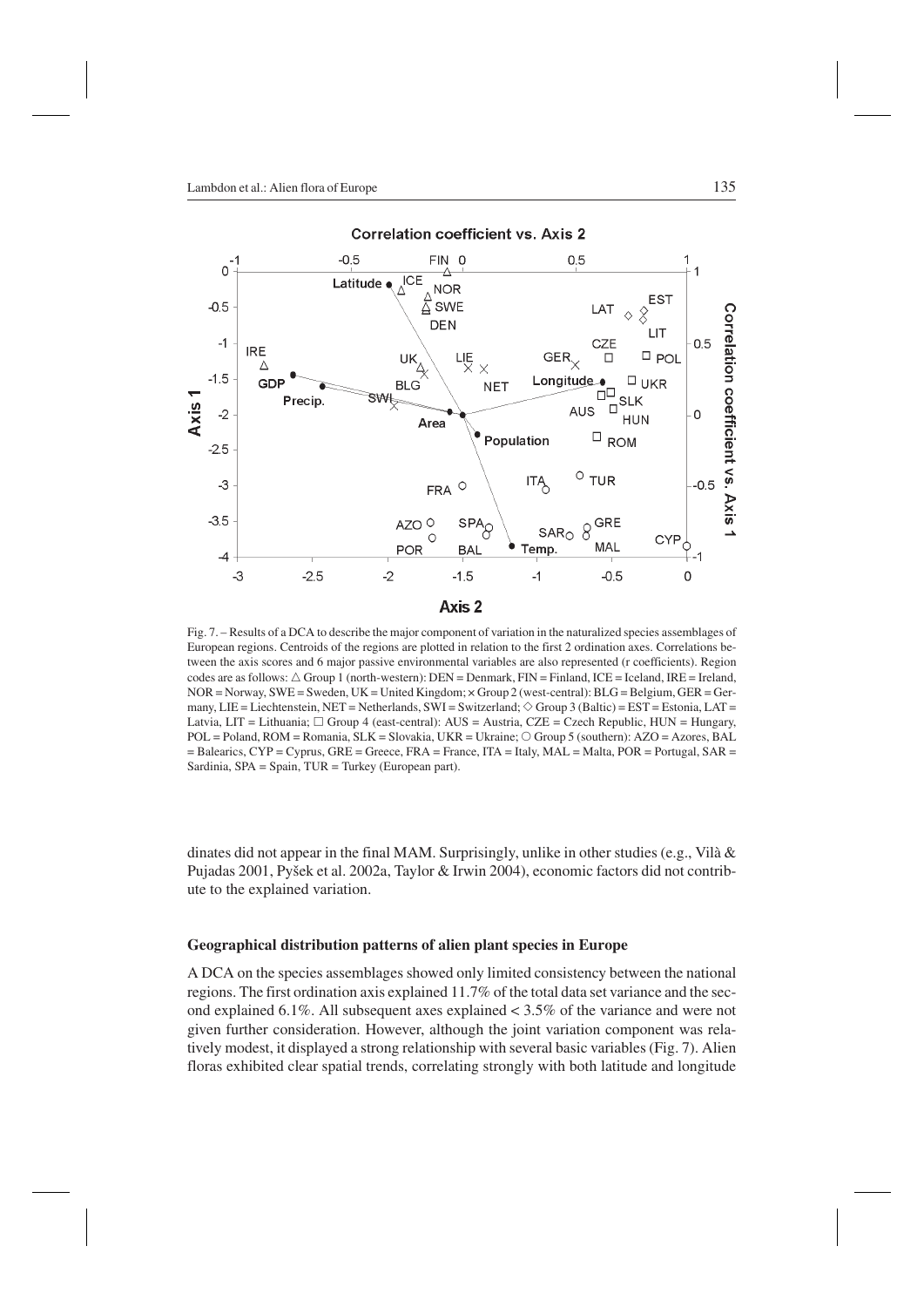Fig. 7. – Results of a DCA to describe the major component of variation in the naturalized species assemblages of European regions. Centroids of the regions are plotted in relation to the first 2 ordination axes. Correlations between the axis scores and 6 major passive environmental variables are also represented (r coefficients). Region codes are as follows: △ Group 1 (north-western): DEN = Denmark, FIN = Finland, ICE = Iceland, IRE = Ireland, NOR = Norway, SWE = Sweden, UK = United Kingdom; × Group 2 (west-central): BLG = Belgium, GER = Germany, LIE = Liechtenstein, NET = Netherlands, SWI = Switzerland; ◇ Group 3 (Baltic) = EST = Estonia, LAT = Latvia, LIT = Lithuania; □ Group 4 (east-central): AUS = Austria, CZE = Czech Republic, HUN = Hungary, POL = Poland, ROM = Romania, SLK = Slovakia, UKR = Ukraine; ○ Group 5 (southern): AZO = Azores, BAL = Balearics, CYP = Cyprus, GRE = Greece, FRA = France, ITA = Italy, MAL = Malta, POR = Portugal, SAR = Sardinia, SPA = Spain, TUR = Turkey (European part).

dinates did not appear in the final MAM. Surprisingly, unlike in other studies (e.g., Vilà & Pujadas 2001, Pyšek et al. 2002a, Taylor & Irwin 2004), economic factors did not contribute to the explained variation.

### Geographical distribution patterns of alien plant species in Europe

A DCA on the species assemblages showed only limited consistency between the national regions. The first ordination axis explained 11.7% of the total data set variance and the second explained 6.1%. All subsequent axes explained < 3.5% of the variance and were not given further consideration. However, although the joint variation component was relatively modest, it displayed a strong relationship with several basic variables (Fig. 7). Alien floras exhibited clear spatial trends, correlating strongly with both latitude and longitude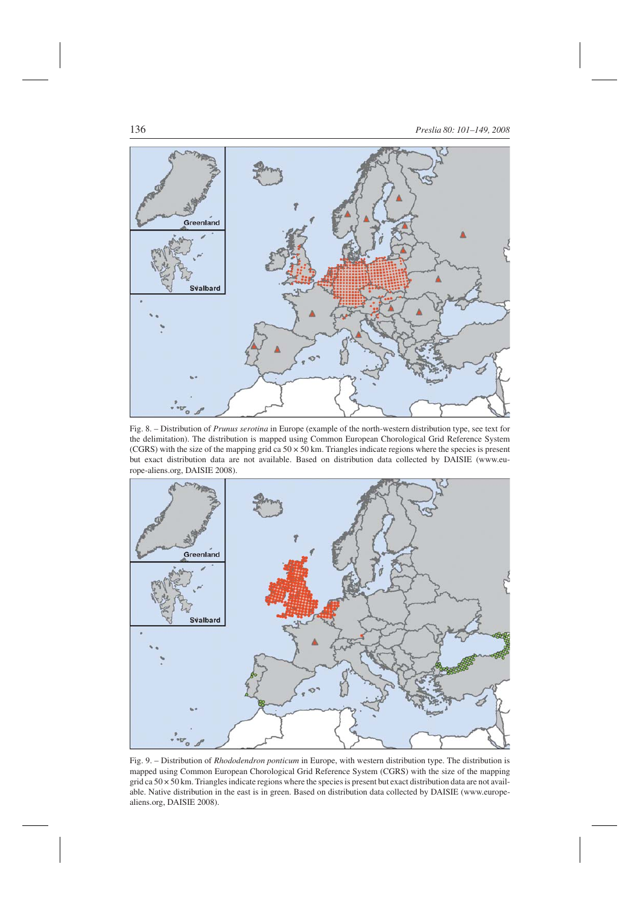Fig. 8. – Distribution of *Prunus serotina* in Europe (example of the north-western distribution type, see text for the delimitation). The distribution is mapped using Common European Chorological Grid Reference System (CGRS) with the size of the mapping grid ca 50 × 50 km. Triangles indicate regions where the species is present but exact distribution data are not available. Based on distribution data collected by DAISIE (www.europe-aliens.org, DAISIE 2008).

Fig. 9. – Distribution of *Rhododendron ponticum* in Europe, with western distribution type. The distribution is mapped using Common European Chorological Grid Reference System (CGRS) with the size of the mapping grid ca 50 × 50 km. Triangles indicate regions where the species is present but exact distribution data are not available. Native distribution in the east is in green. Based on distribution data collected by DAISIE (www.europe-aliens.org, DAISIE 2008).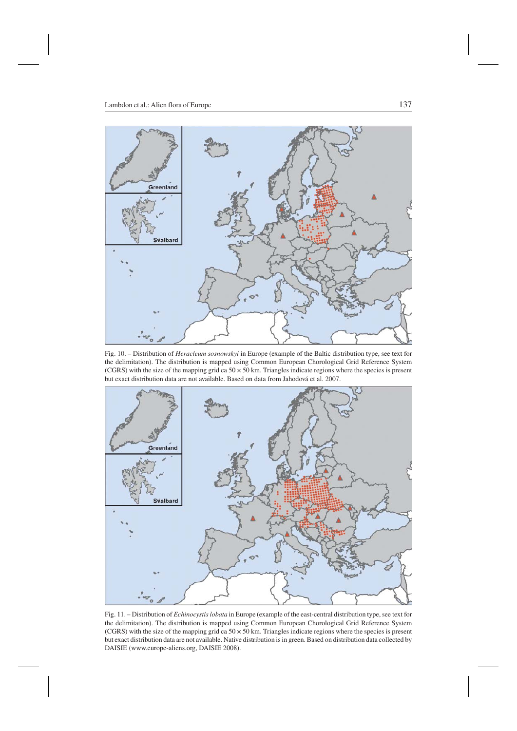Fig. 10. – Distribution of *Heracleum sosnowskyi* in Europe (example of the Baltic distribution type, see text for the delimitation). The distribution is mapped using Common European Chorological Grid Reference System (CGRS) with the size of the mapping grid ca 50 × 50 km. Triangles indicate regions where the species is present but exact distribution data are not available. Based on data from Jahodová et al. 2007.

Fig. 11. – Distribution of *Echinocystis lobata* in Europe (example of the east-central distribution type, see text for the delimitation). The distribution is mapped using Common European Chorological Grid Reference System (CGRS) with the size of the mapping grid ca 50 × 50 km. Triangles indicate regions where the species is present but exact distribution data are not available. Native distribution is in green. Based on distribution data collected by DAISIE (www.europe-aliens.org, DAISIE 2008).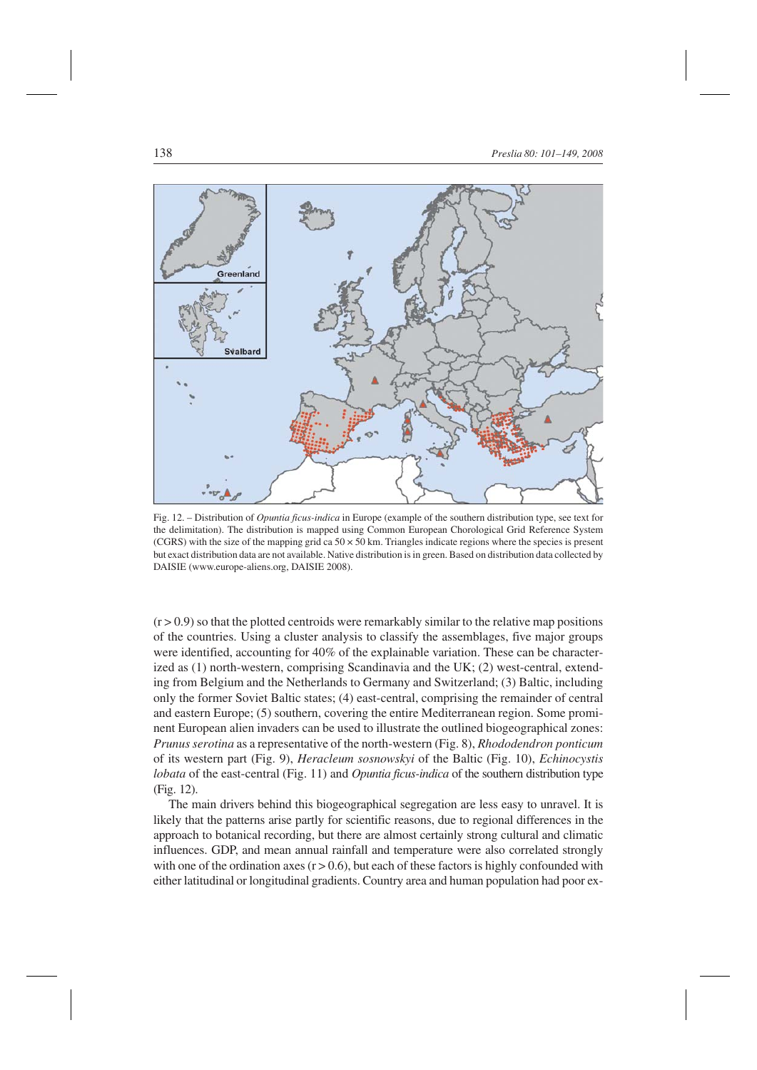Fig. 12. – Distribution of *Opuntia ficus-indica* in Europe (example of the southern distribution type, see text for the delimitation). The distribution is mapped using Common European Chorological Grid Reference System (CGRS) with the size of the mapping grid ca 50 × 50 km. Triangles indicate regions where the species is present but exact distribution data are not available. Native distribution is in green. Based on distribution data collected by DAISIE (www.europe-aliens.org, DAISIE 2008).

(r > 0.9) so that the plotted centroids were remarkably similar to the relative map positions of the countries. Using a cluster analysis to classify the assemblages, five major groups were identified, accounting for 40% of the explainable variation. These can be characterized as (1) north-western, comprising Scandinavia and the UK; (2) west-central, extending from Belgium and the Netherlands to Germany and Switzerland; (3) Baltic, including only the former Soviet Baltic states; (4) east-central, comprising the remainder of central and eastern Europe; (5) southern, covering the entire Mediterranean region. Some prominent European alien invaders can be used to illustrate the outlined biogeographical zones: *Prunus serotina* as a representative of the north-western (Fig. 8), *Rhododendron ponticum* of its western part (Fig. 9), *Heracleum sosnowskyi* of the Baltic (Fig. 10), *Echinocystis lobata* of the east-central (Fig. 11) and *Opuntia ficus-indica* of the southern distribution type (Fig. 12).

The main drivers behind this biogeographical segregation are less easy to unravel. It is likely that the patterns arise partly for scientific reasons, due to regional differences in the approach to botanical recording, but there are almost certainly strong cultural and climatic influences. GDP, and mean annual rainfall and temperature were also correlated strongly with one of the ordination axes (r > 0.6), but each of these factors is highly confounded with either latitudinal or longitudinal gradients. Country area and human population had poor ex-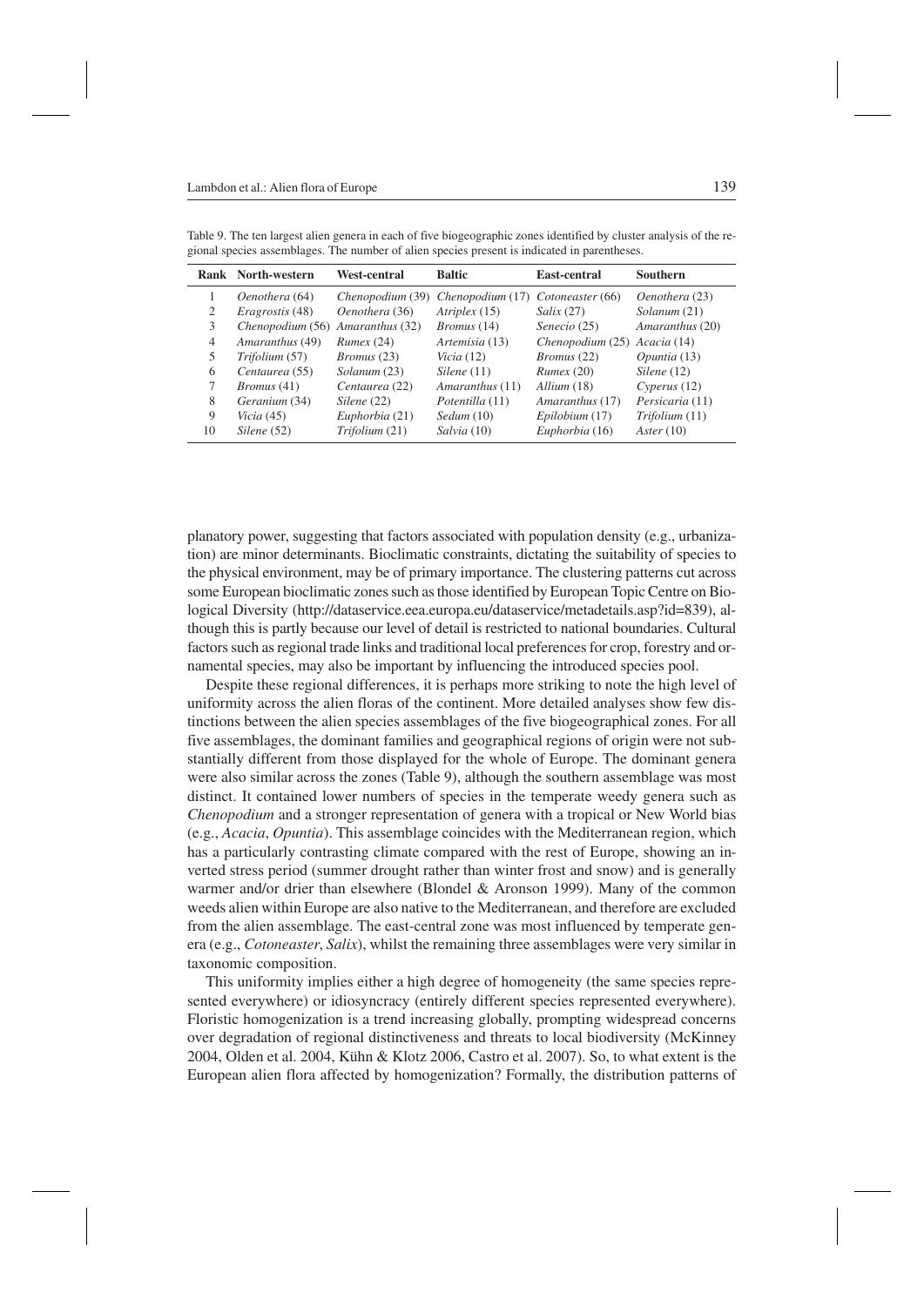Table 9. The ten largest alien genera in each of five biogeographic zones identified by cluster analysis of the regional species assemblages. The number of alien species present is indicated in parentheses.

| Rank | North-western | West-central | Baltic | East-central | Southern |
|---|---|---|---|---|---|
| 1 | *Oenothera* (64) | *Chenopodium* (39) | *Chenopodium* (17) | *Cotoneaster* (66) | *Oenothera* (23) |
| 2 | *Eragrostis* (48) | *Oenothera* (36) | *Atriplex* (15) | *Salix* (27) | *Solanum* (21) |
| 3 | *Chenopodium* (56) | *Amaranthus* (32) | *Bromus* (14) | *Senecio* (25) | *Amaranthus* (20) |
| 4 | *Amaranthus* (49) | *Rumex* (24) | *Artemisia* (13) | *Chenopodium* (25) | *Acacia* (14) |
| 5 | *Trifolium* (57) | *Bromus* (23) | *Vicia* (12) | *Bromus* (22) | *Opuntia* (13) |
| 6 | *Centaurea* (55) | *Solanum* (23) | *Silene* (11) | *Rumex* (20) | *Silene* (12) |
| 7 | *Bromus* (41) | *Centaurea* (22) | *Amaranthus* (11) | *Allium* (18) | *Cyperus* (12) |
| 8 | *Geranium* (34) | *Silene* (22) | *Potentilla* (11) | *Amaranthus* (17) | *Persicaria* (11) |
| 9 | *Vicia* (45) | *Euphorbia* (21) | *Sedum* (10) | *Epilobium* (17) | *Trifolium* (11) |
| 10 | *Silene* (52) | *Trifolium* (21) | *Salvia* (10) | *Euphorbia* (16) | *Aster* (10) |

planatory power, suggesting that factors associated with population density (e.g., urbanization) are minor determinants. Bioclimatic constraints, dictating the suitability of species to the physical environment, may be of primary importance. The clustering patterns cut across some European bioclimatic zones such as those identified by European Topic Centre on Biological Diversity (http://dataservice.eea.europa.eu/dataservice/metadetails.asp?id=839), although this is partly because our level of detail is restricted to national boundaries. Cultural factors such as regional trade links and traditional local preferences for crop, forestry and ornamental species, may also be important by influencing the introduced species pool.

Despite these regional differences, it is perhaps more striking to note the high level of uniformity across the alien floras of the continent. More detailed analyses show few distinctions between the alien species assemblages of the five biogeographical zones. For all five assemblages, the dominant families and geographical regions of origin were not substantially different from those displayed for the whole of Europe. The dominant genera were also similar across the zones (Table 9), although the southern assemblage was most distinct. It contained lower numbers of species in the temperate weedy genera such as *Chenopodium* and a stronger representation of genera with a tropical or New World bias (e.g., *Acacia*, *Opuntia*). This assemblage coincides with the Mediterranean region, which has a particularly contrasting climate compared with the rest of Europe, showing an inverted stress period (summer drought rather than winter frost and snow) and is generally warmer and/or drier than elsewhere (Blondel & Aronson 1999). Many of the common weeds alien within Europe are also native to the Mediterranean, and therefore are excluded from the alien assemblage. The east-central zone was most influenced by temperate genera (e.g., *Cotoneaster*, *Salix*), whilst the remaining three assemblages were very similar in taxonomic composition.

This uniformity implies either a high degree of homogeneity (the same species represented everywhere) or idiosyncracy (entirely different species represented everywhere). Floristic homogenization is a trend increasing globally, prompting widespread concerns over degradation of regional distinctiveness and threats to local biodiversity (McKinney 2004, Olden et al. 2004, Kühn & Klotz 2006, Castro et al. 2007). So, to what extent is the European alien flora affected by homogenization? Formally, the distribution patterns of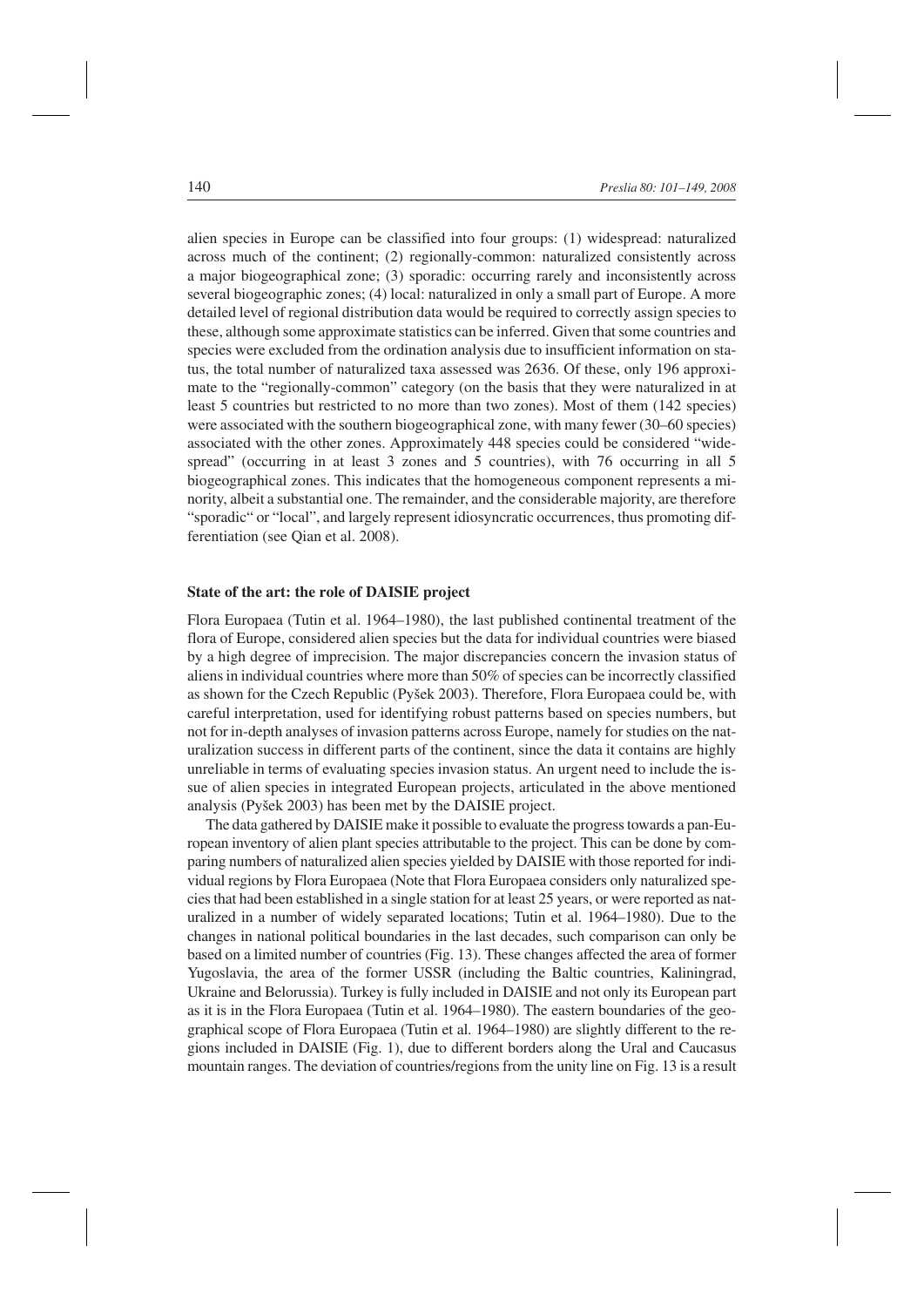alien species in Europe can be classified into four groups: (1) widespread: naturalized across much of the continent; (2) regionally-common: naturalized consistently across a major biogeographical zone; (3) sporadic: occurring rarely and inconsistently across several biogeographic zones; (4) local: naturalized in only a small part of Europe. A more detailed level of regional distribution data would be required to correctly assign species to these, although some approximate statistics can be inferred. Given that some countries and species were excluded from the ordination analysis due to insufficient information on status, the total number of naturalized taxa assessed was 2636. Of these, only 196 approximate to the "regionally-common" category (on the basis that they were naturalized in at least 5 countries but restricted to no more than two zones). Most of them (142 species) were associated with the southern biogeographical zone, with many fewer (30–60 species) associated with the other zones. Approximately 448 species could be considered "widespread" (occurring in at least 3 zones and 5 countries), with 76 occurring in all 5 biogeographical zones. This indicates that the homogeneous component represents a minority, albeit a substantial one. The remainder, and the considerable majority, are therefore "sporadic" or "local", and largely represent idiosyncratic occurrences, thus promoting differentiation (see Qian et al. 2008).

## State of the art: the role of DAISIE project

Flora Europaea (Tutin et al. 1964–1980), the last published continental treatment of the flora of Europe, considered alien species but the data for individual countries were biased by a high degree of imprecision. The major discrepancies concern the invasion status of aliens in individual countries where more than 50% of species can be incorrectly classified as shown for the Czech Republic (Pyšek 2003). Therefore, Flora Europaea could be, with careful interpretation, used for identifying robust patterns based on species numbers, but not for in-depth analyses of invasion patterns across Europe, namely for studies on the naturalization success in different parts of the continent, since the data it contains are highly unreliable in terms of evaluating species invasion status. An urgent need to include the issue of alien species in integrated European projects, articulated in the above mentioned analysis (Pyšek 2003) has been met by the DAISIE project.

The data gathered by DAISIE make it possible to evaluate the progress towards a pan-European inventory of alien plant species attributable to the project. This can be done by comparing numbers of naturalized alien species yielded by DAISIE with those reported for individual regions by Flora Europaea (Note that Flora Europaea considers only naturalized species that had been established in a single station for at least 25 years, or were reported as naturalized in a number of widely separated locations; Tutin et al. 1964–1980). Due to the changes in national political boundaries in the last decades, such comparison can only be based on a limited number of countries (Fig. 13). These changes affected the area of former Yugoslavia, the area of the former USSR (including the Baltic countries, Kaliningrad, Ukraine and Belorussia). Turkey is fully included in DAISIE and not only its European part as it is in the Flora Europaea (Tutin et al. 1964–1980). The eastern boundaries of the geographical scope of Flora Europaea (Tutin et al. 1964–1980) are slightly different to the regions included in DAISIE (Fig. 1), due to different borders along the Ural and Caucasus mountain ranges. The deviation of countries/regions from the unity line on Fig. 13 is a result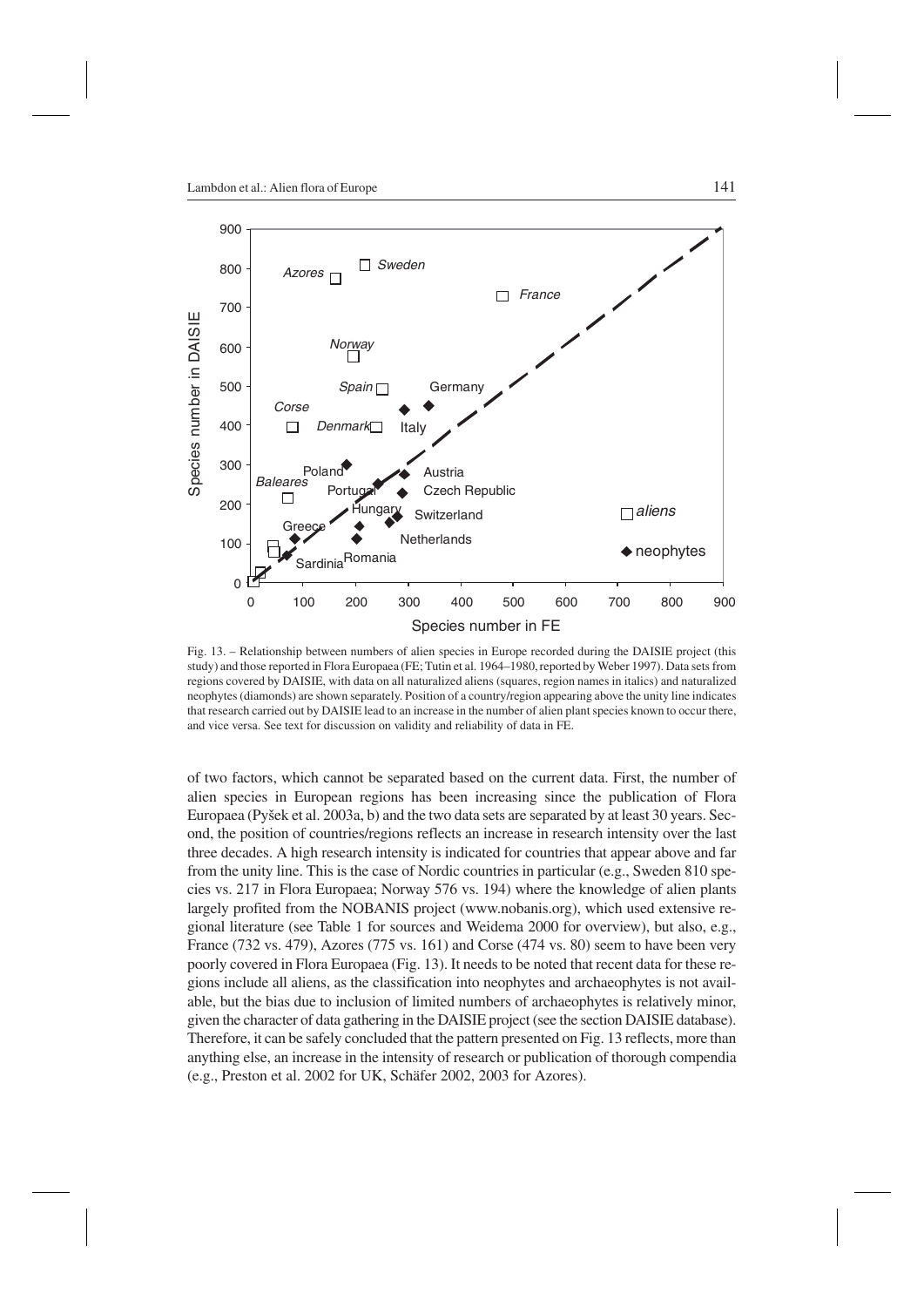Fig. 13. – Relationship between numbers of alien species in Europe recorded during the DAISIE project (this study) and those reported in Flora Europaea (FE; Tutin et al. 1964–1980, reported by Weber 1997). Data sets from regions covered by DAISIE, with data on all naturalized aliens (squares, region names in italics) and naturalized neophytes (diamonds) are shown separately. Position of a country/region appearing above the unity line indicates that research carried out by DAISIE lead to an increase in the number of alien plant species known to occur there, and vice versa. See text for discussion on validity and reliability of data in FE.

of two factors, which cannot be separated based on the current data. First, the number of alien species in European regions has been increasing since the publication of Flora Europaea (Pyšek et al. 2003a, b) and the two data sets are separated by at least 30 years. Second, the position of countries/regions reflects an increase in research intensity over the last three decades. A high research intensity is indicated for countries that appear above and far from the unity line. This is the case of Nordic countries in particular (e.g., Sweden 810 species vs. 217 in Flora Europaea; Norway 576 vs. 194) where the knowledge of alien plants largely profited from the NOBANIS project (www.nobanis.org), which used extensive regional literature (see Table 1 for sources and Weidema 2000 for overview), but also, e.g., France (732 vs. 479), Azores (775 vs. 161) and Corse (474 vs. 80) seem to have been very poorly covered in Flora Europaea (Fig. 13). It needs to be noted that recent data for these regions include all aliens, as the classification into neophytes and archaeophytes is not available, but the bias due to inclusion of limited numbers of archaeophytes is relatively minor, given the character of data gathering in the DAISIE project (see the section DAISIE database). Therefore, it can be safely concluded that the pattern presented on Fig. 13 reflects, more than anything else, an increase in the intensity of research or publication of thorough compendia (e.g., Preston et al. 2002 for UK, Schäfer 2002, 2003 for Azores).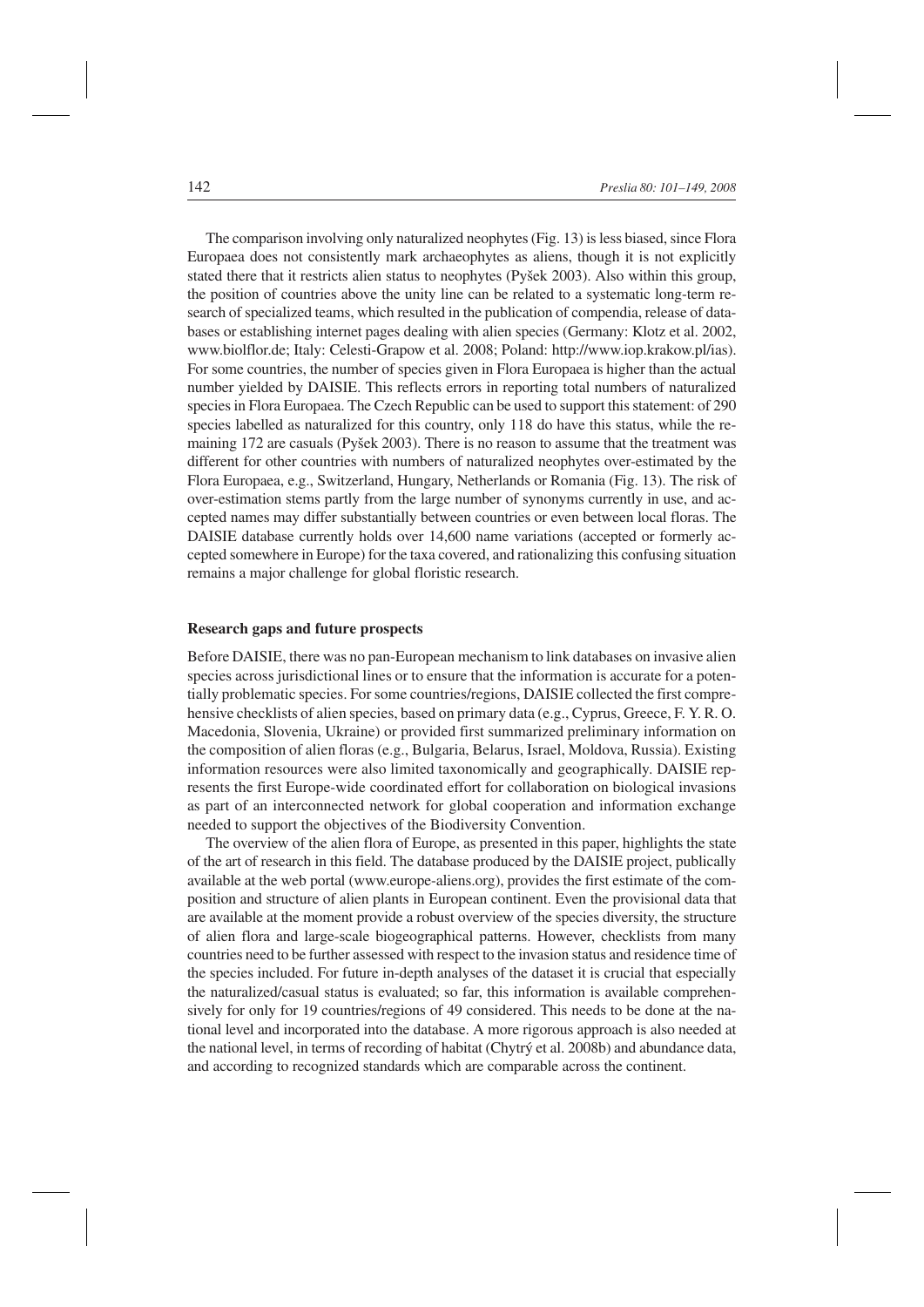The comparison involving only naturalized neophytes (Fig. 13) is less biased, since Flora Europaea does not consistently mark archaeophytes as aliens, though it is not explicitly stated there that it restricts alien status to neophytes (Pyšek 2003). Also within this group, the position of countries above the unity line can be related to a systematic long-term research of specialized teams, which resulted in the publication of compendia, release of databases or establishing internet pages dealing with alien species (Germany: Klotz et al. 2002, www.biolflor.de; Italy: Celesti-Grapow et al. 2008; Poland: http://www.iop.krakow.pl/ias). For some countries, the number of species given in Flora Europaea is higher than the actual number yielded by DAISIE. This reflects errors in reporting total numbers of naturalized species in Flora Europaea. The Czech Republic can be used to support this statement: of 290 species labelled as naturalized for this country, only 118 do have this status, while the remaining 172 are casuals (Pyšek 2003). There is no reason to assume that the treatment was different for other countries with numbers of naturalized neophytes over-estimated by the Flora Europaea, e.g., Switzerland, Hungary, Netherlands or Romania (Fig. 13). The risk of over-estimation stems partly from the large number of synonyms currently in use, and accepted names may differ substantially between countries or even between local floras. The DAISIE database currently holds over 14,600 name variations (accepted or formerly accepted somewhere in Europe) for the taxa covered, and rationalizing this confusing situation remains a major challenge for global floristic research.

## Research gaps and future prospects

Before DAISIE, there was no pan-European mechanism to link databases on invasive alien species across jurisdictional lines or to ensure that the information is accurate for a potentially problematic species. For some countries/regions, DAISIE collected the first comprehensive checklists of alien species, based on primary data (e.g., Cyprus, Greece, F. Y. R. O. Macedonia, Slovenia, Ukraine) or provided first summarized preliminary information on the composition of alien floras (e.g., Bulgaria, Belarus, Israel, Moldova, Russia). Existing information resources were also limited taxonomically and geographically. DAISIE represents the first Europe-wide coordinated effort for collaboration on biological invasions as part of an interconnected network for global cooperation and information exchange needed to support the objectives of the Biodiversity Convention.

The overview of the alien flora of Europe, as presented in this paper, highlights the state of the art of research in this field. The database produced by the DAISIE project, publically available at the web portal (www.europe-aliens.org), provides the first estimate of the composition and structure of alien plants in European continent. Even the provisional data that are available at the moment provide a robust overview of the species diversity, the structure of alien flora and large-scale biogeographical patterns. However, checklists from many countries need to be further assessed with respect to the invasion status and residence time of the species included. For future in-depth analyses of the dataset it is crucial that especially the naturalized/casual status is evaluated; so far, this information is available comprehensively for only for 19 countries/regions of 49 considered. This needs to be done at the national level and incorporated into the database. A more rigorous approach is also needed at the national level, in terms of recording of habitat (Chytrý et al. 2008b) and abundance data, and according to recognized standards which are comparable across the continent.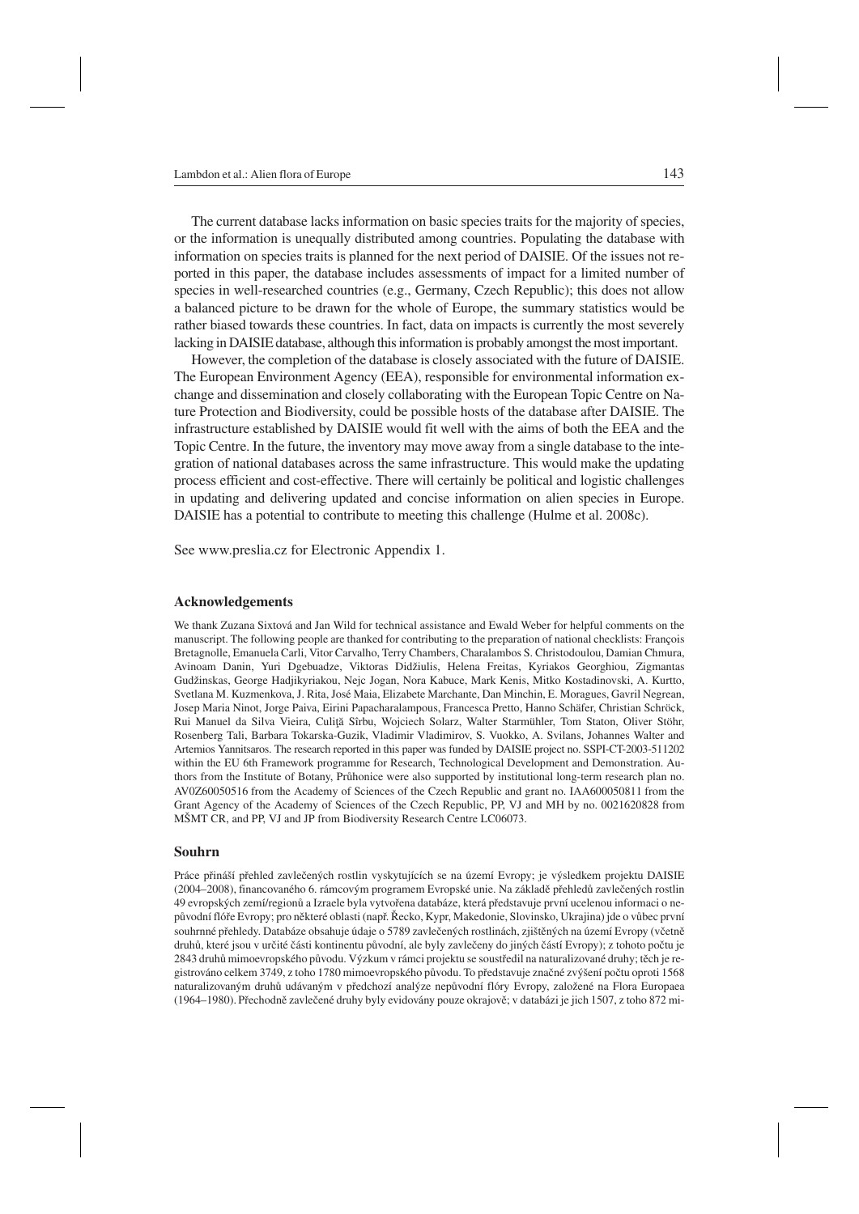The current database lacks information on basic species traits for the majority of species, or the information is unequally distributed among countries. Populating the database with information on species traits is planned for the next period of DAISIE. Of the issues not reported in this paper, the database includes assessments of impact for a limited number of species in well-researched countries (e.g., Germany, Czech Republic); this does not allow a balanced picture to be drawn for the whole of Europe, the summary statistics would be rather biased towards these countries. In fact, data on impacts is currently the most severely lacking in DAISIE database, although this information is probably amongst the most important.

However, the completion of the database is closely associated with the future of DAISIE. The European Environment Agency (EEA), responsible for environmental information exchange and dissemination and closely collaborating with the European Topic Centre on Nature Protection and Biodiversity, could be possible hosts of the database after DAISIE. The infrastructure established by DAISIE would fit well with the aims of both the EEA and the Topic Centre. In the future, the inventory may move away from a single database to the integration of national databases across the same infrastructure. This would make the updating process efficient and cost-effective. There will certainly be political and logistic challenges in updating and delivering updated and concise information on alien species in Europe. DAISIE has a potential to contribute to meeting this challenge (Hulme et al. 2008c).

See www.preslia.cz for Electronic Appendix 1.

## Acknowledgements

We thank Zuzana Sixtová and Jan Wild for technical assistance and Ewald Weber for helpful comments on the manuscript. The following people are thanked for contributing to the preparation of national checklists: François Bretagnolle, Emanuela Carli, Vitor Carvalho, Terry Chambers, Charalambos S. Christodoulou, Damian Chmura, Avinoam Danin, Yuri Dgebuadze, Viktoras Didžiulis, Helena Freitas, Kyriakos Georghiou, Zigmantas Gudžinskas, George Hadjikyriakou, Nejc Jogan, Nora Kabuce, Mark Kenis, Mitko Kostadinovski, A. Kurtto, Svetlana M. Kuzmenkova, J. Rita, José Maia, Elizabete Marchante, Dan Minchin, E. Moragues, Gavril Negrean, Josep Maria Ninot, Jorge Paiva, Eirini Papacharalampous, Francesca Pretto, Hanno Schäfer, Christian Schröck, Rui Manuel da Silva Vieira, Culiţă Sîrbu, Wojciech Solarz, Walter Starmühler, Tom Staton, Oliver Stöhr, Rosenberg Tali, Barbara Tokarska-Guzik, Vladimir Vladimirov, S. Vuokko, A. Svilans, Johannes Walter and Artemios Yannitsaros. The research reported in this paper was funded by DAISIE project no. SSPI-CT-2003-511202 within the EU 6th Framework programme for Research, Technological Development and Demonstration. Authors from the Institute of Botany, Průhonice were also supported by institutional long-term research plan no. AV0Z60050516 from the Academy of Sciences of the Czech Republic and grant no. IAA600050811 from the Grant Agency of the Academy of Sciences of the Czech Republic, PP, VJ and MH by no. 0021620828 from MŠMT CR, and PP, VJ and JP from Biodiversity Research Centre LC06073.

## Souhrn

Práce přináší přehled zavlečených rostlin vyskytujících se na území Evropy; je výsledkem projektu DAISIE (2004–2008), financovaného 6. rámcovým programem Evropské unie. Na základě přehledů zavlečených rostlin 49 evropských zemí/regionů a Izraele byla vytvořena databáze, která představuje první ucelenou informaci o nepůvodní flóře Evropy; pro některé oblasti (např. Řecko, Kypr, Makedonie, Slovinsko, Ukrajina) jde o vůbec první souhrnné přehledy. Databáze obsahuje údaje o 5789 zavlečených rostlinách, zjištěných na území Evropy (včetně druhů, které jsou v určité části kontinentu původní, ale byly zavlečeny do jiných částí Evropy); z tohoto počtu je 2843 druhů mimoevropského původu. Výzkum v rámci projektu se soustředil na naturalizované druhy; těch je registrováno celkem 3749, z toho 1780 mimoevropského původu. To představuje značné zvýšení počtu oproti 1568 naturalizovaným druhům udávaným v předchozí analýze nepůvodní flóry Evropy, založené na Flora Europaea (1964–1980). Přechodně zavlečené druhy byly evidovány pouze okrajově; v databázi je jich 1507, z toho 872 mi-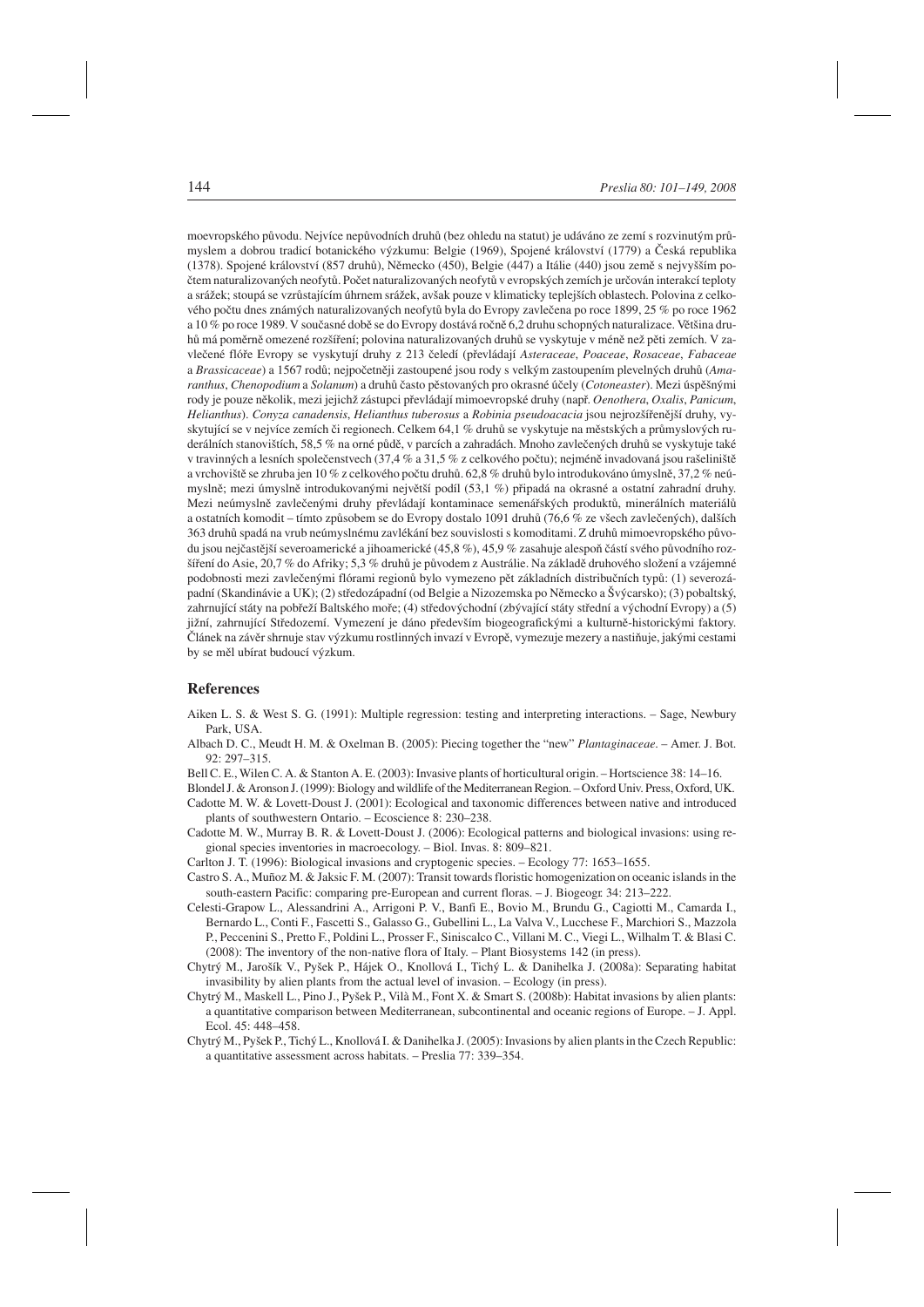moevropského původu. Nejvíce nepůvodních druhů (bez ohledu na statut) je udáváno ze zemí s rozvinutým průmyslem a dobrou tradicí botanického výzkumu: Belgie (1969), Spojené království (1779) a Česká republika (1378). Spojené království (857 druhů), Německo (450), Belgie (447) a Itálie (440) jsou země s nejvyšším počtem naturalizovaných neofytů. Počet naturalizovaných neofytů v evropských zemích je určován interakcí teploty a srážek; stoupá se vzrůstajícím úhrnem srážek, avšak pouze v klimaticky teplejších oblastech. Polovina z celkového počtu dnes známých naturalizovaných neofytů byla do Evropy zavlečena po roce 1899, 25 % po roce 1962 a 10 % po roce 1989. V současné době se do Evropy dostává ročně 6,2 druhu schopných naturalizace. Většina druhů má poměrně omezené rozšíření; polovina naturalizovaných druhů se vyskytuje v méně než pěti zemích. V zavlečené flóře Evropy se vyskytují druhy z 213 čeledí (převládají *Asteraceae*, *Poaceae*, *Rosaceae*, *Fabaceae* a *Brassicaceae*) a 1567 rodů; nejpočetněji zastoupené jsou rody s velkým zastoupením plevelných druhů (*Amaranthus*, *Chenopodium* a *Solanum*) a druhů často pěstovaných pro okrasné účely (*Cotoneaster*). Mezi úspěšnými rody je pouze několik, mezi jejichž zástupci převládají mimoevropské druhy (např. *Oenothera*, *Oxalis*, *Panicum*, *Helianthus*). *Conyza canadensis*, *Helianthus tuberosus* a *Robinia pseudoacacia* jsou nejrozšířenější druhy, vyskytující se v nejvíce zemích či regionech. Celkem 64,1 % druhů se vyskytuje na městských a průmyslových ruderálních stanovištích, 58,5 % na orné půdě, v parcích a zahradách. Mnoho zavlečených druhů se vyskytuje také v travinných a lesních společenstvech (37,4 % a 31,5 % z celkového počtu); nejméně invadovaná jsou rašeliniště a vrchoviště se zhruba jen 10 % z celkového počtu druhů. 62,8 % druhů bylo introdukováno úmyslně, 37,2 % neúmyslně; mezi úmyslně introdukovanými největší podíl (53,1 %) připadá na okrasné a ostatní zahradní druhy. Mezi neúmyslně zavlečenými druhy převládají kontaminace semenářských produktů, minerálních materiálů a ostatních komodit – tímto způsobem se do Evropy dostalo 1091 druhů (76,6 % ze všech zavlečených), dalších 363 druhů spadá na vrub neúmyslnému zavlékání bez souvislosti s komoditami. Z druhů mimoevropského původu jsou nejčastější severoamerické a jihoamerické (45,8 %), 45,9 % zasahuje alespoň částí svého původního rozšíření do Asie, 20,7 % do Afriky; 5,3 % druhů je původem z Austrálie. Na základě druhového složení a vzájemné podobnosti mezi zavlečenými flórami regionů bylo vymezeno pět základních distribučních typů: (1) severozápadní (Skandinávie a UK); (2) středozápadní (od Belgie a Nizozemska po Německo a Švýcarsko); (3) pobaltský, zahrnující státy na pobřeží Baltského moře; (4) středovýchodní (zbývající státy střední a východní Evropy) a (5) jižní, zahrnující Středozemí. Vymezení je dáno především biogeografickými a kulturně-historickými faktory. Článek na závěr shrnuje stav výzkumu rostlinných invazí v Evropě, vymezuje mezery a nastiňuje, jakými cestami by se měl ubírat budoucí výzkum.

## References

Aiken L. S. & West S. G. (1991): Multiple regression: testing and interpreting interactions. – Sage, Newbury Park, USA.

Albach D. C., Meudt H. M. & Oxelman B. (2005): Piecing together the "new" *Plantaginaceae*. – Amer. J. Bot. 92: 297–315.

Bell C. E., Wilen C. A. & Stanton A. E. (2003): Invasive plants of horticultural origin. – Hortscience 38: 14–16.

Blondel J. & Aronson J. (1999): Biology and wildlife of the Mediterranean Region. – Oxford Univ. Press, Oxford, UK.

Cadotte M. W. & Lovett-Doust J. (2001): Ecological and taxonomic differences between native and introduced plants of southwestern Ontario. – Ecoscience 8: 230–238.

Cadotte M. W., Murray B. R. & Lovett-Doust J. (2006): Ecological patterns and biological invasions: using regional species inventories in macroecology. – Biol. Invas. 8: 809–821.

Carlton J. T. (1996): Biological invasions and cryptogenic species. – Ecology 77: 1653–1655.

Castro S. A., Muñoz M. & Jaksic F. M. (2007): Transit towards floristic homogenization on oceanic islands in the south-eastern Pacific: comparing pre-European and current floras. – J. Biogeogr. 34: 213–222.

Celesti-Grapow L., Alessandrini A., Arrigoni P. V., Banfi E., Bovio M., Brundu G., Cagiotti M., Camarda I., Bernardo L., Conti F., Fascetti S., Galasso G., Gubellini L., La Valva V., Lucchese F., Marchiori S., Mazzola P., Peccenini S., Pretto F., Poldini L., Prosser F., Siniscalco C., Villani M. C., Viegi L., Wilhalm T. & Blasi C. (2008): The inventory of the non-native flora of Italy. – Plant Biosystems 142 (in press).

Chytrý M., Jarošík V., Pyšek P., Hájek O., Knollová I., Tichý L. & Danihelka J. (2008a): Separating habitat invasibility by alien plants from the actual level of invasion. – Ecology (in press).

Chytrý M., Maskell L., Pino J., Pyšek P., Vilà M., Font X. & Smart S. (2008b): Habitat invasions by alien plants: a quantitative comparison between Mediterranean, subcontinental and oceanic regions of Europe. – J. Appl. Ecol. 45: 448–458.

Chytrý M., Pyšek P., Tichý L., Knollová I. & Danihelka J. (2005): Invasions by alien plants in the Czech Republic: a quantitative assessment across habitats. – Preslia 77: 339–354.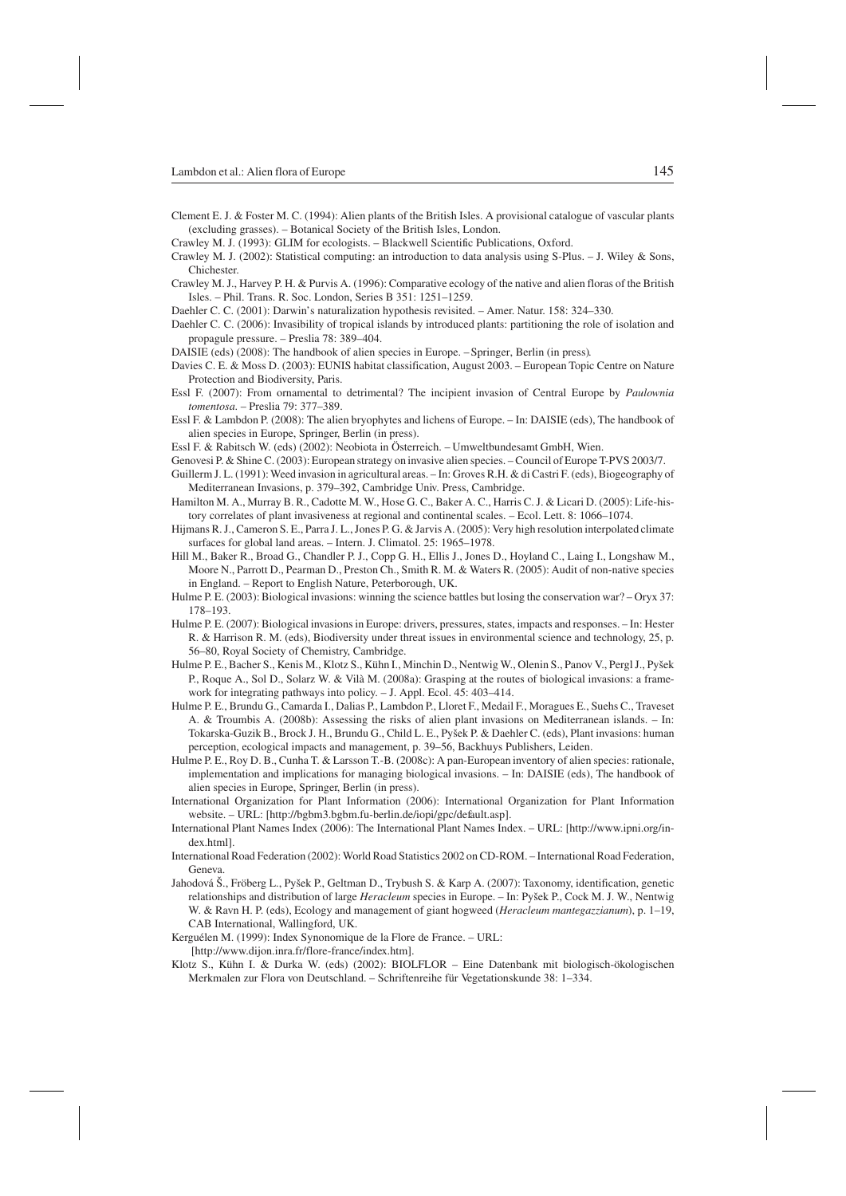Clement E. J. & Foster M. C. (1994): Alien plants of the British Isles. A provisional catalogue of vascular plants (excluding grasses). – Botanical Society of the British Isles, London.

Crawley M. J. (1993): GLIM for ecologists. – Blackwell Scientific Publications, Oxford.

Crawley M. J. (2002): Statistical computing: an introduction to data analysis using S-Plus. – J. Wiley & Sons, Chichester.

Crawley M. J., Harvey P. H. & Purvis A. (1996): Comparative ecology of the native and alien floras of the British Isles. – Phil. Trans. R. Soc. London, Series B 351: 1251–1259.

Daehler C. C. (2001): Darwin's naturalization hypothesis revisited. – Amer. Natur. 158: 324–330.

Daehler C. C. (2006): Invasibility of tropical islands by introduced plants: partitioning the role of isolation and propagule pressure. – Preslia 78: 389–404.

DAISIE (eds) (2008): The handbook of alien species in Europe. – Springer, Berlin (in press).

Davies C. E. & Moss D. (2003): EUNIS habitat classification, August 2003. – European Topic Centre on Nature Protection and Biodiversity, Paris.

Essl F. (2007): From ornamental to detrimental? The incipient invasion of Central Europe by *Paulownia tomentosa*. – Preslia 79: 377–389.

Essl F. & Lambdon P. (2008): The alien bryophytes and lichens of Europe. – In: DAISIE (eds), The handbook of alien species in Europe, Springer, Berlin (in press).

Essl F. & Rabitsch W. (eds) (2002): Neobiota in Österreich. – Umweltbundesamt GmbH, Wien.

Genovesi P. & Shine C. (2003): European strategy on invasive alien species. – Council of Europe T-PVS 2003/7.

Guillerm J. L. (1991): Weed invasion in agricultural areas. – In: Groves R.H. & di Castri F. (eds), Biogeography of Mediterranean Invasions, p. 379–392, Cambridge Univ. Press, Cambridge.

Hamilton M. A., Murray B. R., Cadotte M. W., Hose G. C., Baker A. C., Harris C. J. & Licari D. (2005): Life-history correlates of plant invasiveness at regional and continental scales. – Ecol. Lett. 8: 1066–1074.

Hijmans R. J., Cameron S. E., Parra J. L., Jones P. G. & Jarvis A. (2005): Very high resolution interpolated climate surfaces for global land areas. – Intern. J. Climatol. 25: 1965–1978.

Hill M., Baker R., Broad G., Chandler P. J., Copp G. H., Ellis J., Jones D., Hoyland C., Laing I., Longshaw M., Moore N., Parrott D., Pearman D., Preston Ch., Smith R. M. & Waters R. (2005): Audit of non-native species in England. – Report to English Nature, Peterborough, UK.

Hulme P. E. (2003): Biological invasions: winning the science battles but losing the conservation war? – Oryx 37: 178–193.

Hulme P. E. (2007): Biological invasions in Europe: drivers, pressures, states, impacts and responses. – In: Hester R. & Harrison R. M. (eds), Biodiversity under threat issues in environmental science and technology, 25, p. 56–80, Royal Society of Chemistry, Cambridge.

Hulme P. E., Bacher S., Kenis M., Klotz S., Kühn I., Minchin D., Nentwig W., Olenin S., Panov V., Pergl J., Pyšek P., Roque A., Sol D., Solarz W. & Vilà M. (2008a): Grasping at the routes of biological invasions: a framework for integrating pathways into policy. – J. Appl. Ecol. 45: 403–414.

Hulme P. E., Brundu G., Camarda I., Dalias P., Lambdon P., Lloret F., Medail F., Moragues E., Suehs C., Traveset A. & Troumbis A. (2008b): Assessing the risks of alien plant invasions on Mediterranean islands. – In: Tokarska-Guzik B., Brock J. H., Brundu G., Child L. E., Pyšek P. & Daehler C. (eds), Plant invasions: human perception, ecological impacts and management, p. 39–56, Backhuys Publishers, Leiden.

Hulme P. E., Roy D. B., Cunha T. & Larsson T.-B. (2008c): A pan-European inventory of alien species: rationale, implementation and implications for managing biological invasions. – In: DAISIE (eds), The handbook of alien species in Europe, Springer, Berlin (in press).

International Organization for Plant Information (2006): International Organization for Plant Information website. – URL: [http://bgbm3.bgbm.fu-berlin.de/iopi/gpc/default.asp].

International Plant Names Index (2006): The International Plant Names Index. – URL: [http://www.ipni.org/index.html].

International Road Federation (2002): World Road Statistics 2002 on CD-ROM. – International Road Federation, Geneva.

Jahodová Š., Fröberg L., Pyšek P., Geltman D., Trybush S. & Karp A. (2007): Taxonomy, identification, genetic relationships and distribution of large *Heracleum* species in Europe. – In: Pyšek P., Cock M. J. W., Nentwig W. & Ravn H. P. (eds), Ecology and management of giant hogweed (*Heracleum mantegazzianum*), p. 1–19, CAB International, Wallingford, UK.

Kerguélen M. (1999): Index Synonomique de la Flore de France. – URL: [http://www.dijon.inra.fr/flore-france/index.htm].

Klotz S., Kühn I. & Durka W. (eds) (2002): BIOLFLOR – Eine Datenbank mit biologisch-ökologischen Merkmalen zur Flora von Deutschland. – Schriftenreihe für Vegetationskunde 38: 1–334.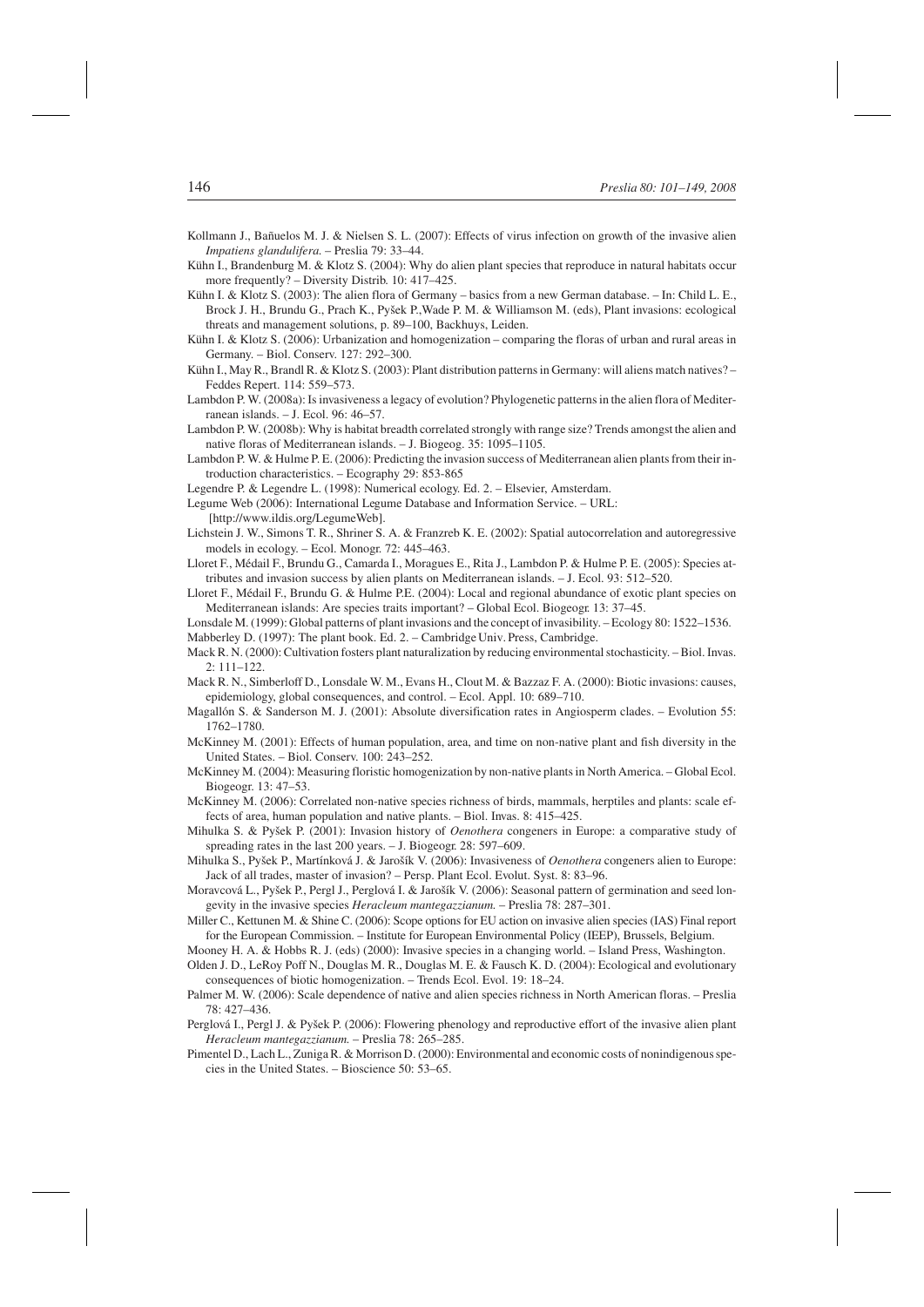Kollmann J., Bañuelos M. J. & Nielsen S. L. (2007): Effects of virus infection on growth of the invasive alien *Impatiens glandulifera*. – Preslia 79: 33–44.

Kühn I., Brandenburg M. & Klotz S. (2004): Why do alien plant species that reproduce in natural habitats occur more frequently? – Diversity Distrib. 10: 417–425.

Kühn I. & Klotz S. (2003): The alien flora of Germany – basics from a new German database. – In: Child L. E., Brock J. H., Brundu G., Prach K., Pyšek P.,Wade P. M. & Williamson M. (eds), Plant invasions: ecological threats and management solutions, p. 89–100, Backhuys, Leiden.

Kühn I. & Klotz S. (2006): Urbanization and homogenization – comparing the floras of urban and rural areas in Germany. – Biol. Conserv. 127: 292–300.

Kühn I., May R., Brandl R. & Klotz S. (2003): Plant distribution patterns in Germany: will aliens match natives? – Feddes Repert. 114: 559–573.

Lambdon P. W. (2008a): Is invasiveness a legacy of evolution? Phylogenetic patterns in the alien flora of Mediterranean islands. – J. Ecol. 96: 46–57.

Lambdon P. W. (2008b): Why is habitat breadth correlated strongly with range size? Trends amongst the alien and native floras of Mediterranean islands. – J. Biogeog. 35: 1095–1105.

Lambdon P. W. & Hulme P. E. (2006): Predicting the invasion success of Mediterranean alien plants from their introduction characteristics. – Ecography 29: 853-865

Legendre P. & Legendre L. (1998): Numerical ecology. Ed. 2. – Elsevier, Amsterdam.

Legume Web (2006): International Legume Database and Information Service. – URL: [http://www.ildis.org/LegumeWeb].

Lichstein J. W., Simons T. R., Shriner S. A. & Franzreb K. E. (2002): Spatial autocorrelation and autoregressive models in ecology. – Ecol. Monogr. 72: 445–463.

Lloret F., Médail F., Brundu G., Camarda I., Moragues E., Rita J., Lambdon P. & Hulme P. E. (2005): Species attributes and invasion success by alien plants on Mediterranean islands. – J. Ecol. 93: 512–520.

Lloret F., Médail F., Brundu G. & Hulme P.E. (2004): Local and regional abundance of exotic plant species on Mediterranean islands: Are species traits important? – Global Ecol. Biogeogr. 13: 37–45.

Lonsdale M. (1999): Global patterns of plant invasions and the concept of invasibility. – Ecology 80: 1522–1536.

Mabberley D. (1997): The plant book. Ed. 2. – Cambridge Univ. Press, Cambridge.

Mack R. N. (2000): Cultivation fosters plant naturalization by reducing environmental stochasticity. – Biol. Invas. 2: 111–122.

Mack R. N., Simberloff D., Lonsdale W. M., Evans H., Clout M. & Bazzaz F. A. (2000): Biotic invasions: causes, epidemiology, global consequences, and control. – Ecol. Appl. 10: 689–710.

Magallón S. & Sanderson M. J. (2001): Absolute diversification rates in Angiosperm clades. – Evolution 55: 1762–1780.

McKinney M. (2001): Effects of human population, area, and time on non-native plant and fish diversity in the United States. – Biol. Conserv. 100: 243–252.

McKinney M. (2004): Measuring floristic homogenization by non-native plants in North America. – Global Ecol. Biogeogr. 13: 47–53.

McKinney M. (2006): Correlated non-native species richness of birds, mammals, herptiles and plants: scale effects of area, human population and native plants. – Biol. Invas. 8: 415–425.

Mihulka S. & Pyšek P. (2001): Invasion history of *Oenothera* congeners in Europe: a comparative study of spreading rates in the last 200 years. – J. Biogeogr. 28: 597–609.

Mihulka S., Pyšek P., Martínková J. & Jarošík V. (2006): Invasiveness of *Oenothera* congeners alien to Europe: Jack of all trades, master of invasion? – Persp. Plant Ecol. Evolut. Syst. 8: 83–96.

Moravcová L., Pyšek P., Pergl J., Perglová I. & Jarošík V. (2006): Seasonal pattern of germination and seed longevity in the invasive species *Heracleum mantegazzianum*. – Preslia 78: 287–301.

Miller C., Kettunen M. & Shine C. (2006): Scope options for EU action on invasive alien species (IAS) Final report for the European Commission. – Institute for European Environmental Policy (IEEP), Brussels, Belgium.

Mooney H. A. & Hobbs R. J. (eds) (2000): Invasive species in a changing world. – Island Press, Washington.

Olden J. D., LeRoy Poff N., Douglas M. R., Douglas M. E. & Fausch K. D. (2004): Ecological and evolutionary consequences of biotic homogenization. – Trends Ecol. Evol. 19: 18–24.

Palmer M. W. (2006): Scale dependence of native and alien species richness in North American floras. – Preslia 78: 427–436.

Perglová I., Pergl J. & Pyšek P. (2006): Flowering phenology and reproductive effort of the invasive alien plant *Heracleum mantegazzianum*. – Preslia 78: 265–285.

Pimentel D., Lach L., Zuniga R. & Morrison D. (2000): Environmental and economic costs of nonindigenous species in the United States. – Bioscience 50: 53–65.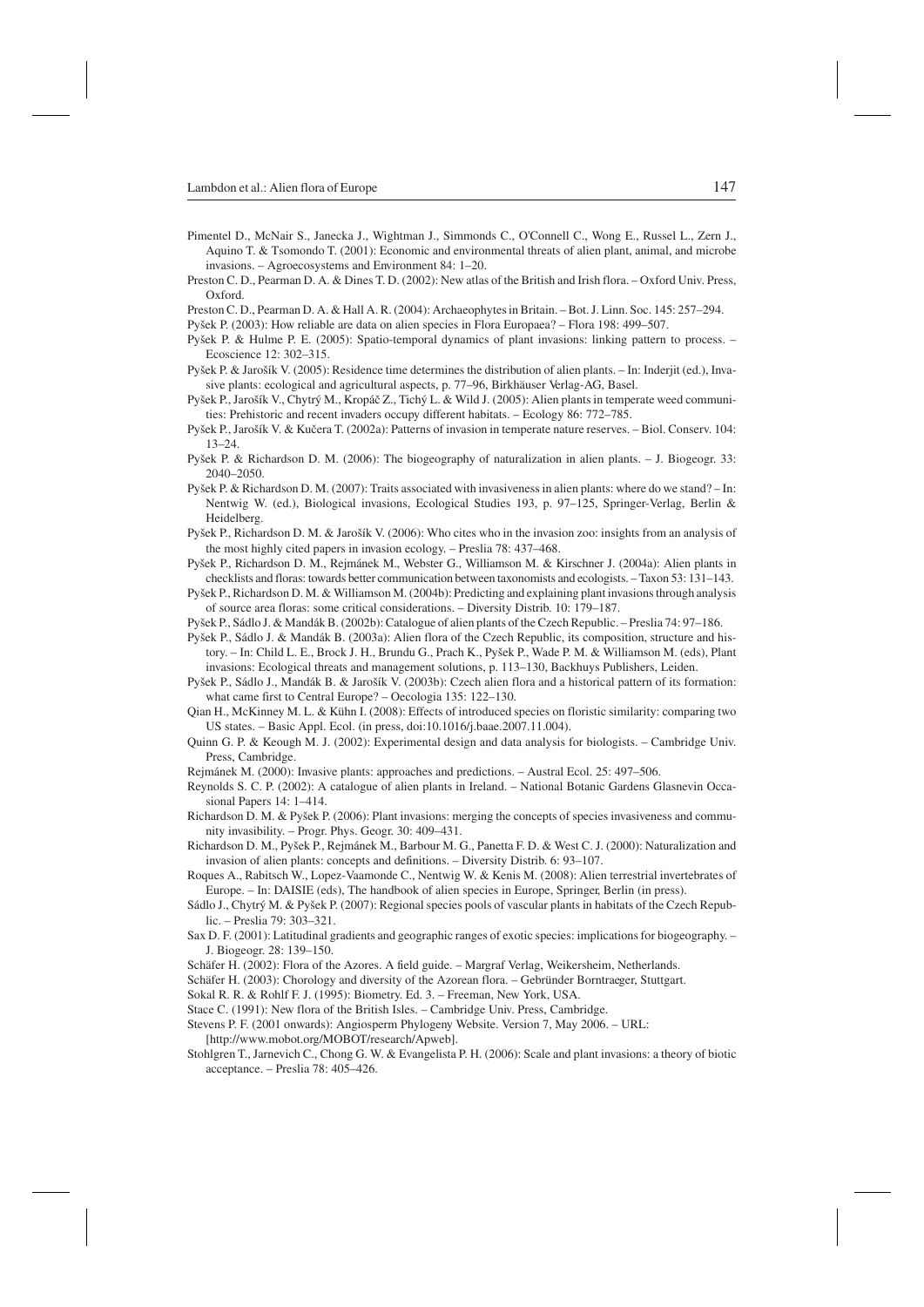Pimentel D., McNair S., Janecka J., Wightman J., Simmonds C., O'Connell C., Wong E., Russel L., Zern J., Aquino T. & Tsomondo T. (2001): Economic and environmental threats of alien plant, animal, and microbe invasions. – Agroecosystems and Environment 84: 1–20.

Preston C. D., Pearman D. A. & Dines T. D. (2002): New atlas of the British and Irish flora. – Oxford Univ. Press, Oxford.

Preston C. D., Pearman D. A. & Hall A. R. (2004): Archaeophytes in Britain. – Bot. J. Linn. Soc. 145: 257–294.

Pyšek P. (2003): How reliable are data on alien species in Flora Europaea? – Flora 198: 499–507.

Pyšek P. & Hulme P. E. (2005): Spatio-temporal dynamics of plant invasions: linking pattern to process. – Ecoscience 12: 302–315.

Pyšek P. & Jarošík V. (2005): Residence time determines the distribution of alien plants. – In: Inderjit (ed.), Invasive plants: ecological and agricultural aspects, p. 77–96, Birkhäuser Verlag-AG, Basel.

Pyšek P., Jarošík V., Chytrý M., Kropáč Z., Tichý L. & Wild J. (2005): Alien plants in temperate weed communities: Prehistoric and recent invaders occupy different habitats. – Ecology 86: 772–785.

Pyšek P., Jarošík V. & Kučera T. (2002a): Patterns of invasion in temperate nature reserves. – Biol. Conserv. 104: 13–24.

Pyšek P. & Richardson D. M. (2006): The biogeography of naturalization in alien plants. – J. Biogeogr. 33: 2040–2050.

Pyšek P. & Richardson D. M. (2007): Traits associated with invasiveness in alien plants: where do we stand? – In: Nentwig W. (ed.), Biological invasions, Ecological Studies 193, p. 97–125, Springer-Verlag, Berlin & Heidelberg.

Pyšek P., Richardson D. M. & Jarošík V. (2006): Who cites who in the invasion zoo: insights from an analysis of the most highly cited papers in invasion ecology. – Preslia 78: 437–468.

Pyšek P., Richardson D. M., Rejmánek M., Webster G., Williamson M. & Kirschner J. (2004a): Alien plants in checklists and floras: towards better communication between taxonomists and ecologists. – Taxon 53: 131–143.

Pyšek P., Richardson D. M. & Williamson M. (2004b): Predicting and explaining plant invasions through analysis of source area floras: some critical considerations. – Diversity Distrib. 10: 179–187.

Pyšek P., Sádlo J. & Mandák B. (2002b): Catalogue of alien plants of the Czech Republic. – Preslia 74: 97–186.

Pyšek P., Sádlo J. & Mandák B. (2003a): Alien flora of the Czech Republic, its composition, structure and history. – In: Child L. E., Brock J. H., Brundu G., Prach K., Pyšek P., Wade P. M. & Williamson M. (eds), Plant invasions: Ecological threats and management solutions, p. 113–130, Backhuys Publishers, Leiden.

Pyšek P., Sádlo J., Mandák B. & Jarošík V. (2003b): Czech alien flora and a historical pattern of its formation: what came first to Central Europe? – Oecologia 135: 122–130.

Qian H., McKinney M. L. & Kühn I. (2008): Effects of introduced species on floristic similarity: comparing two US states. – Basic Appl. Ecol. (in press, doi:10.1016/j.baae.2007.11.004).

Quinn G. P. & Keough M. J. (2002): Experimental design and data analysis for biologists. – Cambridge Univ. Press, Cambridge.

Rejmánek M. (2000): Invasive plants: approaches and predictions. – Austral Ecol. 25: 497–506.

Reynolds S. C. P. (2002): A catalogue of alien plants in Ireland. – National Botanic Gardens Glasnevin Occasional Papers 14: 1–414.

Richardson D. M. & Pyšek P. (2006): Plant invasions: merging the concepts of species invasiveness and community invasibility. – Progr. Phys. Geogr. 30: 409–431.

Richardson D. M., Pyšek P., Rejmánek M., Barbour M. G., Panetta F. D. & West C. J. (2000): Naturalization and invasion of alien plants: concepts and definitions. – Diversity Distrib. 6: 93–107.

Roques A., Rabitsch W., Lopez-Vaamonde C., Nentwig W. & Kenis M. (2008): Alien terrestrial invertebrates of Europe. – In: DAISIE (eds), The handbook of alien species in Europe, Springer, Berlin (in press).

Sádlo J., Chytrý M. & Pyšek P. (2007): Regional species pools of vascular plants in habitats of the Czech Republic. – Preslia 79: 303–321.

Sax D. F. (2001): Latitudinal gradients and geographic ranges of exotic species: implications for biogeography. – J. Biogeogr. 28: 139–150.

Schäfer H. (2002): Flora of the Azores. A field guide. – Margraf Verlag, Weikersheim, Netherlands.

Schäfer H. (2003): Chorology and diversity of the Azorean flora. – Gebründer Borntraeger, Stuttgart.

Sokal R. R. & Rohlf F. J. (1995): Biometry. Ed. 3. – Freeman, New York, USA.

Stace C. (1991): New flora of the British Isles. – Cambridge Univ. Press, Cambridge.

Stevens P. F. (2001 onwards): Angiosperm Phylogeny Website. Version 7, May 2006. – URL: [http://www.mobot.org/MOBOT/research/Apweb].

Stohlgren T., Jarnevich C., Chong G. W. & Evangelista P. H. (2006): Scale and plant invasions: a theory of biotic acceptance. – Preslia 78: 405–426.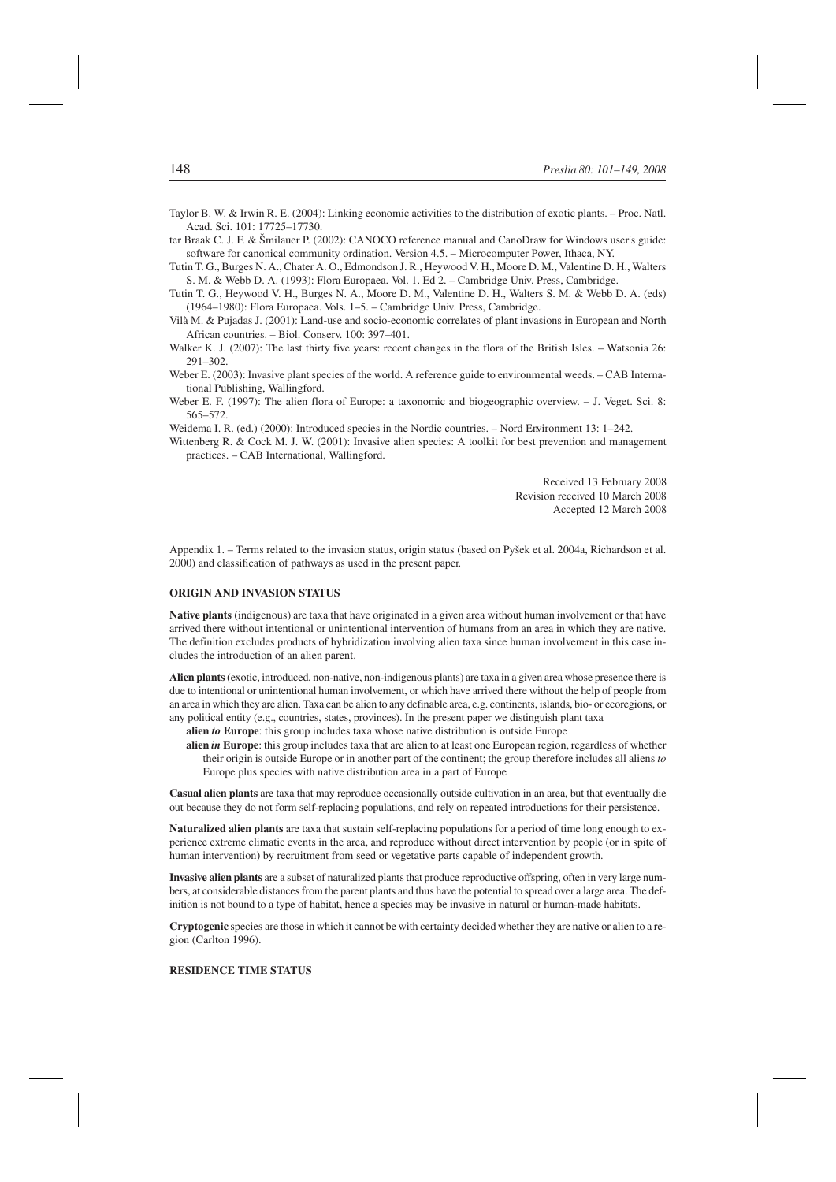Taylor B. W. & Irwin R. E. (2004): Linking economic activities to the distribution of exotic plants. – Proc. Natl. Acad. Sci. 101: 17725–17730.

ter Braak C. J. F. & Šmilauer P. (2002): CANOCO reference manual and CanoDraw for Windows user's guide: software for canonical community ordination. Version 4.5. – Microcomputer Power, Ithaca, NY.

Tutin T. G., Burges N. A., Chater A. O., Edmondson J. R., Heywood V. H., Moore D. M., Valentine D. H., Walters S. M. & Webb D. A. (1993): Flora Europaea. Vol. 1. Ed 2. – Cambridge Univ. Press, Cambridge.

Tutin T. G., Heywood V. H., Burges N. A., Moore D. M., Valentine D. H., Walters S. M. & Webb D. A. (eds) (1964–1980): Flora Europaea. Vols. 1–5. – Cambridge Univ. Press, Cambridge.

Vilà M. & Pujadas J. (2001): Land-use and socio-economic correlates of plant invasions in European and North African countries. – Biol. Conserv. 100: 397–401.

Walker K. J. (2007): The last thirty five years: recent changes in the flora of the British Isles. – Watsonia 26: 291–302.

Weber E. (2003): Invasive plant species of the world. A reference guide to environmental weeds. – CAB International Publishing, Wallingford.

Weber E. F. (1997): The alien flora of Europe: a taxonomic and biogeographic overview. – J. Veget. Sci. 8: 565–572.

Weidema I. R. (ed.) (2000): Introduced species in the Nordic countries. – Nord Environment 13: 1–242.

Wittenberg R. & Cock M. J. W. (2001): Invasive alien species: A toolkit for best prevention and management practices. – CAB International, Wallingford.

Received 13 February 2008
Revision received 10 March 2008
Accepted 12 March 2008

Appendix 1. – Terms related to the invasion status, origin status (based on Pyšek et al. 2004a, Richardson et al. 2000) and classification of pathways as used in the present paper.

## ORIGIN AND INVASION STATUS

**Native plants** (indigenous) are taxa that have originated in a given area without human involvement or that have arrived there without intentional or unintentional intervention of humans from an area in which they are native. The definition excludes products of hybridization involving alien taxa since human involvement in this case includes the introduction of an alien parent.

**Alien plants** (exotic, introduced, non-native, non-indigenous plants) are taxa in a given area whose presence there is due to intentional or unintentional human involvement, or which have arrived there without the help of people from an area in which they are alien. Taxa can be alien to any definable area, e.g. continents, islands, bio- or ecoregions, or any political entity (e.g., countries, states, provinces). In the present paper we distinguish plant taxa

- **alien *to* Europe**: this group includes taxa whose native distribution is outside Europe
- **alien *in* Europe**: this group includes taxa that are alien to at least one European region, regardless of whether their origin is outside Europe or in another part of the continent; the group therefore includes all aliens *to* Europe plus species with native distribution area in a part of Europe

**Casual alien plants** are taxa that may reproduce occasionally outside cultivation in an area, but that eventually die out because they do not form self-replacing populations, and rely on repeated introductions for their persistence.

**Naturalized alien plants** are taxa that sustain self-replacing populations for a period of time long enough to experience extreme climatic events in the area, and reproduce without direct intervention by people (or in spite of human intervention) by recruitment from seed or vegetative parts capable of independent growth.

**Invasive alien plants** are a subset of naturalized plants that produce reproductive offspring, often in very large numbers, at considerable distances from the parent plants and thus have the potential to spread over a large area. The definition is not bound to a type of habitat, hence a species may be invasive in natural or human-made habitats.

**Cryptogenic** species are those in which it cannot be with certainty decided whether they are native or alien to a region (Carlton 1996).

## RESIDENCE TIME STATUS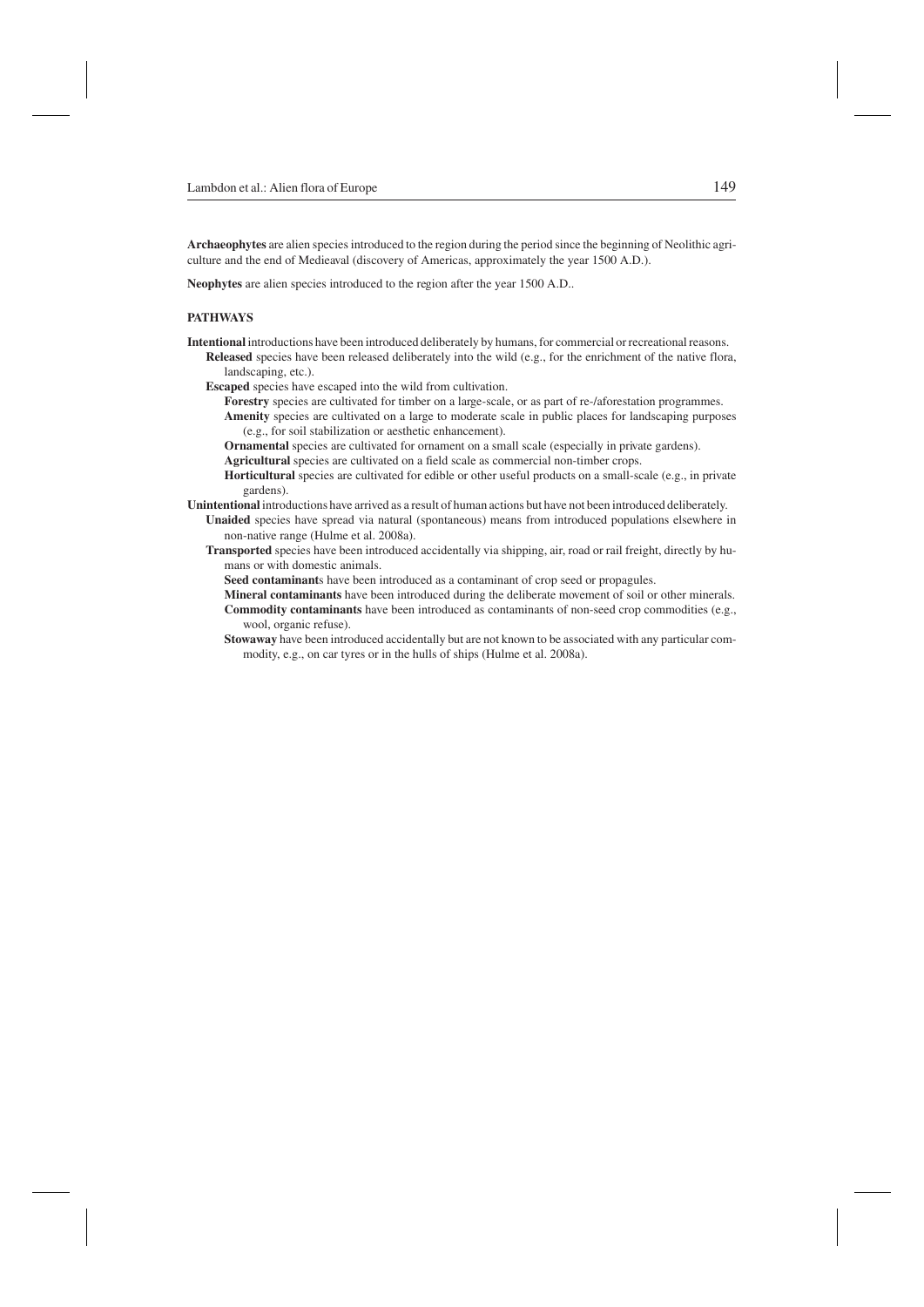**Archaeophytes** are alien species introduced to the region during the period since the beginning of Neolithic agriculture and the end of Medieaval (discovery of Americas, approximately the year 1500 A.D.).

**Neophytes** are alien species introduced to the region after the year 1500 A.D..

## PATHWAYS

**Intentional** introductions have been introduced deliberately by humans, for commercial or recreational reasons.

- **Released** species have been released deliberately into the wild (e.g., for the enrichment of the native flora, landscaping, etc.).
- **Escaped** species have escaped into the wild from cultivation.
  - **Forestry** species are cultivated for timber on a large-scale, or as part of re-/aforestation programmes.
  - **Amenity** species are cultivated on a large to moderate scale in public places for landscaping purposes (e.g., for soil stabilization or aesthetic enhancement).
  - **Ornamental** species are cultivated for ornament on a small scale (especially in private gardens).
  - **Agricultural** species are cultivated on a field scale as commercial non-timber crops.
  - **Horticultural** species are cultivated for edible or other useful products on a small-scale (e.g., in private gardens).

**Unintentional** introductions have arrived as a result of human actions but have not been introduced deliberately.

- **Unaided** species have spread via natural (spontaneous) means from introduced populations elsewhere in non-native range (Hulme et al. 2008a).
- **Transported** species have been introduced accidentally via shipping, air, road or rail freight, directly by humans or with domestic animals.
  - **Seed contaminant**s have been introduced as a contaminant of crop seed or propagules.
  - **Mineral contaminants** have been introduced during the deliberate movement of soil or other minerals.
  - **Commodity contaminants** have been introduced as contaminants of non-seed crop commodities (e.g., wool, organic refuse).
  - **Stowaway** have been introduced accidentally but are not known to be associated with any particular commodity, e.g., on car tyres or in the hulls of ships (Hulme et al. 2008a).